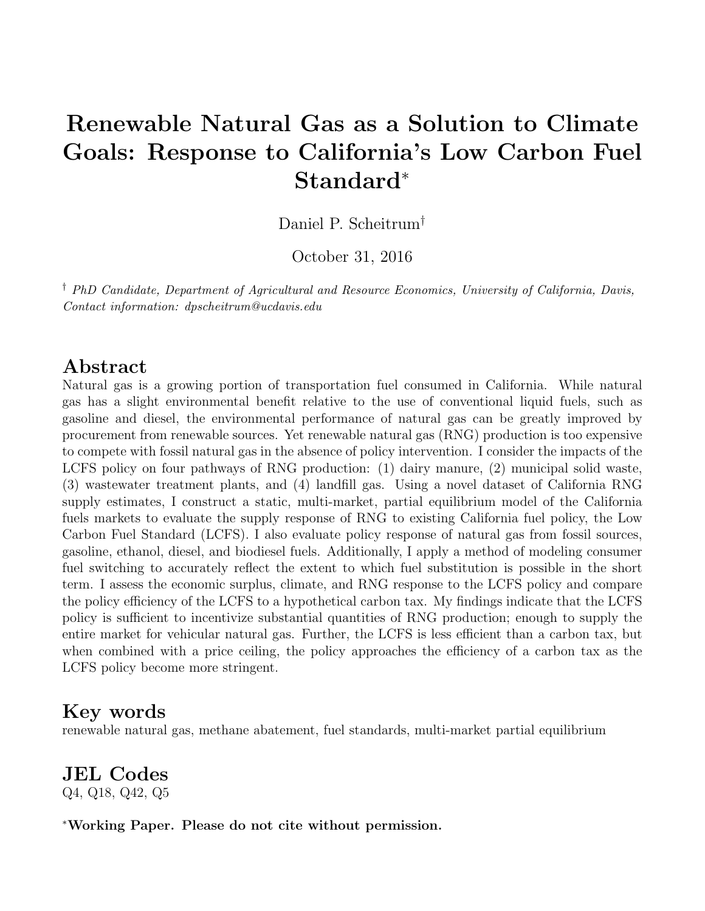# Renewable Natural Gas as a Solution to Climate Goals: Response to California's Low Carbon Fuel Standard*

Daniel P. Scheitrum†

October 31, 2016

† *PhD Candidate, Department of Agricultural and Resource Economics, University of California, Davis, Contact information: dpscheitrum@ucdavis.edu*

## Abstract

Natural gas is a growing portion of transportation fuel consumed in California. While natural gas has a slight environmental benefit relative to the use of conventional liquid fuels, such as gasoline and diesel, the environmental performance of natural gas can be greatly improved by procurement from renewable sources. Yet renewable natural gas (RNG) production is too expensive to compete with fossil natural gas in the absence of policy intervention. I consider the impacts of the LCFS policy on four pathways of RNG production: (1) dairy manure, (2) municipal solid waste, (3) wastewater treatment plants, and (4) landfill gas. Using a novel dataset of California RNG supply estimates, I construct a static, multi-market, partial equilibrium model of the California fuels markets to evaluate the supply response of RNG to existing California fuel policy, the Low Carbon Fuel Standard (LCFS). I also evaluate policy response of natural gas from fossil sources, gasoline, ethanol, diesel, and biodiesel fuels. Additionally, I apply a method of modeling consumer fuel switching to accurately reflect the extent to which fuel substitution is possible in the short term. I assess the economic surplus, climate, and RNG response to the LCFS policy and compare the policy efficiency of the LCFS to a hypothetical carbon tax. My findings indicate that the LCFS policy is sufficient to incentivize substantial quantities of RNG production; enough to supply the entire market for vehicular natural gas. Further, the LCFS is less efficient than a carbon tax, but when combined with a price ceiling, the policy approaches the efficiency of a carbon tax as the LCFS policy become more stringent.

## Key words

renewable natural gas, methane abatement, fuel standards, multi-market partial equilibrium

## JEL Codes

Q4, Q18, Q42, Q5

***Working Paper. Please do not cite without permission.**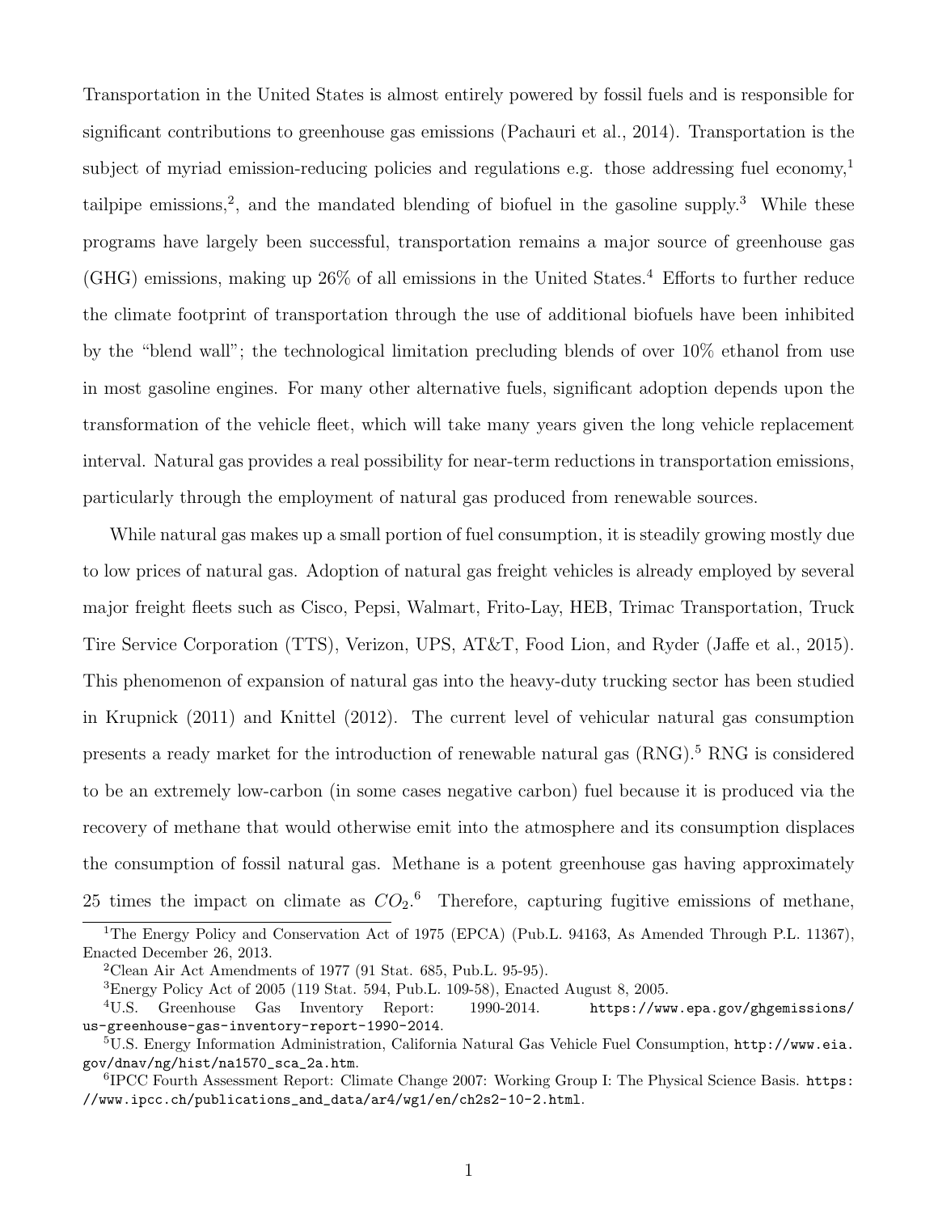Transportation in the United States is almost entirely powered by fossil fuels and is responsible for significant contributions to greenhouse gas emissions (Pachauri et al., 2014). Transportation is the subject of myriad emission-reducing policies and regulations e.g. those addressing fuel economy,[1] tailpipe emissions,[2], and the mandated blending of biofuel in the gasoline supply.[3] While these programs have largely been successful, transportation remains a major source of greenhouse gas (GHG) emissions, making up 26% of all emissions in the United States.[4] Efforts to further reduce the climate footprint of transportation through the use of additional biofuels have been inhibited by the "blend wall"; the technological limitation precluding blends of over 10% ethanol from use in most gasoline engines. For many other alternative fuels, significant adoption depends upon the transformation of the vehicle fleet, which will take many years given the long vehicle replacement interval. Natural gas provides a real possibility for near-term reductions in transportation emissions, particularly through the employment of natural gas produced from renewable sources.

While natural gas makes up a small portion of fuel consumption, it is steadily growing mostly due to low prices of natural gas. Adoption of natural gas freight vehicles is already employed by several major freight fleets such as Cisco, Pepsi, Walmart, Frito-Lay, HEB, Trimac Transportation, Truck Tire Service Corporation (TTS), Verizon, UPS, AT&T, Food Lion, and Ryder (Jaffe et al., 2015). This phenomenon of expansion of natural gas into the heavy-duty trucking sector has been studied in Krupnick (2011) and Knittel (2012). The current level of vehicular natural gas consumption presents a ready market for the introduction of renewable natural gas (RNG).[5] RNG is considered to be an extremely low-carbon (in some cases negative carbon) fuel because it is produced via the recovery of methane that would otherwise emit into the atmosphere and its consumption displaces the consumption of fossil natural gas. Methane is a potent greenhouse gas having approximately 25 times the impact on climate as $CO_2$.[6] Therefore, capturing fugitive emissions of methane,

---

[1] The Energy Policy and Conservation Act of 1975 (EPCA) (Pub.L. 94163, As Amended Through P.L. 11367), Enacted December 26, 2013.

[2] Clean Air Act Amendments of 1977 (91 Stat. 685, Pub.L. 95-95).

[3] Energy Policy Act of 2005 (119 Stat. 594, Pub.L. 109-58), Enacted August 8, 2005.

[4] U.S. Greenhouse Gas Inventory Report: 1990-2014. `https://www.epa.gov/ghgemissions/us-greenhouse-gas-inventory-report-1990-2014`.

[5] U.S. Energy Information Administration, California Natural Gas Vehicle Fuel Consumption, `http://www.eia.gov/dnav/ng/hist/na1570_sca_2a.htm`.

[6] IPCC Fourth Assessment Report: Climate Change 2007: Working Group I: The Physical Science Basis. `https://www.ipcc.ch/publications_and_data/ar4/wg1/en/ch2s2-10-2.html`.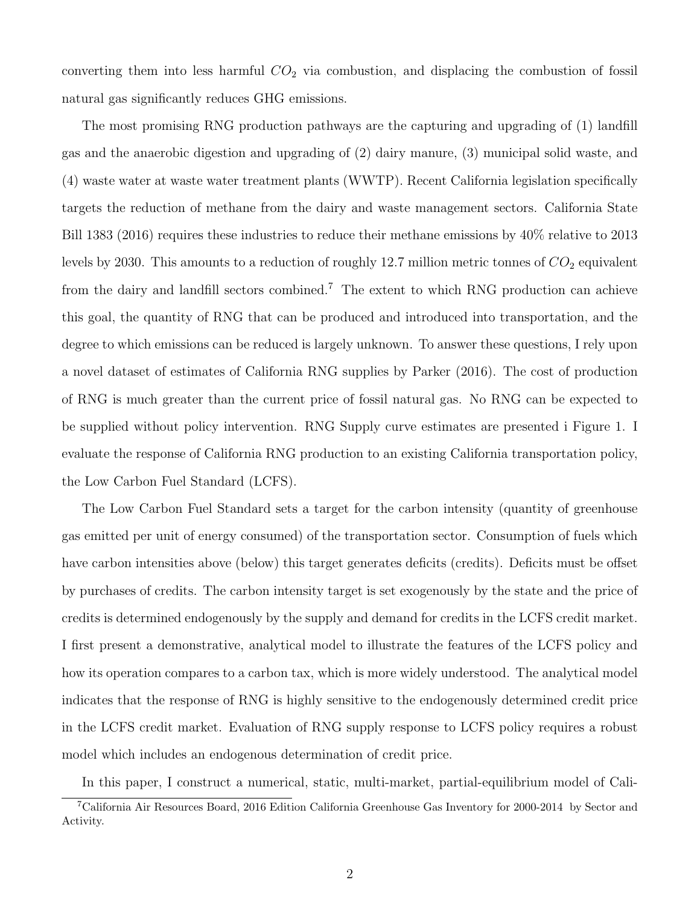converting them into less harmful $CO_2$ via combustion, and displacing the combustion of fossil natural gas significantly reduces GHG emissions.

The most promising RNG production pathways are the capturing and upgrading of (1) landfill gas and the anaerobic digestion and upgrading of (2) dairy manure, (3) municipal solid waste, and (4) waste water at waste water treatment plants (WWTP). Recent California legislation specifically targets the reduction of methane from the dairy and waste management sectors. California State Bill 1383 (2016) requires these industries to reduce their methane emissions by 40% relative to 2013 levels by 2030. This amounts to a reduction of roughly 12.7 million metric tonnes of $CO_2$ equivalent from the dairy and landfill sectors combined.[7] The extent to which RNG production can achieve this goal, the quantity of RNG that can be produced and introduced into transportation, and the degree to which emissions can be reduced is largely unknown. To answer these questions, I rely upon a novel dataset of estimates of California RNG supplies by Parker (2016). The cost of production of RNG is much greater than the current price of fossil natural gas. No RNG can be expected to be supplied without policy intervention. RNG Supply curve estimates are presented i Figure 1. I evaluate the response of California RNG production to an existing California transportation policy, the Low Carbon Fuel Standard (LCFS).

The Low Carbon Fuel Standard sets a target for the carbon intensity (quantity of greenhouse gas emitted per unit of energy consumed) of the transportation sector. Consumption of fuels which have carbon intensities above (below) this target generates deficits (credits). Deficits must be offset by purchases of credits. The carbon intensity target is set exogenously by the state and the price of credits is determined endogenously by the supply and demand for credits in the LCFS credit market. I first present a demonstrative, analytical model to illustrate the features of the LCFS policy and how its operation compares to a carbon tax, which is more widely understood. The analytical model indicates that the response of RNG is highly sensitive to the endogenously determined credit price in the LCFS credit market. Evaluation of RNG supply response to LCFS policy requires a robust model which includes an endogenous determination of credit price.

In this paper, I construct a numerical, static, multi-market, partial-equilibrium model of Cali-

[7] California Air Resources Board, 2016 Edition California Greenhouse Gas Inventory for 2000-2014 by Sector and Activity.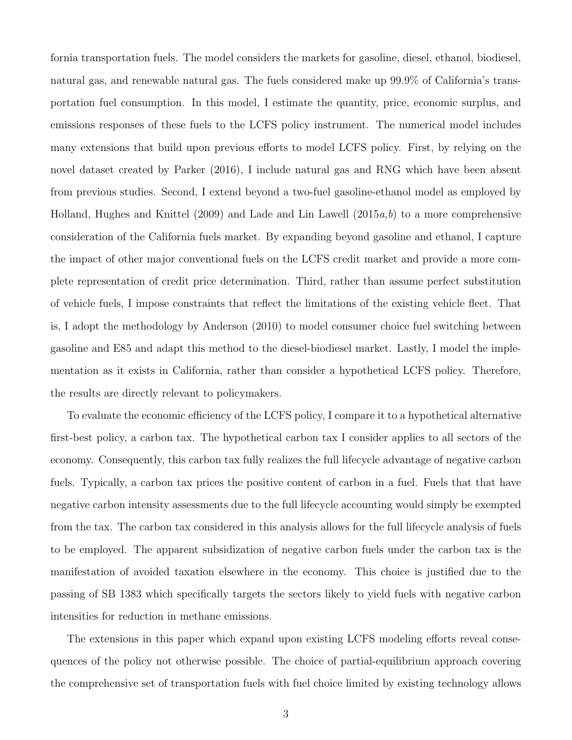fornia transportation fuels. The model considers the markets for gasoline, diesel, ethanol, biodiesel, natural gas, and renewable natural gas. The fuels considered make up 99.9% of California's transportation fuel consumption. In this model, I estimate the quantity, price, economic surplus, and emissions responses of these fuels to the LCFS policy instrument. The numerical model includes many extensions that build upon previous efforts to model LCFS policy. First, by relying on the novel dataset created by Parker (2016), I include natural gas and RNG which have been absent from previous studies. Second, I extend beyond a two-fuel gasoline-ethanol model as employed by Holland, Hughes and Knittel (2009) and Lade and Lin Lawell (2015*a*,*b*) to a more comprehensive consideration of the California fuels market. By expanding beyond gasoline and ethanol, I capture the impact of other major conventional fuels on the LCFS credit market and provide a more complete representation of credit price determination. Third, rather than assume perfect substitution of vehicle fuels, I impose constraints that reflect the limitations of the existing vehicle fleet. That is, I adopt the methodology by Anderson (2010) to model consumer choice fuel switching between gasoline and E85 and adapt this method to the diesel-biodiesel market. Lastly, I model the implementation as it exists in California, rather than consider a hypothetical LCFS policy. Therefore, the results are directly relevant to policymakers.

To evaluate the economic efficiency of the LCFS policy, I compare it to a hypothetical alternative first-best policy, a carbon tax. The hypothetical carbon tax I consider applies to all sectors of the economy. Consequently, this carbon tax fully realizes the full lifecycle advantage of negative carbon fuels. Typically, a carbon tax prices the positive content of carbon in a fuel. Fuels that that have negative carbon intensity assessments due to the full lifecycle accounting would simply be exempted from the tax. The carbon tax considered in this analysis allows for the full lifecycle analysis of fuels to be employed. The apparent subsidization of negative carbon fuels under the carbon tax is the manifestation of avoided taxation elsewhere in the economy. This choice is justified due to the passing of SB 1383 which specifically targets the sectors likely to yield fuels with negative carbon intensities for reduction in methane emissions.

The extensions in this paper which expand upon existing LCFS modeling efforts reveal consequences of the policy not otherwise possible. The choice of partial-equilibrium approach covering the comprehensive set of transportation fuels with fuel choice limited by existing technology allows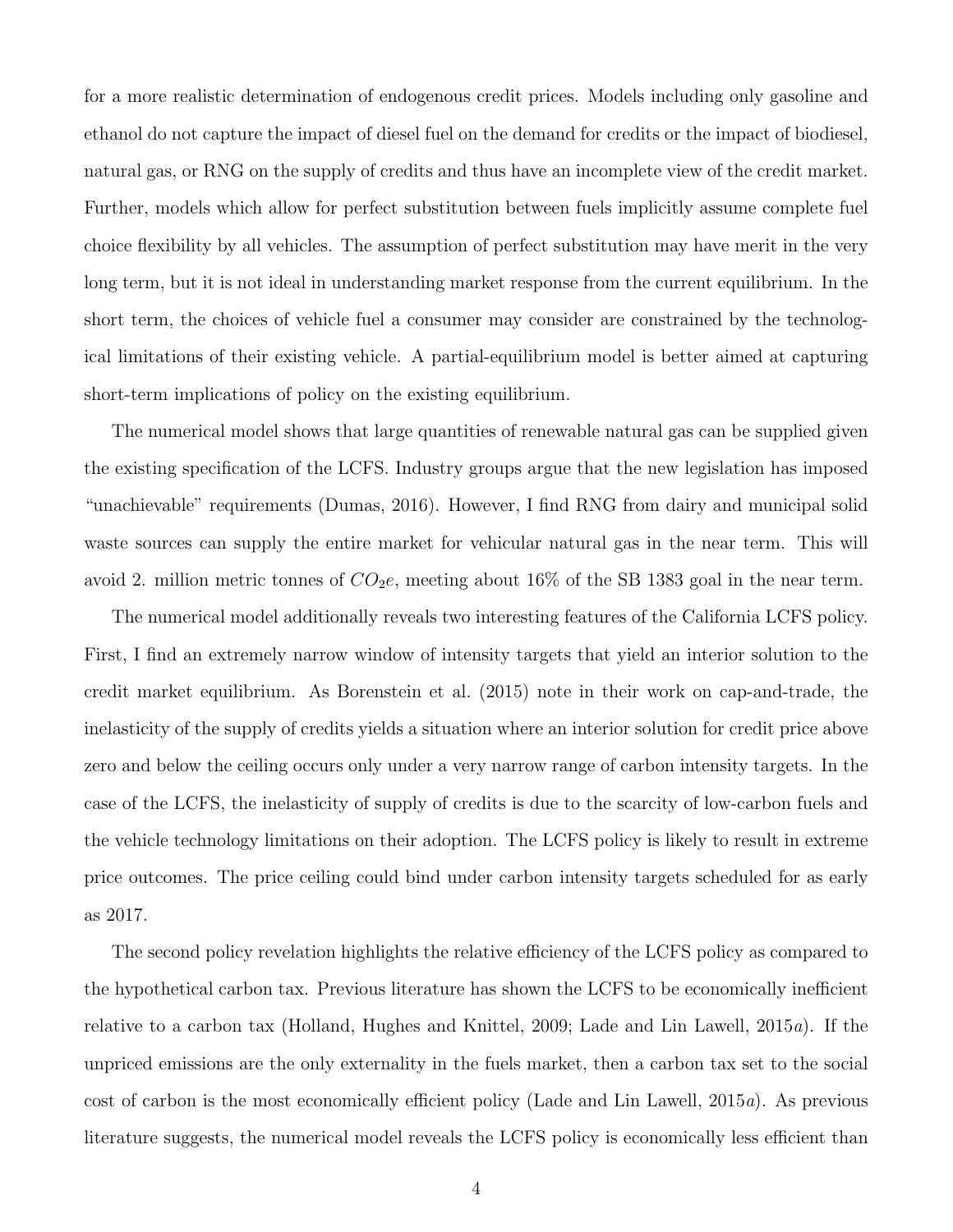for a more realistic determination of endogenous credit prices. Models including only gasoline and ethanol do not capture the impact of diesel fuel on the demand for credits or the impact of biodiesel, natural gas, or RNG on the supply of credits and thus have an incomplete view of the credit market. Further, models which allow for perfect substitution between fuels implicitly assume complete fuel choice flexibility by all vehicles. The assumption of perfect substitution may have merit in the very long term, but it is not ideal in understanding market response from the current equilibrium. In the short term, the choices of vehicle fuel a consumer may consider are constrained by the technological limitations of their existing vehicle. A partial-equilibrium model is better aimed at capturing short-term implications of policy on the existing equilibrium.

The numerical model shows that large quantities of renewable natural gas can be supplied given the existing specification of the LCFS. Industry groups argue that the new legislation has imposed "unachievable" requirements (Dumas, 2016). However, I find RNG from dairy and municipal solid waste sources can supply the entire market for vehicular natural gas in the near term. This will avoid 2. million metric tonnes of $CO_2e$, meeting about 16% of the SB 1383 goal in the near term.

The numerical model additionally reveals two interesting features of the California LCFS policy. First, I find an extremely narrow window of intensity targets that yield an interior solution to the credit market equilibrium. As Borenstein et al. (2015) note in their work on cap-and-trade, the inelasticity of the supply of credits yields a situation where an interior solution for credit price above zero and below the ceiling occurs only under a very narrow range of carbon intensity targets. In the case of the LCFS, the inelasticity of supply of credits is due to the scarcity of low-carbon fuels and the vehicle technology limitations on their adoption. The LCFS policy is likely to result in extreme price outcomes. The price ceiling could bind under carbon intensity targets scheduled for as early as 2017.

The second policy revelation highlights the relative efficiency of the LCFS policy as compared to the hypothetical carbon tax. Previous literature has shown the LCFS to be economically inefficient relative to a carbon tax (Holland, Hughes and Knittel, 2009; Lade and Lin Lawell, 2015*a*). If the unpriced emissions are the only externality in the fuels market, then a carbon tax set to the social cost of carbon is the most economically efficient policy (Lade and Lin Lawell, 2015*a*). As previous literature suggests, the numerical model reveals the LCFS policy is economically less efficient than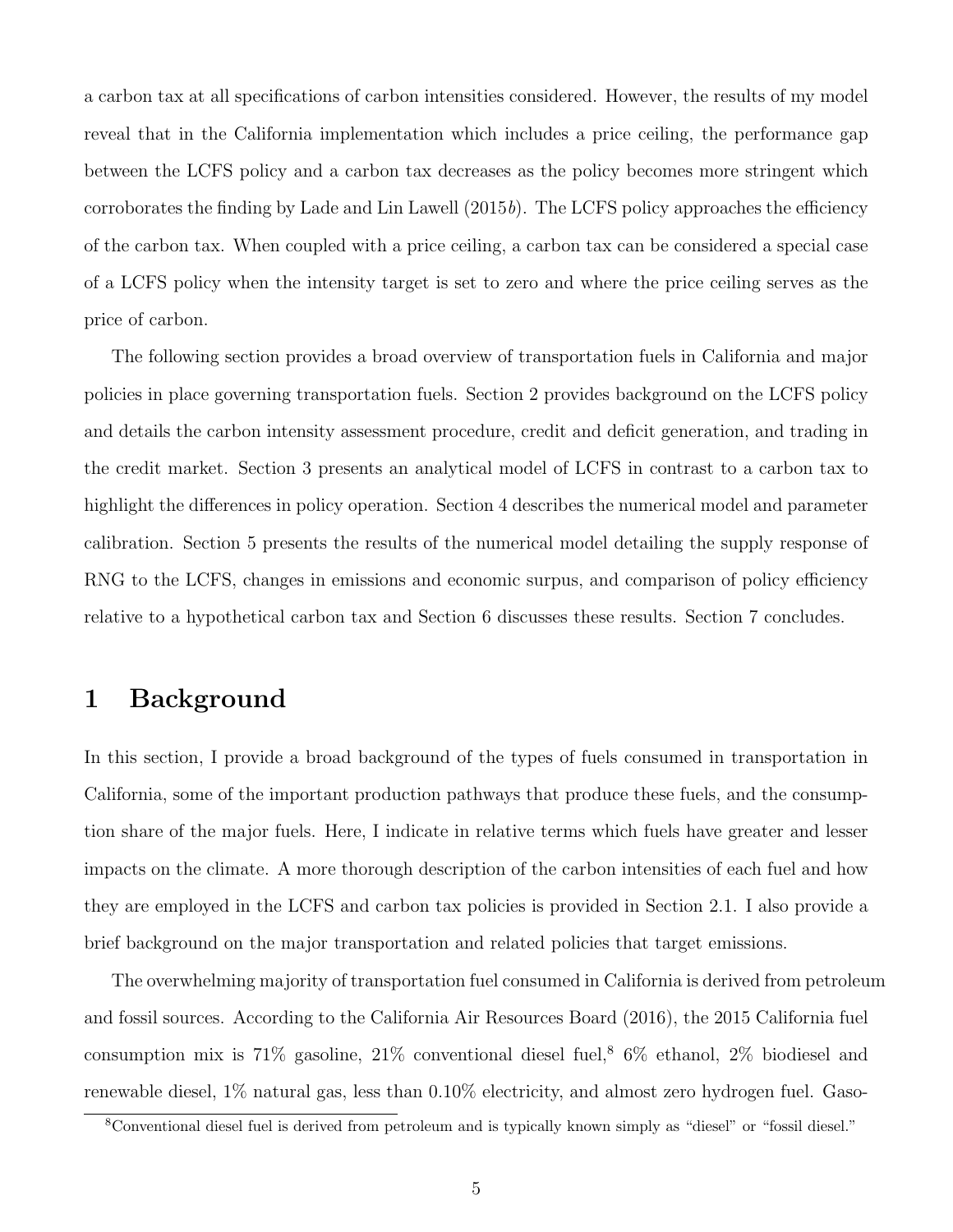a carbon tax at all specifications of carbon intensities considered. However, the results of my model reveal that in the California implementation which includes a price ceiling, the performance gap between the LCFS policy and a carbon tax decreases as the policy becomes more stringent which corroborates the finding by Lade and Lin Lawell (2015*b*). The LCFS policy approaches the efficiency of the carbon tax. When coupled with a price ceiling, a carbon tax can be considered a special case of a LCFS policy when the intensity target is set to zero and where the price ceiling serves as the price of carbon.

The following section provides a broad overview of transportation fuels in California and major policies in place governing transportation fuels. Section 2 provides background on the LCFS policy and details the carbon intensity assessment procedure, credit and deficit generation, and trading in the credit market. Section 3 presents an analytical model of LCFS in contrast to a carbon tax to highlight the differences in policy operation. Section 4 describes the numerical model and parameter calibration. Section 5 presents the results of the numerical model detailing the supply response of RNG to the LCFS, changes in emissions and economic surpus, and comparison of policy efficiency relative to a hypothetical carbon tax and Section 6 discusses these results. Section 7 concludes.

# 1 Background

In this section, I provide a broad background of the types of fuels consumed in transportation in California, some of the important production pathways that produce these fuels, and the consumption share of the major fuels. Here, I indicate in relative terms which fuels have greater and lesser impacts on the climate. A more thorough description of the carbon intensities of each fuel and how they are employed in the LCFS and carbon tax policies is provided in Section 2.1. I also provide a brief background on the major transportation and related policies that target emissions.

The overwhelming majority of transportation fuel consumed in California is derived from petroleum and fossil sources. According to the California Air Resources Board (2016), the 2015 California fuel consumption mix is 71% gasoline, 21% conventional diesel fuel,[8] 6% ethanol, 2% biodiesel and renewable diesel, 1% natural gas, less than 0.10% electricity, and almost zero hydrogen fuel. Gaso-

[8] Conventional diesel fuel is derived from petroleum and is typically known simply as "diesel" or "fossil diesel."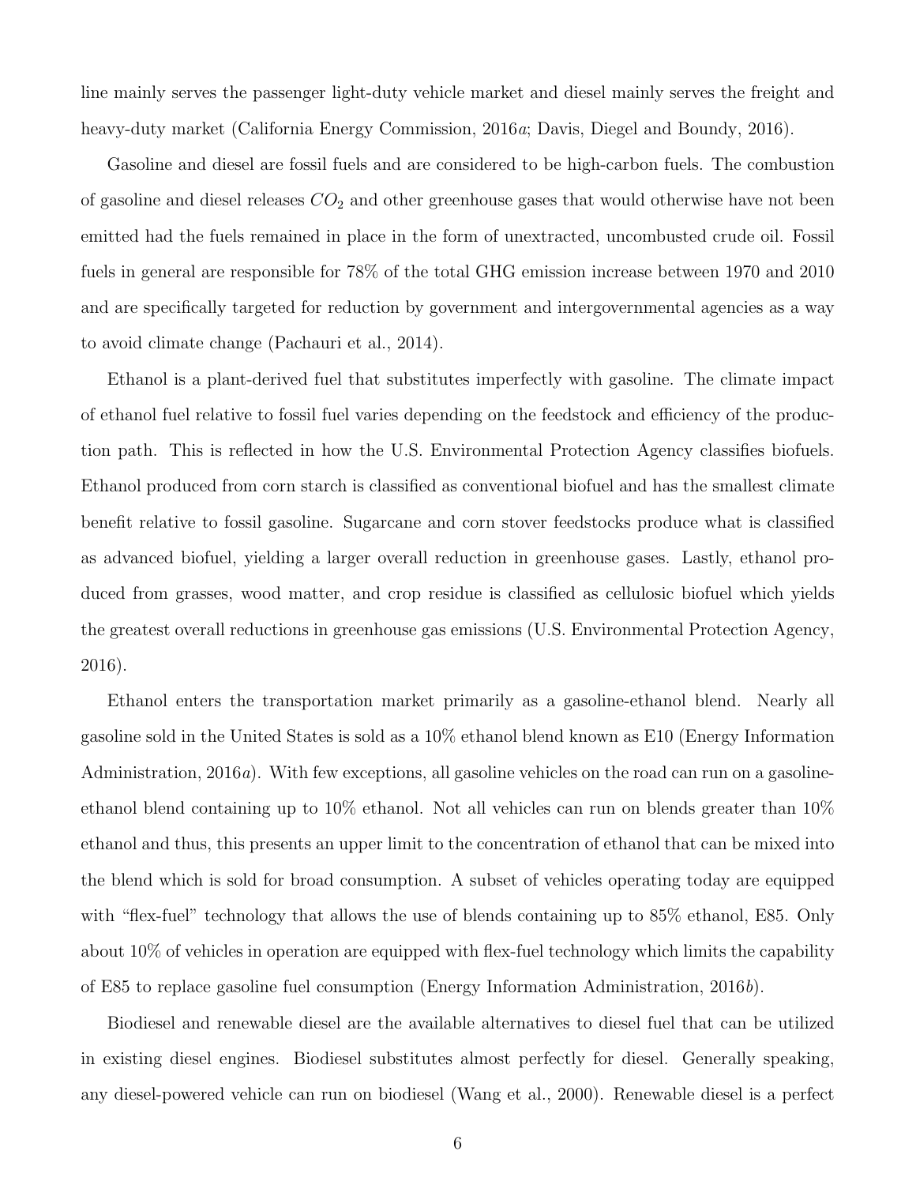line mainly serves the passenger light-duty vehicle market and diesel mainly serves the freight and heavy-duty market (California Energy Commission, 2016*a*; Davis, Diegel and Boundy, 2016).

Gasoline and diesel are fossil fuels and are considered to be high-carbon fuels. The combustion of gasoline and diesel releases $CO_2$ and other greenhouse gases that would otherwise have not been emitted had the fuels remained in place in the form of unextracted, uncombusted crude oil. Fossil fuels in general are responsible for 78% of the total GHG emission increase between 1970 and 2010 and are specifically targeted for reduction by government and intergovernmental agencies as a way to avoid climate change (Pachauri et al., 2014).

Ethanol is a plant-derived fuel that substitutes imperfectly with gasoline. The climate impact of ethanol fuel relative to fossil fuel varies depending on the feedstock and efficiency of the production path. This is reflected in how the U.S. Environmental Protection Agency classifies biofuels. Ethanol produced from corn starch is classified as conventional biofuel and has the smallest climate benefit relative to fossil gasoline. Sugarcane and corn stover feedstocks produce what is classified as advanced biofuel, yielding a larger overall reduction in greenhouse gases. Lastly, ethanol produced from grasses, wood matter, and crop residue is classified as cellulosic biofuel which yields the greatest overall reductions in greenhouse gas emissions (U.S. Environmental Protection Agency, 2016).

Ethanol enters the transportation market primarily as a gasoline-ethanol blend. Nearly all gasoline sold in the United States is sold as a 10% ethanol blend known as E10 (Energy Information Administration, 2016*a*). With few exceptions, all gasoline vehicles on the road can run on a gasoline-ethanol blend containing up to 10% ethanol. Not all vehicles can run on blends greater than 10% ethanol and thus, this presents an upper limit to the concentration of ethanol that can be mixed into the blend which is sold for broad consumption. A subset of vehicles operating today are equipped with "flex-fuel" technology that allows the use of blends containing up to 85% ethanol, E85. Only about 10% of vehicles in operation are equipped with flex-fuel technology which limits the capability of E85 to replace gasoline fuel consumption (Energy Information Administration, 2016*b*).

Biodiesel and renewable diesel are the available alternatives to diesel fuel that can be utilized in existing diesel engines. Biodiesel substitutes almost perfectly for diesel. Generally speaking, any diesel-powered vehicle can run on biodiesel (Wang et al., 2000). Renewable diesel is a perfect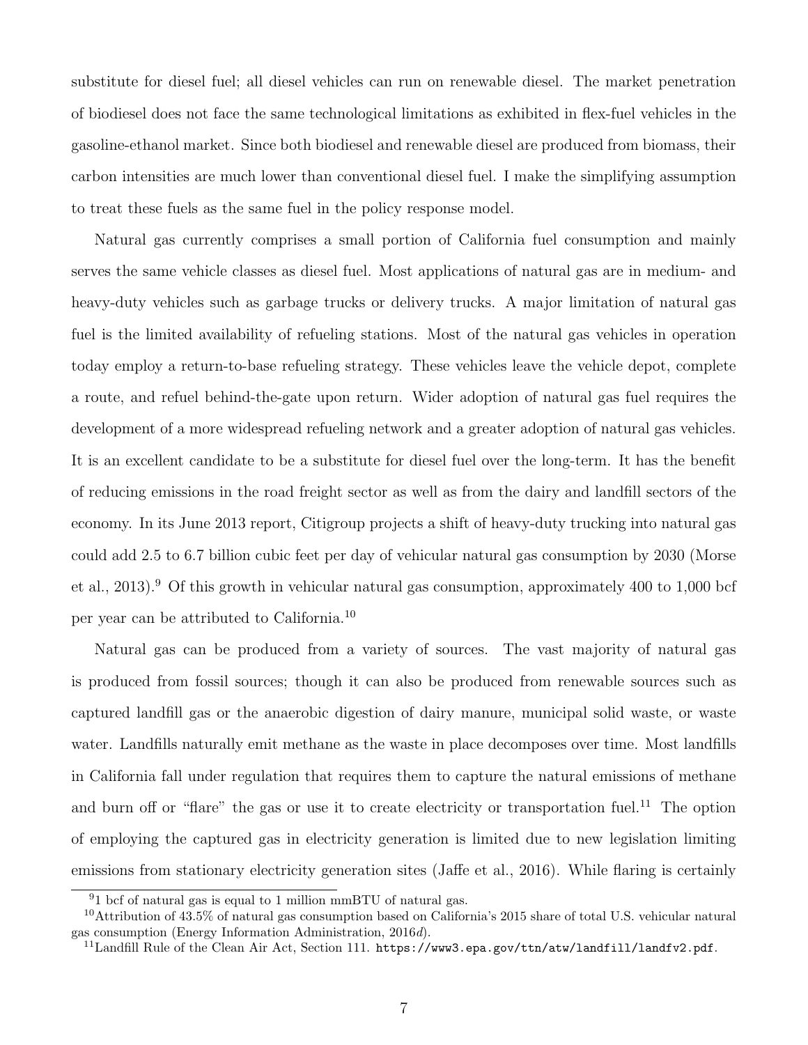substitute for diesel fuel; all diesel vehicles can run on renewable diesel. The market penetration of biodiesel does not face the same technological limitations as exhibited in flex-fuel vehicles in the gasoline-ethanol market. Since both biodiesel and renewable diesel are produced from biomass, their carbon intensities are much lower than conventional diesel fuel. I make the simplifying assumption to treat these fuels as the same fuel in the policy response model.

Natural gas currently comprises a small portion of California fuel consumption and mainly serves the same vehicle classes as diesel fuel. Most applications of natural gas are in medium- and heavy-duty vehicles such as garbage trucks or delivery trucks. A major limitation of natural gas fuel is the limited availability of refueling stations. Most of the natural gas vehicles in operation today employ a return-to-base refueling strategy. These vehicles leave the vehicle depot, complete a route, and refuel behind-the-gate upon return. Wider adoption of natural gas fuel requires the development of a more widespread refueling network and a greater adoption of natural gas vehicles. It is an excellent candidate to be a substitute for diesel fuel over the long-term. It has the benefit of reducing emissions in the road freight sector as well as from the dairy and landfill sectors of the economy. In its June 2013 report, Citigroup projects a shift of heavy-duty trucking into natural gas could add 2.5 to 6.7 billion cubic feet per day of vehicular natural gas consumption by 2030 (Morse et al., 2013).[9] Of this growth in vehicular natural gas consumption, approximately 400 to 1,000 bcf per year can be attributed to California.[10]

Natural gas can be produced from a variety of sources. The vast majority of natural gas is produced from fossil sources; though it can also be produced from renewable sources such as captured landfill gas or the anaerobic digestion of dairy manure, municipal solid waste, or waste water. Landfills naturally emit methane as the waste in place decomposes over time. Most landfills in California fall under regulation that requires them to capture the natural emissions of methane and burn off or "flare" the gas or use it to create electricity or transportation fuel.[11] The option of employing the captured gas in electricity generation is limited due to new legislation limiting emissions from stationary electricity generation sites (Jaffe et al., 2016). While flaring is certainly

[9] 1 bcf of natural gas is equal to 1 million mmBTU of natural gas.

[10] Attribution of 43.5% of natural gas consumption based on California's 2015 share of total U.S. vehicular natural gas consumption (Energy Information Administration, 2016*d*).

[11] Landfill Rule of the Clean Air Act, Section 111. `https://www3.epa.gov/ttn/atw/landfill/landfv2.pdf`.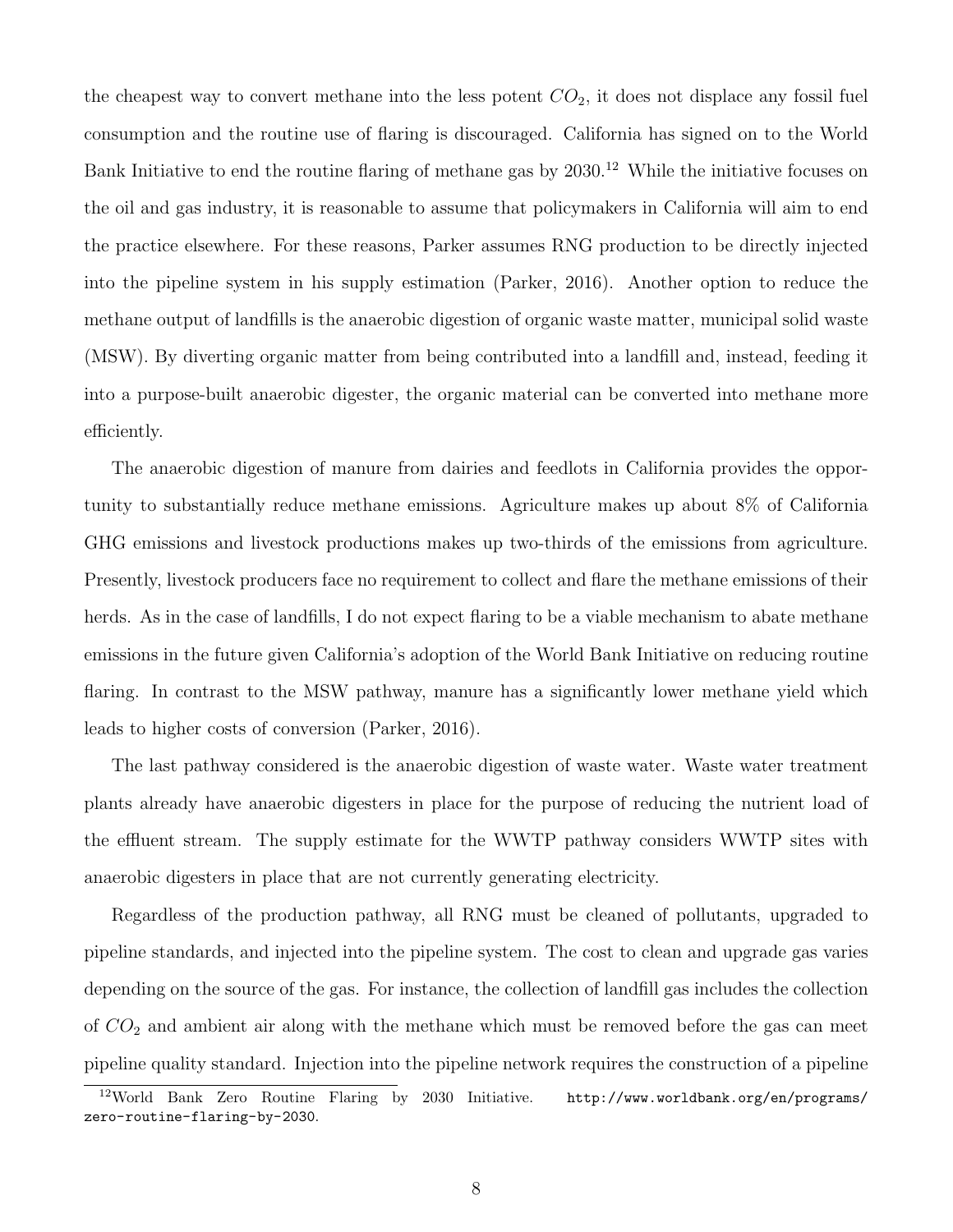the cheapest way to convert methane into the less potent $CO_2$, it does not displace any fossil fuel consumption and the routine use of flaring is discouraged. California has signed on to the World Bank Initiative to end the routine flaring of methane gas by 2030.[12] While the initiative focuses on the oil and gas industry, it is reasonable to assume that policymakers in California will aim to end the practice elsewhere. For these reasons, Parker assumes RNG production to be directly injected into the pipeline system in his supply estimation (Parker, 2016). Another option to reduce the methane output of landfills is the anaerobic digestion of organic waste matter, municipal solid waste (MSW). By diverting organic matter from being contributed into a landfill and, instead, feeding it into a purpose-built anaerobic digester, the organic material can be converted into methane more efficiently.

The anaerobic digestion of manure from dairies and feedlots in California provides the opportunity to substantially reduce methane emissions. Agriculture makes up about 8% of California GHG emissions and livestock productions makes up two-thirds of the emissions from agriculture. Presently, livestock producers face no requirement to collect and flare the methane emissions of their herds. As in the case of landfills, I do not expect flaring to be a viable mechanism to abate methane emissions in the future given California's adoption of the World Bank Initiative on reducing routine flaring. In contrast to the MSW pathway, manure has a significantly lower methane yield which leads to higher costs of conversion (Parker, 2016).

The last pathway considered is the anaerobic digestion of waste water. Waste water treatment plants already have anaerobic digesters in place for the purpose of reducing the nutrient load of the effluent stream. The supply estimate for the WWTP pathway considers WWTP sites with anaerobic digesters in place that are not currently generating electricity.

Regardless of the production pathway, all RNG must be cleaned of pollutants, upgraded to pipeline standards, and injected into the pipeline system. The cost to clean and upgrade gas varies depending on the source of the gas. For instance, the collection of landfill gas includes the collection of $CO_2$ and ambient air along with the methane which must be removed before the gas can meet pipeline quality standard. Injection into the pipeline network requires the construction of a pipeline

[12] World Bank Zero Routine Flaring by 2030 Initiative. http://www.worldbank.org/en/programs/zero-routine-flaring-by-2030.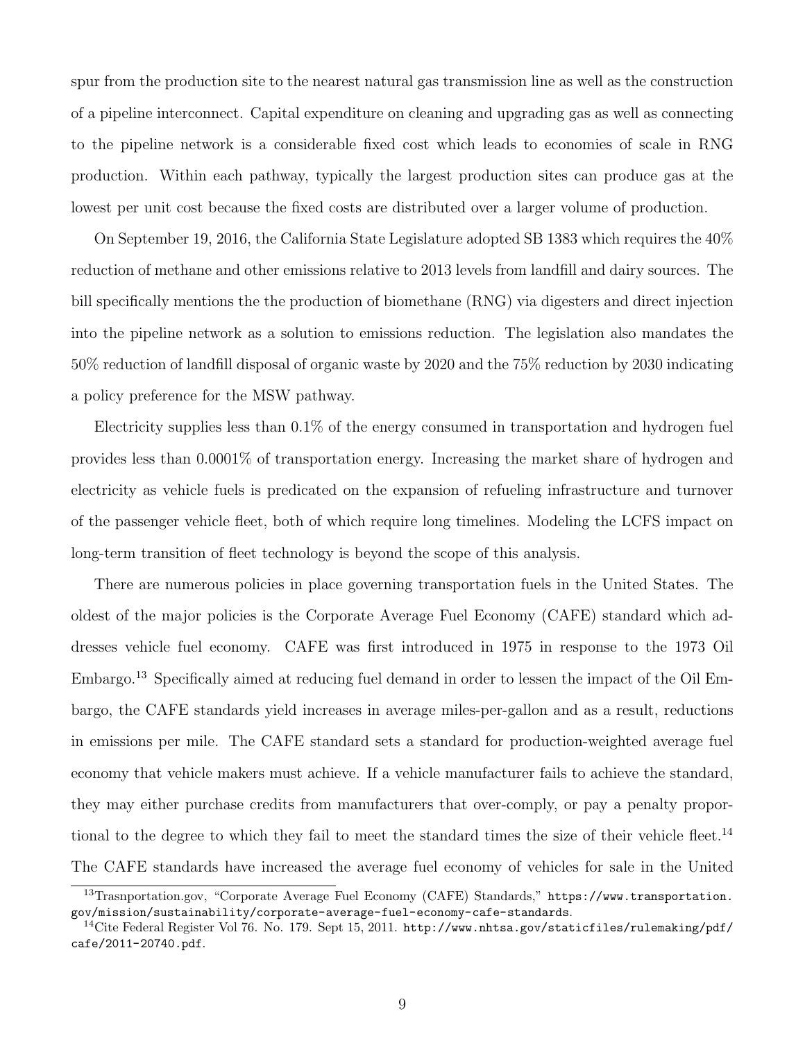spur from the production site to the nearest natural gas transmission line as well as the construction of a pipeline interconnect. Capital expenditure on cleaning and upgrading gas as well as connecting to the pipeline network is a considerable fixed cost which leads to economies of scale in RNG production. Within each pathway, typically the largest production sites can produce gas at the lowest per unit cost because the fixed costs are distributed over a larger volume of production.

On September 19, 2016, the California State Legislature adopted SB 1383 which requires the 40% reduction of methane and other emissions relative to 2013 levels from landfill and dairy sources. The bill specifically mentions the the production of biomethane (RNG) via digesters and direct injection into the pipeline network as a solution to emissions reduction. The legislation also mandates the 50% reduction of landfill disposal of organic waste by 2020 and the 75% reduction by 2030 indicating a policy preference for the MSW pathway.

Electricity supplies less than 0.1% of the energy consumed in transportation and hydrogen fuel provides less than 0.0001% of transportation energy. Increasing the market share of hydrogen and electricity as vehicle fuels is predicated on the expansion of refueling infrastructure and turnover of the passenger vehicle fleet, both of which require long timelines. Modeling the LCFS impact on long-term transition of fleet technology is beyond the scope of this analysis.

There are numerous policies in place governing transportation fuels in the United States. The oldest of the major policies is the Corporate Average Fuel Economy (CAFE) standard which addresses vehicle fuel economy. CAFE was first introduced in 1975 in response to the 1973 Oil Embargo.[13] Specifically aimed at reducing fuel demand in order to lessen the impact of the Oil Embargo, the CAFE standards yield increases in average miles-per-gallon and as a result, reductions in emissions per mile. The CAFE standard sets a standard for production-weighted average fuel economy that vehicle makers must achieve. If a vehicle manufacturer fails to achieve the standard, they may either purchase credits from manufacturers that over-comply, or pay a penalty proportional to the degree to which they fail to meet the standard times the size of their vehicle fleet.[14] The CAFE standards have increased the average fuel economy of vehicles for sale in the United

[13] Trasnportation.gov, "Corporate Average Fuel Economy (CAFE) Standards," https://www.transportation.gov/mission/sustainability/corporate-average-fuel-economy-cafe-standards.

[14] Cite Federal Register Vol 76. No. 179. Sept 15, 2011. http://www.nhtsa.gov/staticfiles/rulemaking/pdf/cafe/2011-20740.pdf.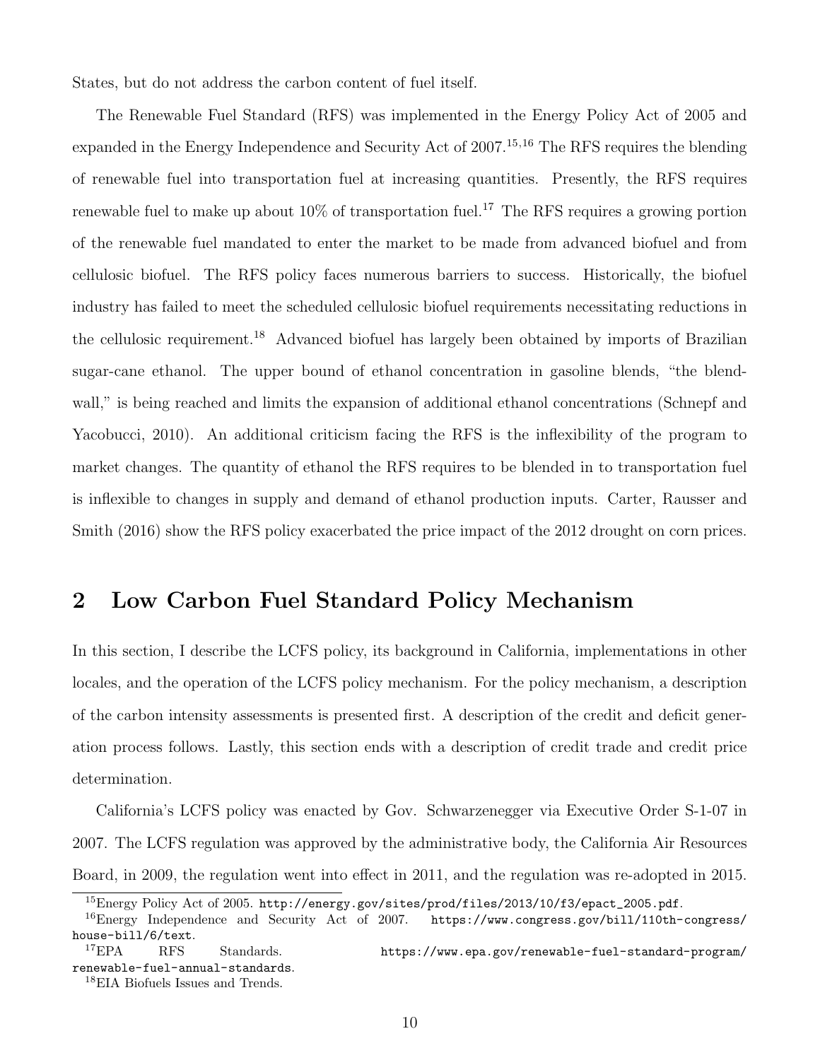States, but do not address the carbon content of fuel itself.

The Renewable Fuel Standard (RFS) was implemented in the Energy Policy Act of 2005 and expanded in the Energy Independence and Security Act of 2007.[15,16] The RFS requires the blending of renewable fuel into transportation fuel at increasing quantities. Presently, the RFS requires renewable fuel to make up about 10% of transportation fuel.[17] The RFS requires a growing portion of the renewable fuel mandated to enter the market to be made from advanced biofuel and from cellulosic biofuel. The RFS policy faces numerous barriers to success. Historically, the biofuel industry has failed to meet the scheduled cellulosic biofuel requirements necessitating reductions in the cellulosic requirement.[18] Advanced biofuel has largely been obtained by imports of Brazilian sugar-cane ethanol. The upper bound of ethanol concentration in gasoline blends, "the blend-wall," is being reached and limits the expansion of additional ethanol concentrations (Schnepf and Yacobucci, 2010). An additional criticism facing the RFS is the inflexibility of the program to market changes. The quantity of ethanol the RFS requires to be blended in to transportation fuel is inflexible to changes in supply and demand of ethanol production inputs. Carter, Rausser and Smith (2016) show the RFS policy exacerbated the price impact of the 2012 drought on corn prices.

## 2 Low Carbon Fuel Standard Policy Mechanism

In this section, I describe the LCFS policy, its background in California, implementations in other locales, and the operation of the LCFS policy mechanism. For the policy mechanism, a description of the carbon intensity assessments is presented first. A description of the credit and deficit generation process follows. Lastly, this section ends with a description of credit trade and credit price determination.

California's LCFS policy was enacted by Gov. Schwarzenegger via Executive Order S-1-07 in 2007. The LCFS regulation was approved by the administrative body, the California Air Resources Board, in 2009, the regulation went into effect in 2011, and the regulation was re-adopted in 2015.

[15] Energy Policy Act of 2005. http://energy.gov/sites/prod/files/2013/10/f3/epact_2005.pdf.

[16] Energy Independence and Security Act of 2007. https://www.congress.gov/bill/110th-congress/house-bill/6/text.

[17] EPA RFS Standards. https://www.epa.gov/renewable-fuel-standard-program/renewable-fuel-annual-standards.

[18] EIA Biofuels Issues and Trends.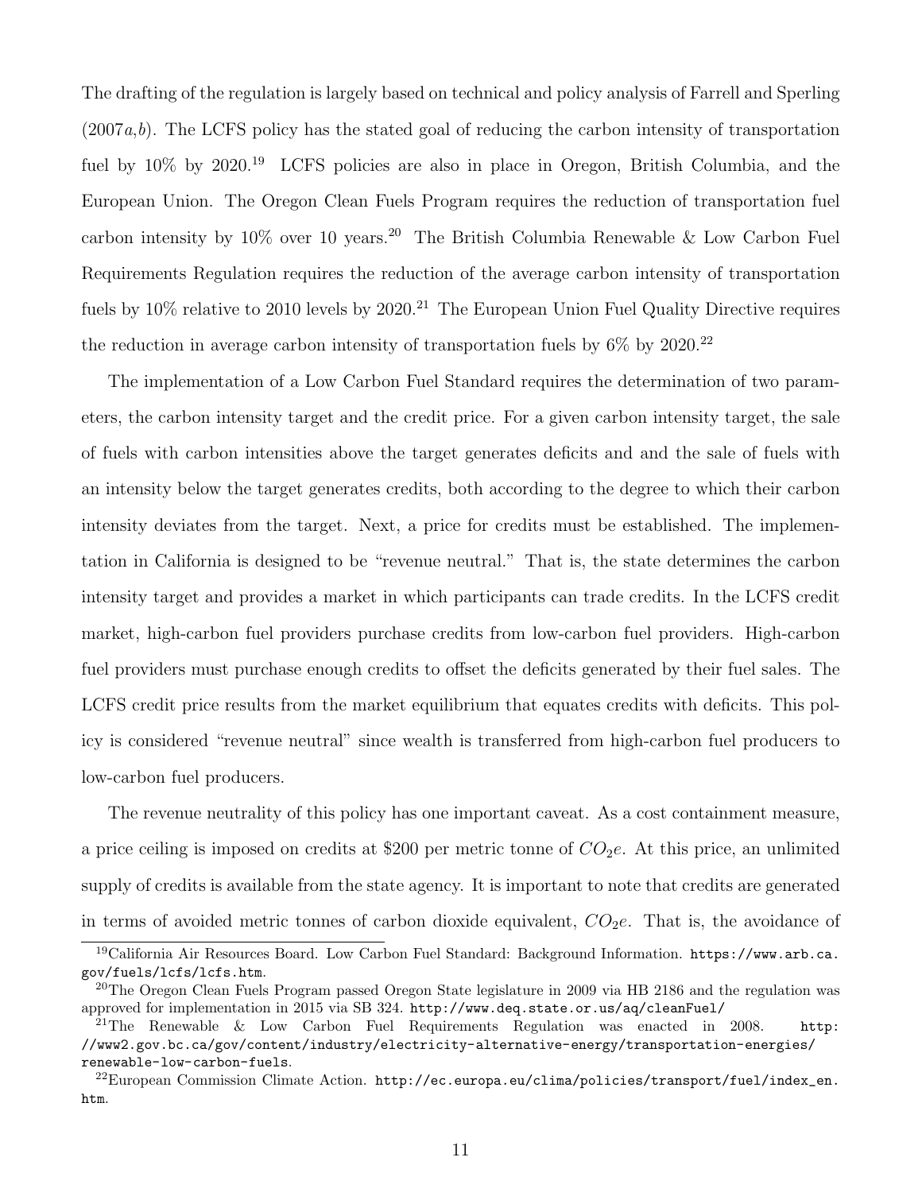The drafting of the regulation is largely based on technical and policy analysis of Farrell and Sperling (2007*a*,*b*). The LCFS policy has the stated goal of reducing the carbon intensity of transportation fuel by 10% by 2020.[19] LCFS policies are also in place in Oregon, British Columbia, and the European Union. The Oregon Clean Fuels Program requires the reduction of transportation fuel carbon intensity by 10% over 10 years.[20] The British Columbia Renewable & Low Carbon Fuel Requirements Regulation requires the reduction of the average carbon intensity of transportation fuels by 10% relative to 2010 levels by 2020.[21] The European Union Fuel Quality Directive requires the reduction in average carbon intensity of transportation fuels by 6% by 2020.[22]

The implementation of a Low Carbon Fuel Standard requires the determination of two parameters, the carbon intensity target and the credit price. For a given carbon intensity target, the sale of fuels with carbon intensities above the target generates deficits and and the sale of fuels with an intensity below the target generates credits, both according to the degree to which their carbon intensity deviates from the target. Next, a price for credits must be established. The implementation in California is designed to be "revenue neutral." That is, the state determines the carbon intensity target and provides a market in which participants can trade credits. In the LCFS credit market, high-carbon fuel providers purchase credits from low-carbon fuel providers. High-carbon fuel providers must purchase enough credits to offset the deficits generated by their fuel sales. The LCFS credit price results from the market equilibrium that equates credits with deficits. This policy is considered "revenue neutral" since wealth is transferred from high-carbon fuel producers to low-carbon fuel producers.

The revenue neutrality of this policy has one important caveat. As a cost containment measure, a price ceiling is imposed on credits at $200 per metric tonne of $CO_2e$. At this price, an unlimited supply of credits is available from the state agency. It is important to note that credits are generated in terms of avoided metric tonnes of carbon dioxide equivalent, $CO_2e$. That is, the avoidance of

---

[19] California Air Resources Board. Low Carbon Fuel Standard: Background Information. https://www.arb.ca.gov/fuels/lcfs/lcfs.htm.

[20] The Oregon Clean Fuels Program passed Oregon State legislature in 2009 via HB 2186 and the regulation was approved for implementation in 2015 via SB 324. http://www.deq.state.or.us/aq/cleanFuel/

[21] The Renewable & Low Carbon Fuel Requirements Regulation was enacted in 2008. http://www2.gov.bc.ca/gov/content/industry/electricity-alternative-energy/transportation-energies/renewable-low-carbon-fuels.

[22] European Commission Climate Action. http://ec.europa.eu/clima/policies/transport/fuel/index_en.htm.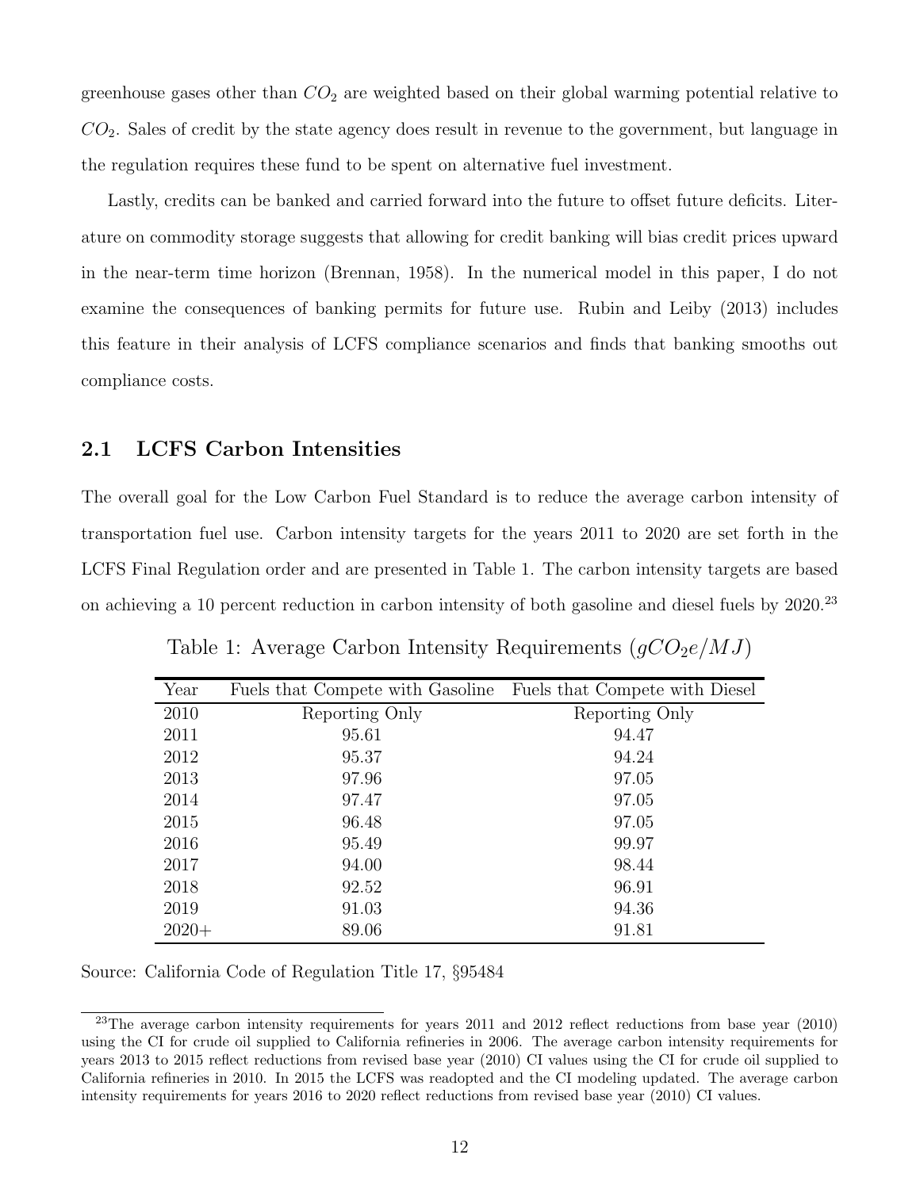greenhouse gases other than $CO_2$ are weighted based on their global warming potential relative to $CO_2$. Sales of credit by the state agency does result in revenue to the government, but language in the regulation requires these fund to be spent on alternative fuel investment.

Lastly, credits can be banked and carried forward into the future to offset future deficits. Literature on commodity storage suggests that allowing for credit banking will bias credit prices upward in the near-term time horizon (Brennan, 1958). In the numerical model in this paper, I do not examine the consequences of banking permits for future use. Rubin and Leiby (2013) includes this feature in their analysis of LCFS compliance scenarios and finds that banking smooths out compliance costs.

## 2.1 LCFS Carbon Intensities

The overall goal for the Low Carbon Fuel Standard is to reduce the average carbon intensity of transportation fuel use. Carbon intensity targets for the years 2011 to 2020 are set forth in the LCFS Final Regulation order and are presented in Table 1. The carbon intensity targets are based on achieving a 10 percent reduction in carbon intensity of both gasoline and diesel fuels by 2020.[23]

Table 1: Average Carbon Intensity Requirements ($gCO_2e/MJ$)

| Year | Fuels that Compete with Gasoline | Fuels that Compete with Diesel |
|---|---|---|
| 2010 | Reporting Only | Reporting Only |
| 2011 | 95.61 | 94.47 |
| 2012 | 95.37 | 94.24 |
| 2013 | 97.96 | 97.05 |
| 2014 | 97.47 | 97.05 |
| 2015 | 96.48 | 97.05 |
| 2016 | 95.49 | 99.97 |
| 2017 | 94.00 | 98.44 |
| 2018 | 92.52 | 96.91 |
| 2019 | 91.03 | 94.36 |
| 2020+ | 89.06 | 91.81 |

Source: California Code of Regulation Title 17, §95484

[23]The average carbon intensity requirements for years 2011 and 2012 reflect reductions from base year (2010) using the CI for crude oil supplied to California refineries in 2006. The average carbon intensity requirements for years 2013 to 2015 reflect reductions from revised base year (2010) CI values using the CI for crude oil supplied to California refineries in 2010. In 2015 the LCFS was readopted and the CI modeling updated. The average carbon intensity requirements for years 2016 to 2020 reflect reductions from revised base year (2010) CI values.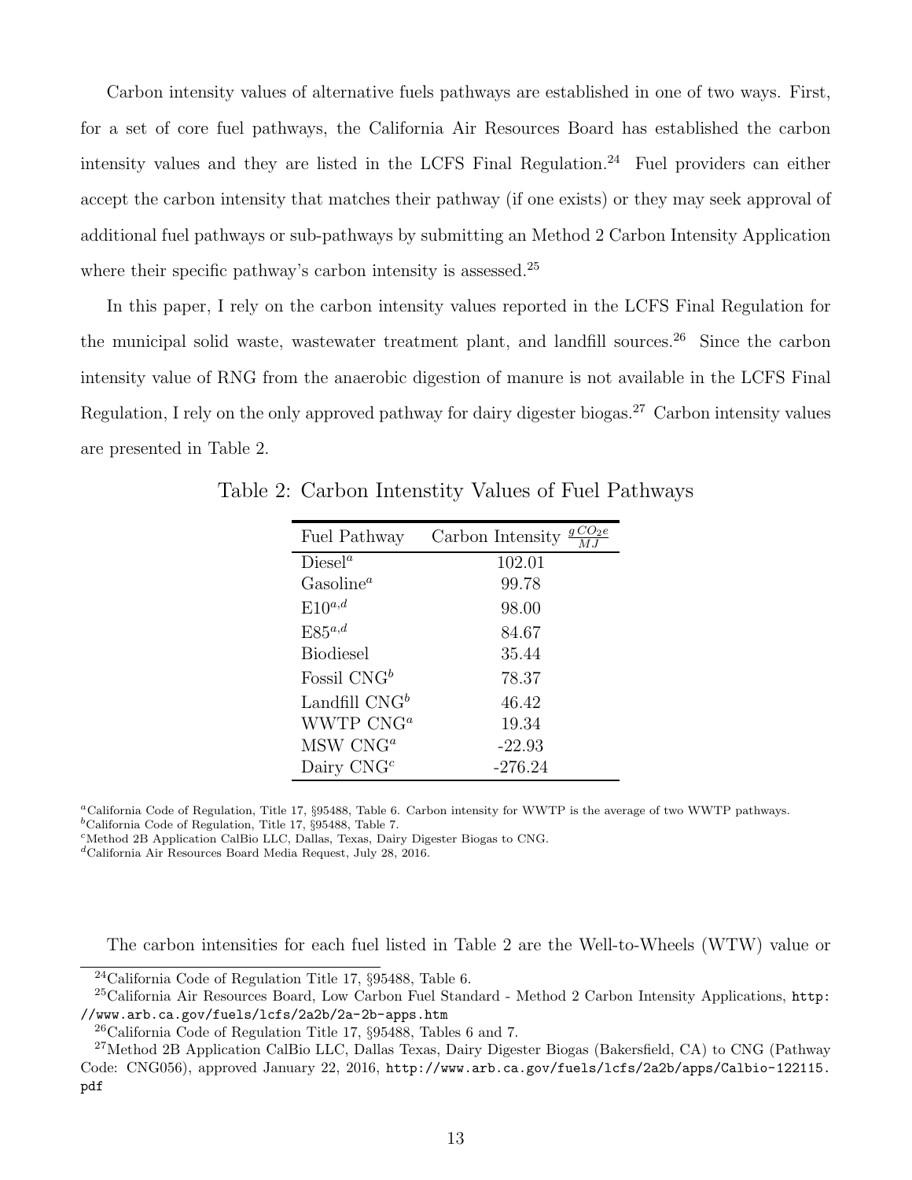Carbon intensity values of alternative fuels pathways are established in one of two ways. First, for a set of core fuel pathways, the California Air Resources Board has established the carbon intensity values and they are listed in the LCFS Final Regulation.[24] Fuel providers can either accept the carbon intensity that matches their pathway (if one exists) or they may seek approval of additional fuel pathways or sub-pathways by submitting an Method 2 Carbon Intensity Application where their specific pathway's carbon intensity is assessed.[25]

In this paper, I rely on the carbon intensity values reported in the LCFS Final Regulation for the municipal solid waste, wastewater treatment plant, and landfill sources.[26] Since the carbon intensity value of RNG from the anaerobic digestion of manure is not available in the LCFS Final Regulation, I rely on the only approved pathway for dairy digester biogas.[27] Carbon intensity values are presented in Table 2.

Table 2: Carbon Intenstity Values of Fuel Pathways

| Fuel Pathway | Carbon Intensity $\frac{g\,CO_2e}{MJ}$ |
|---|---|
| Diesel[a] | 102.01 |
| Gasoline[a] | 99.78 |
| E10[a,d] | 98.00 |
| E85[a,d] | 84.67 |
| Biodiesel | 35.44 |
| Fossil CNG[b] | 78.37 |
| Landfill CNG[b] | 46.42 |
| WWTP CNG[a] | 19.34 |
| MSW CNG[a] | -22.93 |
| Dairy CNG[c] | -276.24 |

[a] California Code of Regulation, Title 17, §95488, Table 6. Carbon intensity for WWTP is the average of two WWTP pathways.
[b] California Code of Regulation, Title 17, §95488, Table 7.
[c] Method 2B Application CalBio LLC, Dallas, Texas, Dairy Digester Biogas to CNG.
[d] California Air Resources Board Media Request, July 28, 2016.

The carbon intensities for each fuel listed in Table 2 are the Well-to-Wheels (WTW) value or

[24] California Code of Regulation Title 17, §95488, Table 6.

[25] California Air Resources Board, Low Carbon Fuel Standard - Method 2 Carbon Intensity Applications, http://www.arb.ca.gov/fuels/lcfs/2a2b/2a-2b-apps.htm

[26] California Code of Regulation Title 17, §95488, Tables 6 and 7.

[27] Method 2B Application CalBio LLC, Dallas Texas, Dairy Digester Biogas (Bakersfield, CA) to CNG (Pathway Code: CNG056), approved January 22, 2016, http://www.arb.ca.gov/fuels/lcfs/2a2b/apps/Calbio-122115.pdf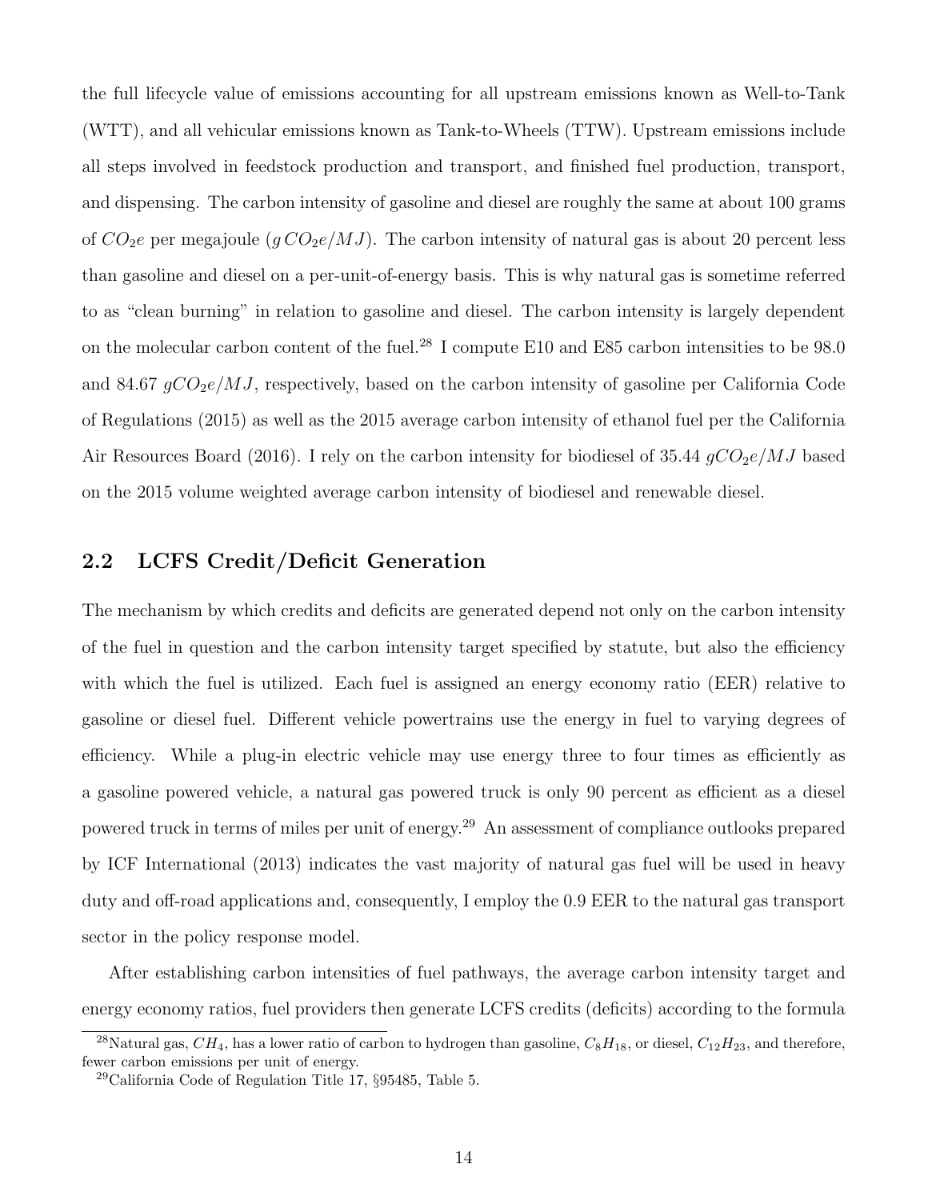the full lifecycle value of emissions accounting for all upstream emissions known as Well-to-Tank (WTT), and all vehicular emissions known as Tank-to-Wheels (TTW). Upstream emissions include all steps involved in feedstock production and transport, and finished fuel production, transport, and dispensing. The carbon intensity of gasoline and diesel are roughly the same at about 100 grams of $CO_2e$ per megajoule ($g\,CO_2e/MJ$). The carbon intensity of natural gas is about 20 percent less than gasoline and diesel on a per-unit-of-energy basis. This is why natural gas is sometime referred to as "clean burning" in relation to gasoline and diesel. The carbon intensity is largely dependent on the molecular carbon content of the fuel.[28] I compute E10 and E85 carbon intensities to be 98.0 and 84.67 $gCO_2e/MJ$, respectively, based on the carbon intensity of gasoline per California Code of Regulations (2015) as well as the 2015 average carbon intensity of ethanol fuel per the California Air Resources Board (2016). I rely on the carbon intensity for biodiesel of 35.44 $gCO_2e/MJ$ based on the 2015 volume weighted average carbon intensity of biodiesel and renewable diesel.

## 2.2 LCFS Credit/Deficit Generation

The mechanism by which credits and deficits are generated depend not only on the carbon intensity of the fuel in question and the carbon intensity target specified by statute, but also the efficiency with which the fuel is utilized. Each fuel is assigned an energy economy ratio (EER) relative to gasoline or diesel fuel. Different vehicle powertrains use the energy in fuel to varying degrees of efficiency. While a plug-in electric vehicle may use energy three to four times as efficiently as a gasoline powered vehicle, a natural gas powered truck is only 90 percent as efficient as a diesel powered truck in terms of miles per unit of energy.[29] An assessment of compliance outlooks prepared by ICF International (2013) indicates the vast majority of natural gas fuel will be used in heavy duty and off-road applications and, consequently, I employ the 0.9 EER to the natural gas transport sector in the policy response model.

After establishing carbon intensities of fuel pathways, the average carbon intensity target and energy economy ratios, fuel providers then generate LCFS credits (deficits) according to the formula

[28] Natural gas, $CH_4$, has a lower ratio of carbon to hydrogen than gasoline, $C_8H_{18}$, or diesel, $C_{12}H_{23}$, and therefore, fewer carbon emissions per unit of energy.

[29] California Code of Regulation Title 17, §95485, Table 5.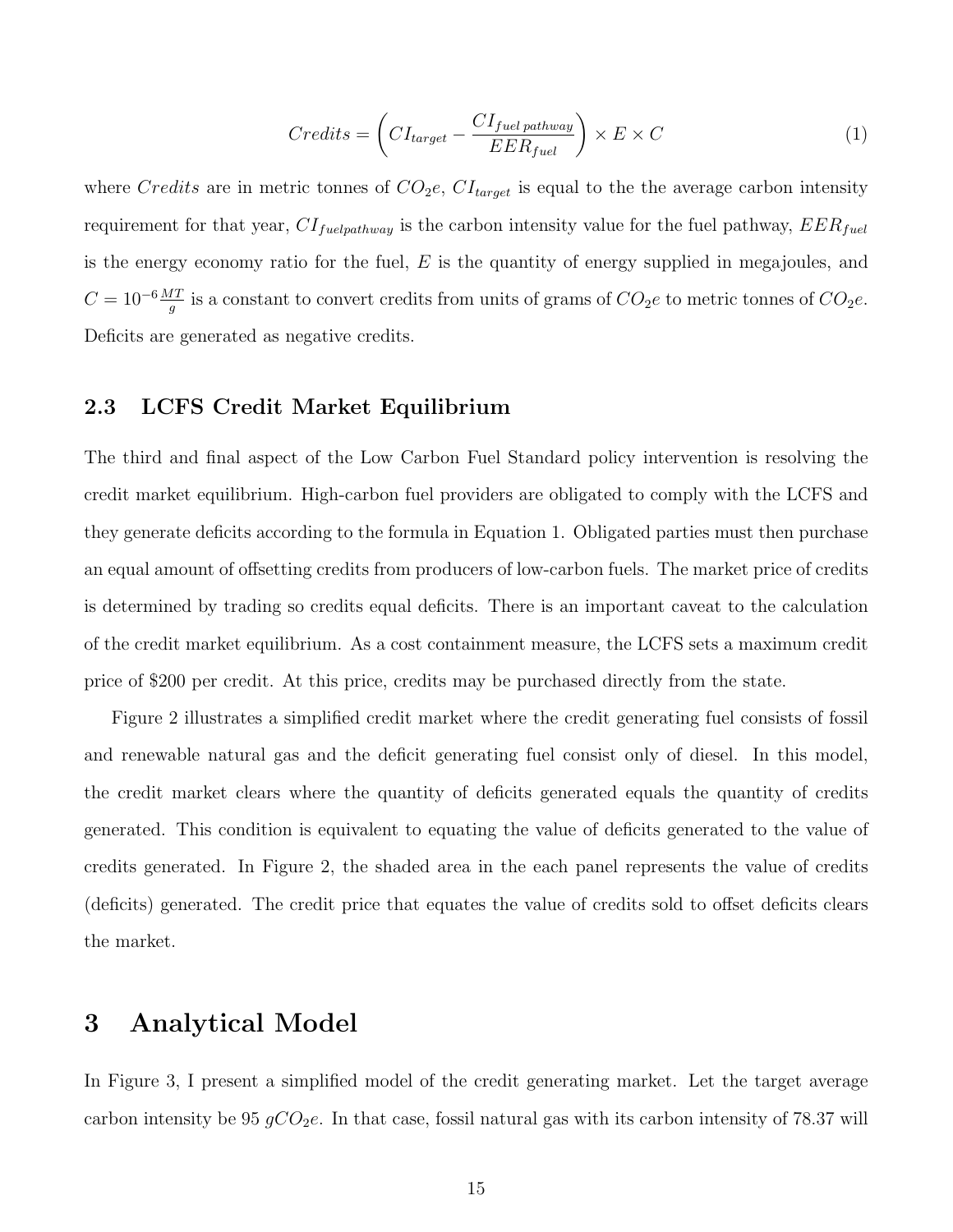$$Credits = \left( CI_{target} - \frac{CI_{fuel\,pathway}}{EER_{fuel}} \right) \times E \times C \tag{1}$$

where $Credits$ are in metric tonnes of $CO_2e$, $CI_{target}$ is equal to the the average carbon intensity requirement for that year, $CI_{fuelpathway}$ is the carbon intensity value for the fuel pathway, $EER_{fuel}$ is the energy economy ratio for the fuel, $E$ is the quantity of energy supplied in megajoules, and $C = 10^{-6} \frac{MT}{g}$ is a constant to convert credits from units of grams of $CO_2e$ to metric tonnes of $CO_2e$. Deficits are generated as negative credits.

### 2.3 LCFS Credit Market Equilibrium

The third and final aspect of the Low Carbon Fuel Standard policy intervention is resolving the credit market equilibrium. High-carbon fuel providers are obligated to comply with the LCFS and they generate deficits according to the formula in Equation 1. Obligated parties must then purchase an equal amount of offsetting credits from producers of low-carbon fuels. The market price of credits is determined by trading so credits equal deficits. There is an important caveat to the calculation of the credit market equilibrium. As a cost containment measure, the LCFS sets a maximum credit price of $200 per credit. At this price, credits may be purchased directly from the state.

Figure 2 illustrates a simplified credit market where the credit generating fuel consists of fossil and renewable natural gas and the deficit generating fuel consist only of diesel. In this model, the credit market clears where the quantity of deficits generated equals the quantity of credits generated. This condition is equivalent to equating the value of deficits generated to the value of credits generated. In Figure 2, the shaded area in the each panel represents the value of credits (deficits) generated. The credit price that equates the value of credits sold to offset deficits clears the market.

## 3 Analytical Model

In Figure 3, I present a simplified model of the credit generating market. Let the target average carbon intensity be 95 $gCO_2e$. In that case, fossil natural gas with its carbon intensity of 78.37 will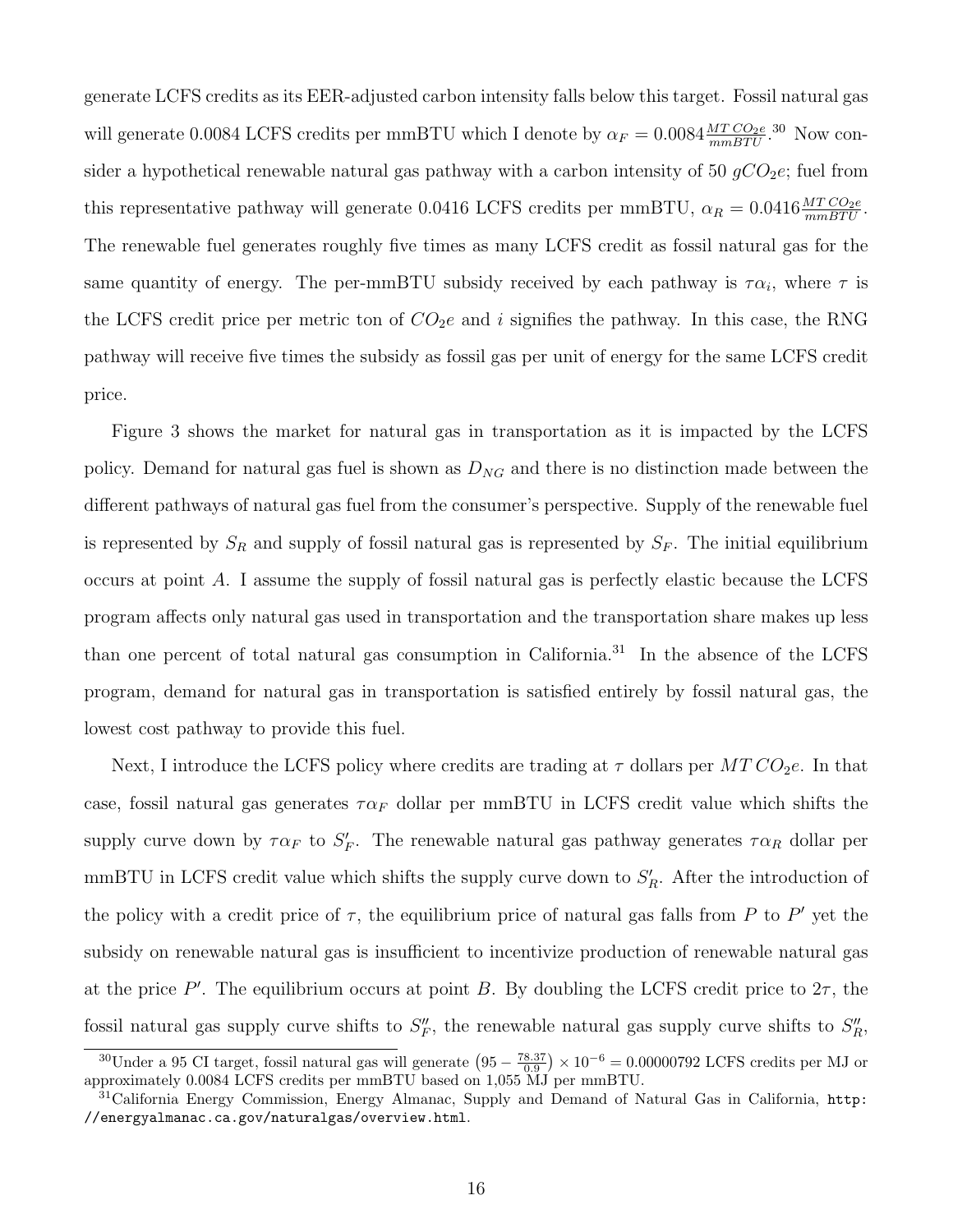generate LCFS credits as its EER-adjusted carbon intensity falls below this target. Fossil natural gas will generate 0.0084 LCFS credits per mmBTU which I denote by $\alpha_F = 0.0084 \frac{MT\,CO_2e}{mmBTU}$.[30] Now consider a hypothetical renewable natural gas pathway with a carbon intensity of 50 $gCO_2e$; fuel from this representative pathway will generate 0.0416 LCFS credits per mmBTU, $\alpha_R = 0.0416 \frac{MT\,CO_2e}{mmBTU}$. The renewable fuel generates roughly five times as many LCFS credit as fossil natural gas for the same quantity of energy. The per-mmBTU subsidy received by each pathway is $\tau\alpha_i$, where $\tau$ is the LCFS credit price per metric ton of $CO_2e$ and $i$ signifies the pathway. In this case, the RNG pathway will receive five times the subsidy as fossil gas per unit of energy for the same LCFS credit price.

Figure 3 shows the market for natural gas in transportation as it is impacted by the LCFS policy. Demand for natural gas fuel is shown as $D_{NG}$ and there is no distinction made between the different pathways of natural gas fuel from the consumer's perspective. Supply of the renewable fuel is represented by $S_R$ and supply of fossil natural gas is represented by $S_F$. The initial equilibrium occurs at point $A$. I assume the supply of fossil natural gas is perfectly elastic because the LCFS program affects only natural gas used in transportation and the transportation share makes up less than one percent of total natural gas consumption in California.[31] In the absence of the LCFS program, demand for natural gas in transportation is satisfied entirely by fossil natural gas, the lowest cost pathway to provide this fuel.

Next, I introduce the LCFS policy where credits are trading at $\tau$ dollars per $MT\,CO_2e$. In that case, fossil natural gas generates $\tau\alpha_F$ dollar per mmBTU in LCFS credit value which shifts the supply curve down by $\tau\alpha_F$ to $S'_F$. The renewable natural gas pathway generates $\tau\alpha_R$ dollar per mmBTU in LCFS credit value which shifts the supply curve down to $S'_R$. After the introduction of the policy with a credit price of $\tau$, the equilibrium price of natural gas falls from $P$ to $P'$ yet the subsidy on renewable natural gas is insufficient to incentivize production of renewable natural gas at the price $P'$. The equilibrium occurs at point $B$. By doubling the LCFS credit price to $2\tau$, the fossil natural gas supply curve shifts to $S''_F$, the renewable natural gas supply curve shifts to $S''_R$,

[30] Under a 95 CI target, fossil natural gas will generate $\left(95 - \frac{78.37}{0.9}\right) \times 10^{-6} = 0.00000792$ LCFS credits per MJ or approximately 0.0084 LCFS credits per mmBTU based on 1,055 MJ per mmBTU.

[31] California Energy Commission, Energy Almanac, Supply and Demand of Natural Gas in California, `http://energyalmanac.ca.gov/naturalgas/overview.html`.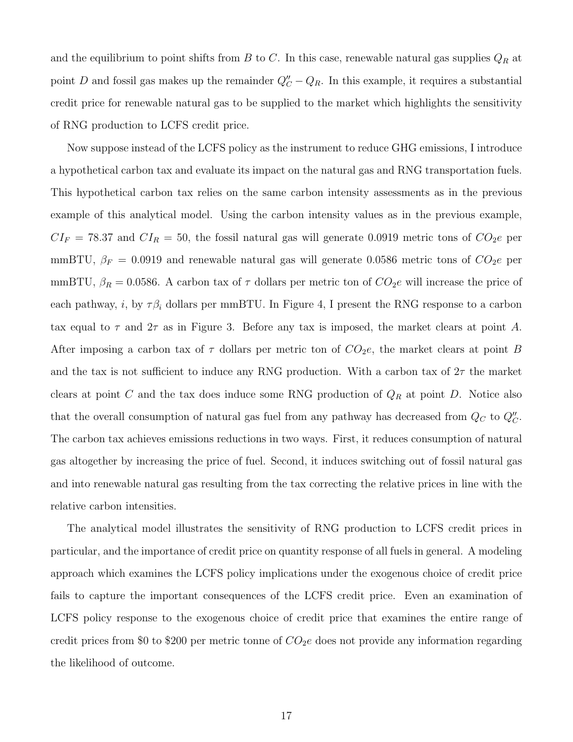and the equilibrium to point shifts from $B$ to $C$. In this case, renewable natural gas supplies $Q_R$ at point $D$ and fossil gas makes up the remainder $Q''_C - Q_R$. In this example, it requires a substantial credit price for renewable natural gas to be supplied to the market which highlights the sensitivity of RNG production to LCFS credit price.

Now suppose instead of the LCFS policy as the instrument to reduce GHG emissions, I introduce a hypothetical carbon tax and evaluate its impact on the natural gas and RNG transportation fuels. This hypothetical carbon tax relies on the same carbon intensity assessments as in the previous example of this analytical model. Using the carbon intensity values as in the previous example, $CI_F = 78.37$ and $CI_R = 50$, the fossil natural gas will generate 0.0919 metric tons of $CO_2e$ per mmBTU, $\beta_F = 0.0919$ and renewable natural gas will generate 0.0586 metric tons of $CO_2e$ per mmBTU, $\beta_R = 0.0586$. A carbon tax of $\tau$ dollars per metric ton of $CO_2e$ will increase the price of each pathway, $i$, by $\tau\beta_i$ dollars per mmBTU. In Figure 4, I present the RNG response to a carbon tax equal to $\tau$ and $2\tau$ as in Figure 3. Before any tax is imposed, the market clears at point $A$. After imposing a carbon tax of $\tau$ dollars per metric ton of $CO_2e$, the market clears at point $B$ and the tax is not sufficient to induce any RNG production. With a carbon tax of $2\tau$ the market clears at point $C$ and the tax does induce some RNG production of $Q_R$ at point $D$. Notice also that the overall consumption of natural gas fuel from any pathway has decreased from $Q_C$ to $Q''_C$. The carbon tax achieves emissions reductions in two ways. First, it reduces consumption of natural gas altogether by increasing the price of fuel. Second, it induces switching out of fossil natural gas and into renewable natural gas resulting from the tax correcting the relative prices in line with the relative carbon intensities.

The analytical model illustrates the sensitivity of RNG production to LCFS credit prices in particular, and the importance of credit price on quantity response of all fuels in general. A modeling approach which examines the LCFS policy implications under the exogenous choice of credit price fails to capture the important consequences of the LCFS credit price. Even an examination of LCFS policy response to the exogenous choice of credit price that examines the entire range of credit prices from \$0 to \$200 per metric tonne of $CO_2e$ does not provide any information regarding the likelihood of outcome.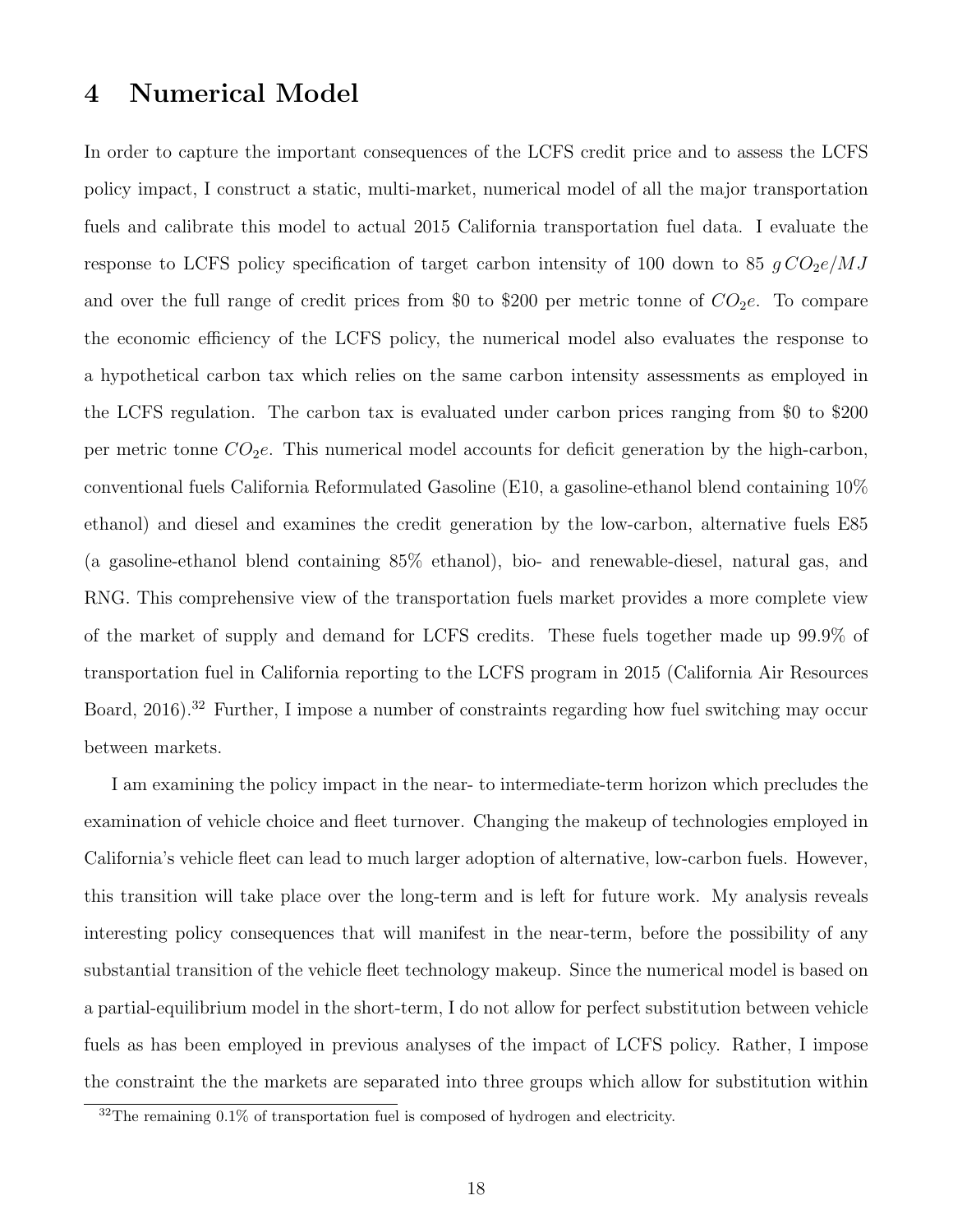# 4 Numerical Model

In order to capture the important consequences of the LCFS credit price and to assess the LCFS policy impact, I construct a static, multi-market, numerical model of all the major transportation fuels and calibrate this model to actual 2015 California transportation fuel data. I evaluate the response to LCFS policy specification of target carbon intensity of 100 down to 85 $gCO_2e/MJ$ and over the full range of credit prices from \$0 to \$200 per metric tonne of $CO_2e$. To compare the economic efficiency of the LCFS policy, the numerical model also evaluates the response to a hypothetical carbon tax which relies on the same carbon intensity assessments as employed in the LCFS regulation. The carbon tax is evaluated under carbon prices ranging from \$0 to \$200 per metric tonne $CO_2e$. This numerical model accounts for deficit generation by the high-carbon, conventional fuels California Reformulated Gasoline (E10, a gasoline-ethanol blend containing 10% ethanol) and diesel and examines the credit generation by the low-carbon, alternative fuels E85 (a gasoline-ethanol blend containing 85% ethanol), bio- and renewable-diesel, natural gas, and RNG. This comprehensive view of the transportation fuels market provides a more complete view of the market of supply and demand for LCFS credits. These fuels together made up 99.9% of transportation fuel in California reporting to the LCFS program in 2015 (California Air Resources Board, 2016).[32] Further, I impose a number of constraints regarding how fuel switching may occur between markets.

I am examining the policy impact in the near- to intermediate-term horizon which precludes the examination of vehicle choice and fleet turnover. Changing the makeup of technologies employed in California's vehicle fleet can lead to much larger adoption of alternative, low-carbon fuels. However, this transition will take place over the long-term and is left for future work. My analysis reveals interesting policy consequences that will manifest in the near-term, before the possibility of any substantial transition of the vehicle fleet technology makeup. Since the numerical model is based on a partial-equilibrium model in the short-term, I do not allow for perfect substitution between vehicle fuels as has been employed in previous analyses of the impact of LCFS policy. Rather, I impose the constraint the the markets are separated into three groups which allow for substitution within

[32] The remaining 0.1% of transportation fuel is composed of hydrogen and electricity.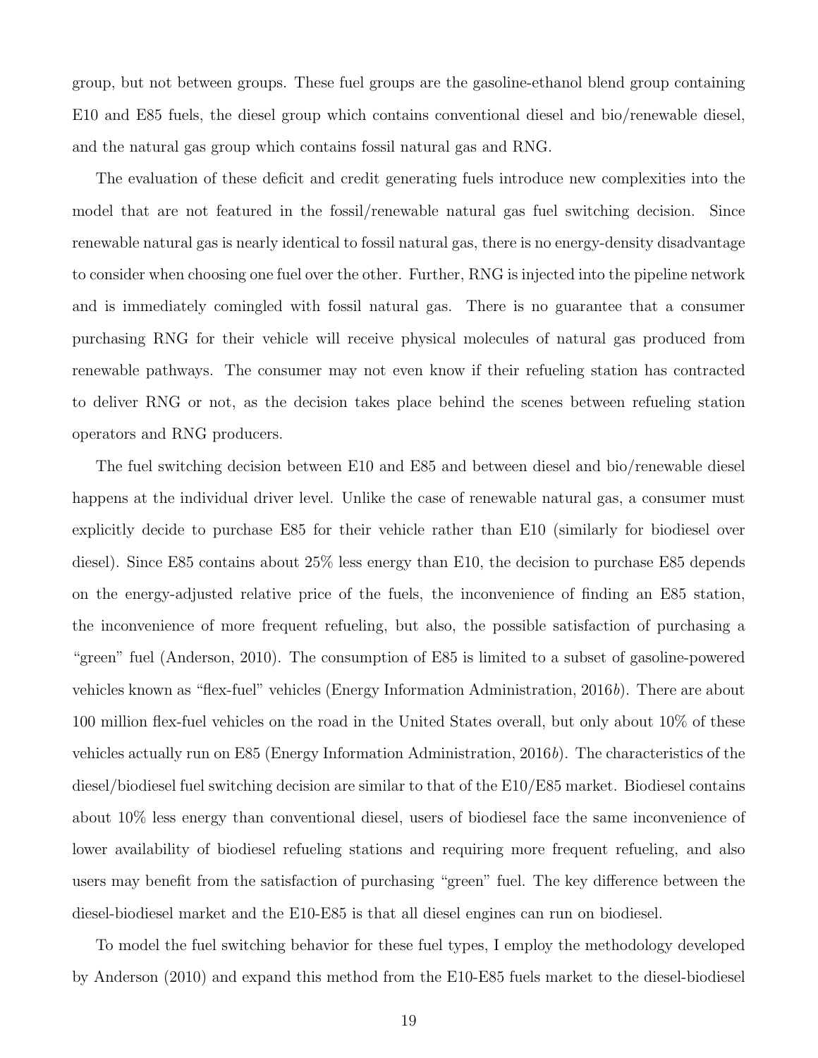group, but not between groups. These fuel groups are the gasoline-ethanol blend group containing E10 and E85 fuels, the diesel group which contains conventional diesel and bio/renewable diesel, and the natural gas group which contains fossil natural gas and RNG.

The evaluation of these deficit and credit generating fuels introduce new complexities into the model that are not featured in the fossil/renewable natural gas fuel switching decision. Since renewable natural gas is nearly identical to fossil natural gas, there is no energy-density disadvantage to consider when choosing one fuel over the other. Further, RNG is injected into the pipeline network and is immediately comingled with fossil natural gas. There is no guarantee that a consumer purchasing RNG for their vehicle will receive physical molecules of natural gas produced from renewable pathways. The consumer may not even know if their refueling station has contracted to deliver RNG or not, as the decision takes place behind the scenes between refueling station operators and RNG producers.

The fuel switching decision between E10 and E85 and between diesel and bio/renewable diesel happens at the individual driver level. Unlike the case of renewable natural gas, a consumer must explicitly decide to purchase E85 for their vehicle rather than E10 (similarly for biodiesel over diesel). Since E85 contains about 25% less energy than E10, the decision to purchase E85 depends on the energy-adjusted relative price of the fuels, the inconvenience of finding an E85 station, the inconvenience of more frequent refueling, but also, the possible satisfaction of purchasing a "green" fuel (Anderson, 2010). The consumption of E85 is limited to a subset of gasoline-powered vehicles known as "flex-fuel" vehicles (Energy Information Administration, 2016*b*). There are about 100 million flex-fuel vehicles on the road in the United States overall, but only about 10% of these vehicles actually run on E85 (Energy Information Administration, 2016*b*). The characteristics of the diesel/biodiesel fuel switching decision are similar to that of the E10/E85 market. Biodiesel contains about 10% less energy than conventional diesel, users of biodiesel face the same inconvenience of lower availability of biodiesel refueling stations and requiring more frequent refueling, and also users may benefit from the satisfaction of purchasing "green" fuel. The key difference between the diesel-biodiesel market and the E10-E85 is that all diesel engines can run on biodiesel.

To model the fuel switching behavior for these fuel types, I employ the methodology developed by Anderson (2010) and expand this method from the E10-E85 fuels market to the diesel-biodiesel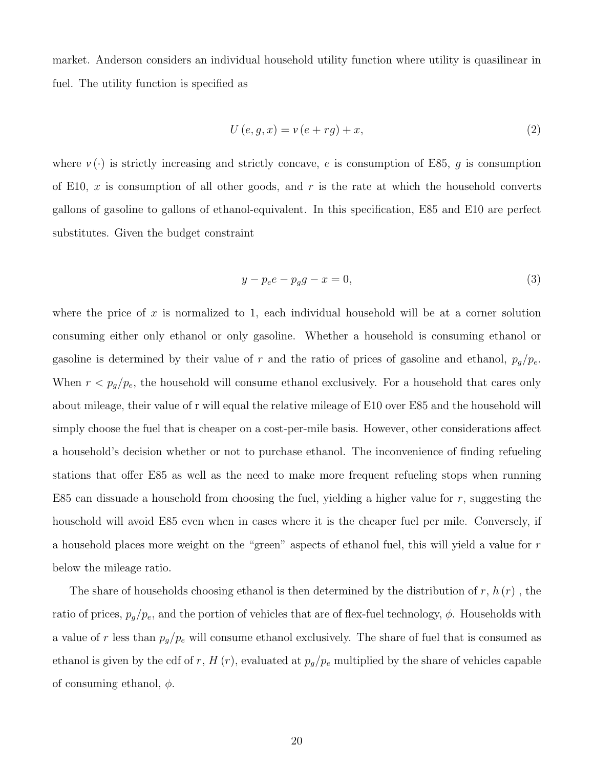market. Anderson considers an individual household utility function where utility is quasilinear in fuel. The utility function is specified as

$$U(e, g, x) = v(e + rg) + x, \tag{2}$$

where $v(\cdot)$ is strictly increasing and strictly concave, $e$ is consumption of E85, $g$ is consumption of E10, $x$ is consumption of all other goods, and $r$ is the rate at which the household converts gallons of gasoline to gallons of ethanol-equivalent. In this specification, E85 and E10 are perfect substitutes. Given the budget constraint

$$y - p_e e - p_g g - x = 0, \tag{3}$$

where the price of $x$ is normalized to 1, each individual household will be at a corner solution consuming either only ethanol or only gasoline. Whether a household is consuming ethanol or gasoline is determined by their value of $r$ and the ratio of prices of gasoline and ethanol, $p_g/p_e$. When $r < p_g/p_e$, the household will consume ethanol exclusively. For a household that cares only about mileage, their value of r will equal the relative mileage of E10 over E85 and the household will simply choose the fuel that is cheaper on a cost-per-mile basis. However, other considerations affect a household's decision whether or not to purchase ethanol. The inconvenience of finding refueling stations that offer E85 as well as the need to make more frequent refueling stops when running E85 can dissuade a household from choosing the fuel, yielding a higher value for $r$, suggesting the household will avoid E85 even when in cases where it is the cheaper fuel per mile. Conversely, if a household places more weight on the "green" aspects of ethanol fuel, this will yield a value for $r$ below the mileage ratio.

The share of households choosing ethanol is then determined by the distribution of $r$, $h(r)$, the ratio of prices, $p_g/p_e$, and the portion of vehicles that are of flex-fuel technology, $\phi$. Households with a value of $r$ less than $p_g/p_e$ will consume ethanol exclusively. The share of fuel that is consumed as ethanol is given by the cdf of $r$, $H(r)$, evaluated at $p_g/p_e$ multiplied by the share of vehicles capable of consuming ethanol, $\phi$.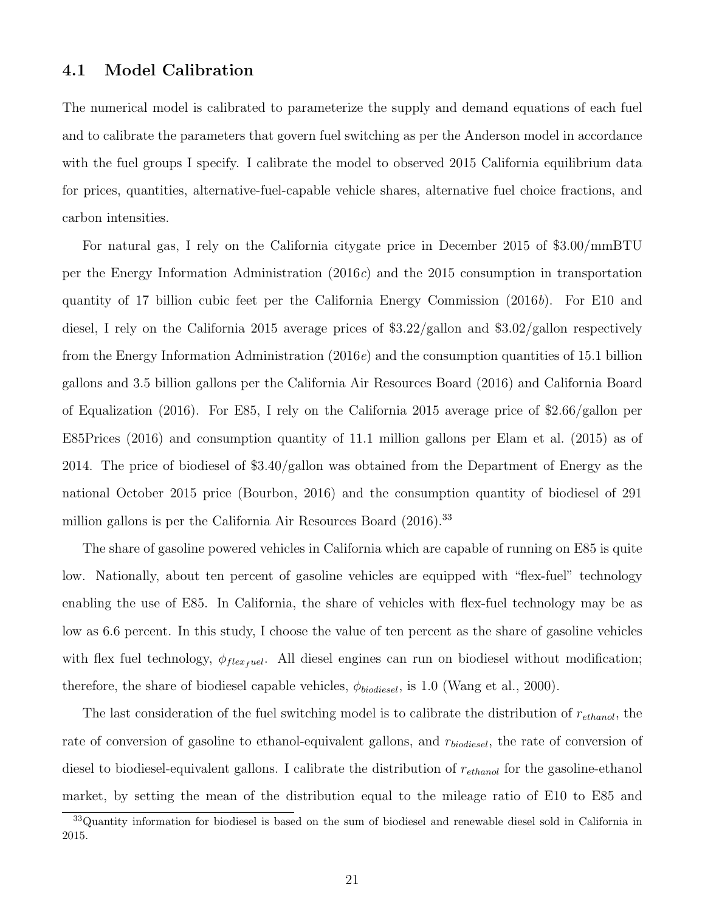### 4.1 Model Calibration

The numerical model is calibrated to parameterize the supply and demand equations of each fuel and to calibrate the parameters that govern fuel switching as per the Anderson model in accordance with the fuel groups I specify. I calibrate the model to observed 2015 California equilibrium data for prices, quantities, alternative-fuel-capable vehicle shares, alternative fuel choice fractions, and carbon intensities.

For natural gas, I rely on the California citygate price in December 2015 of $3.00/mmBTU per the Energy Information Administration (2016*c*) and the 2015 consumption in transportation quantity of 17 billion cubic feet per the California Energy Commission (2016*b*). For E10 and diesel, I rely on the California 2015 average prices of $3.22/gallon and $3.02/gallon respectively from the Energy Information Administration (2016*e*) and the consumption quantities of 15.1 billion gallons and 3.5 billion gallons per the California Air Resources Board (2016) and California Board of Equalization (2016). For E85, I rely on the California 2015 average price of $2.66/gallon per E85Prices (2016) and consumption quantity of 11.1 million gallons per Elam et al. (2015) as of 2014. The price of biodiesel of $3.40/gallon was obtained from the Department of Energy as the national October 2015 price (Bourbon, 2016) and the consumption quantity of biodiesel of 291 million gallons is per the California Air Resources Board (2016).[33]

The share of gasoline powered vehicles in California which are capable of running on E85 is quite low. Nationally, about ten percent of gasoline vehicles are equipped with "flex-fuel" technology enabling the use of E85. In California, the share of vehicles with flex-fuel technology may be as low as 6.6 percent. In this study, I choose the value of ten percent as the share of gasoline vehicles with flex fuel technology, $\phi_{flex_{fuel}}$. All diesel engines can run on biodiesel without modification; therefore, the share of biodiesel capable vehicles, $\phi_{biodiesel}$, is 1.0 (Wang et al., 2000).

The last consideration of the fuel switching model is to calibrate the distribution of $r_{ethanol}$, the rate of conversion of gasoline to ethanol-equivalent gallons, and $r_{biodiesel}$, the rate of conversion of diesel to biodiesel-equivalent gallons. I calibrate the distribution of $r_{ethanol}$ for the gasoline-ethanol market, by setting the mean of the distribution equal to the mileage ratio of E10 to E85 and

[33]Quantity information for biodiesel is based on the sum of biodiesel and renewable diesel sold in California in 2015.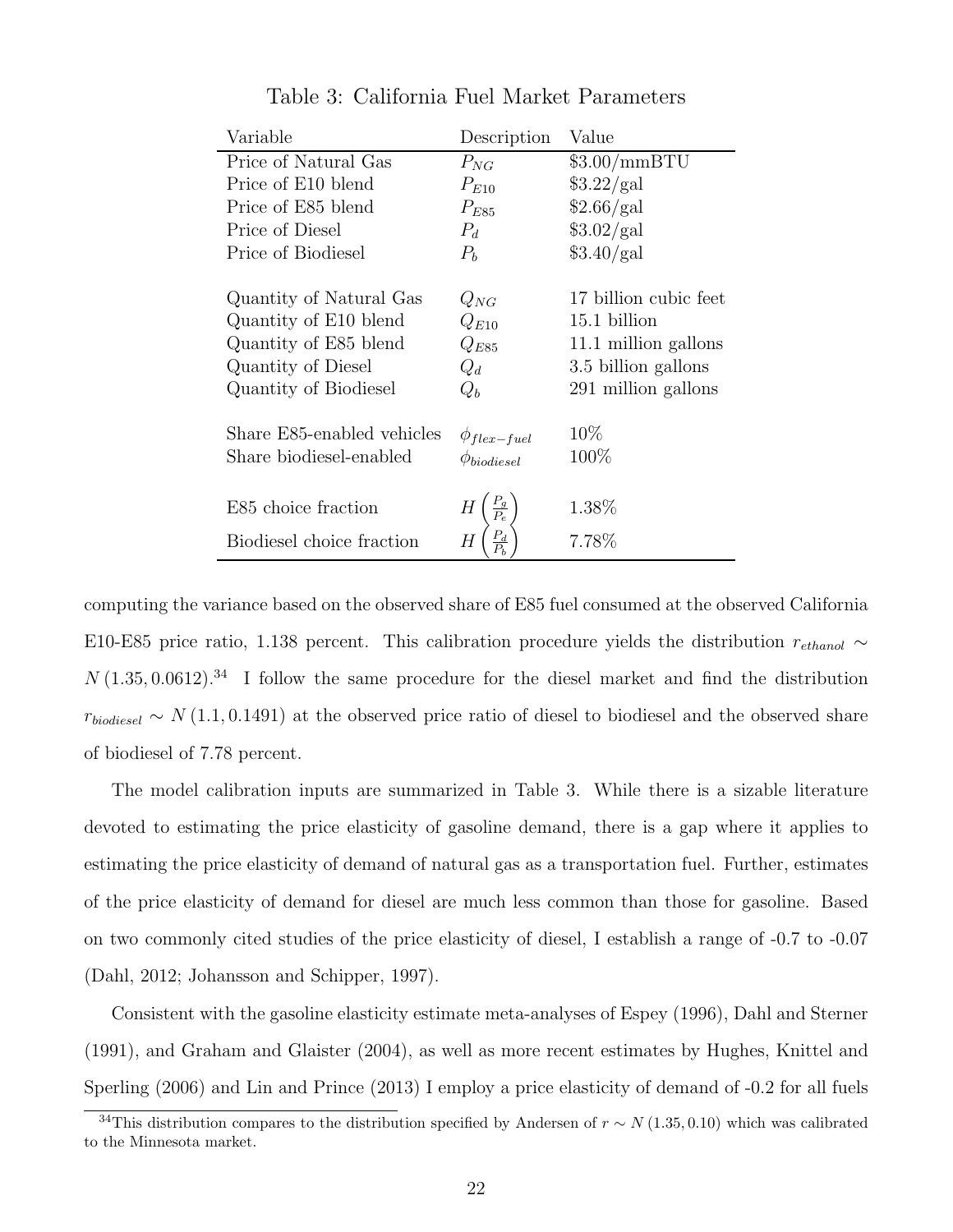Table 3: California Fuel Market Parameters

| Variable | Description | Value |
|---|---|---|
| Price of Natural Gas | $P_{NG}$ | \$3.00/mmBTU |
| Price of E10 blend | $P_{E10}$ | \$3.22/gal |
| Price of E85 blend | $P_{E85}$ | \$2.66/gal |
| Price of Diesel | $P_d$ | \$3.02/gal |
| Price of Biodiesel | $P_b$ | \$3.40/gal |
| | | |
| Quantity of Natural Gas | $Q_{NG}$ | 17 billion cubic feet |
| Quantity of E10 blend | $Q_{E10}$ | 15.1 billion |
| Quantity of E85 blend | $Q_{E85}$ | 11.1 million gallons |
| Quantity of Diesel | $Q_d$ | 3.5 billion gallons |
| Quantity of Biodiesel | $Q_b$ | 291 million gallons |
| | | |
| Share E85-enabled vehicles | $\phi_{flex-fuel}$ | 10% |
| Share biodiesel-enabled | $\phi_{biodiesel}$ | 100% |
| | | |
| E85 choice fraction | $H\left(\frac{P_g}{P_e}\right)$ | 1.38% |
| Biodiesel choice fraction | $H\left(\frac{P_d}{P_b}\right)$ | 7.78% |

computing the variance based on the observed share of E85 fuel consumed at the observed California E10-E85 price ratio, 1.138 percent. This calibration procedure yields the distribution $r_{ethanol} \sim N(1.35, 0.0612)$.[34] I follow the same procedure for the diesel market and find the distribution $r_{biodiesel} \sim N(1.1, 0.1491)$ at the observed price ratio of diesel to biodiesel and the observed share of biodiesel of 7.78 percent.

The model calibration inputs are summarized in Table 3. While there is a sizable literature devoted to estimating the price elasticity of gasoline demand, there is a gap where it applies to estimating the price elasticity of demand of natural gas as a transportation fuel. Further, estimates of the price elasticity of demand for diesel are much less common than those for gasoline. Based on two commonly cited studies of the price elasticity of diesel, I establish a range of -0.7 to -0.07 (Dahl, 2012; Johansson and Schipper, 1997).

Consistent with the gasoline elasticity estimate meta-analyses of Espey (1996), Dahl and Sterner (1991), and Graham and Glaister (2004), as well as more recent estimates by Hughes, Knittel and Sperling (2006) and Lin and Prince (2013) I employ a price elasticity of demand of -0.2 for all fuels

[34] This distribution compares to the distribution specified by Andersen of $r \sim N(1.35, 0.10)$ which was calibrated to the Minnesota market.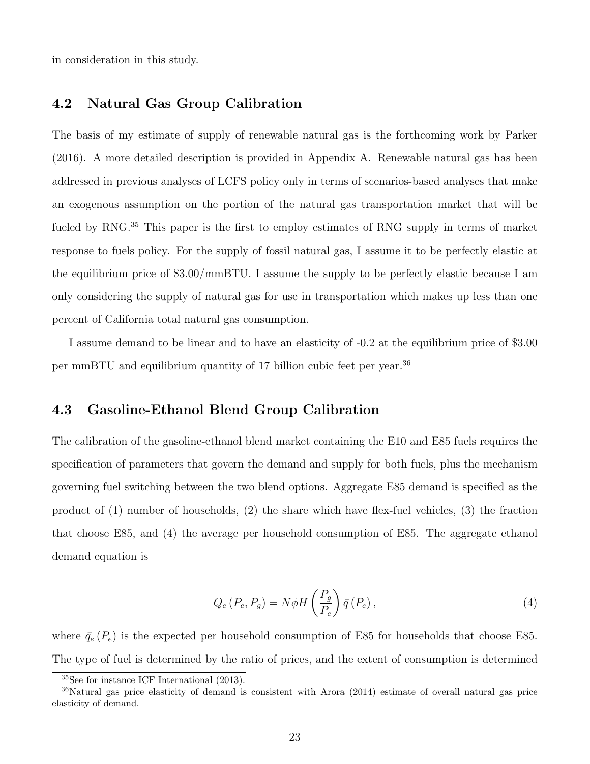in consideration in this study.

### 4.2 Natural Gas Group Calibration

The basis of my estimate of supply of renewable natural gas is the forthcoming work by Parker (2016). A more detailed description is provided in Appendix A. Renewable natural gas has been addressed in previous analyses of LCFS policy only in terms of scenarios-based analyses that make an exogenous assumption on the portion of the natural gas transportation market that will be fueled by RNG.[35] This paper is the first to employ estimates of RNG supply in terms of market response to fuels policy. For the supply of fossil natural gas, I assume it to be perfectly elastic at the equilibrium price of \$3.00/mmBTU. I assume the supply to be perfectly elastic because I am only considering the supply of natural gas for use in transportation which makes up less than one percent of California total natural gas consumption.

I assume demand to be linear and to have an elasticity of -0.2 at the equilibrium price of \$3.00 per mmBTU and equilibrium quantity of 17 billion cubic feet per year.[36]

### 4.3 Gasoline-Ethanol Blend Group Calibration

The calibration of the gasoline-ethanol blend market containing the E10 and E85 fuels requires the specification of parameters that govern the demand and supply for both fuels, plus the mechanism governing fuel switching between the two blend options. Aggregate E85 demand is specified as the product of (1) number of households, (2) the share which have flex-fuel vehicles, (3) the fraction that choose E85, and (4) the average per household consumption of E85. The aggregate ethanol demand equation is

$$Q_e\left(P_e, P_g\right) = N\phi H\left(\frac{P_g}{P_e}\right)\bar{q}\left(P_e\right), \tag{4}$$

where $\bar{q}_e\left(P_e\right)$ is the expected per household consumption of E85 for households that choose E85. The type of fuel is determined by the ratio of prices, and the extent of consumption is determined

[35] See for instance ICF International (2013).

[36] Natural gas price elasticity of demand is consistent with Arora (2014) estimate of overall natural gas price elasticity of demand.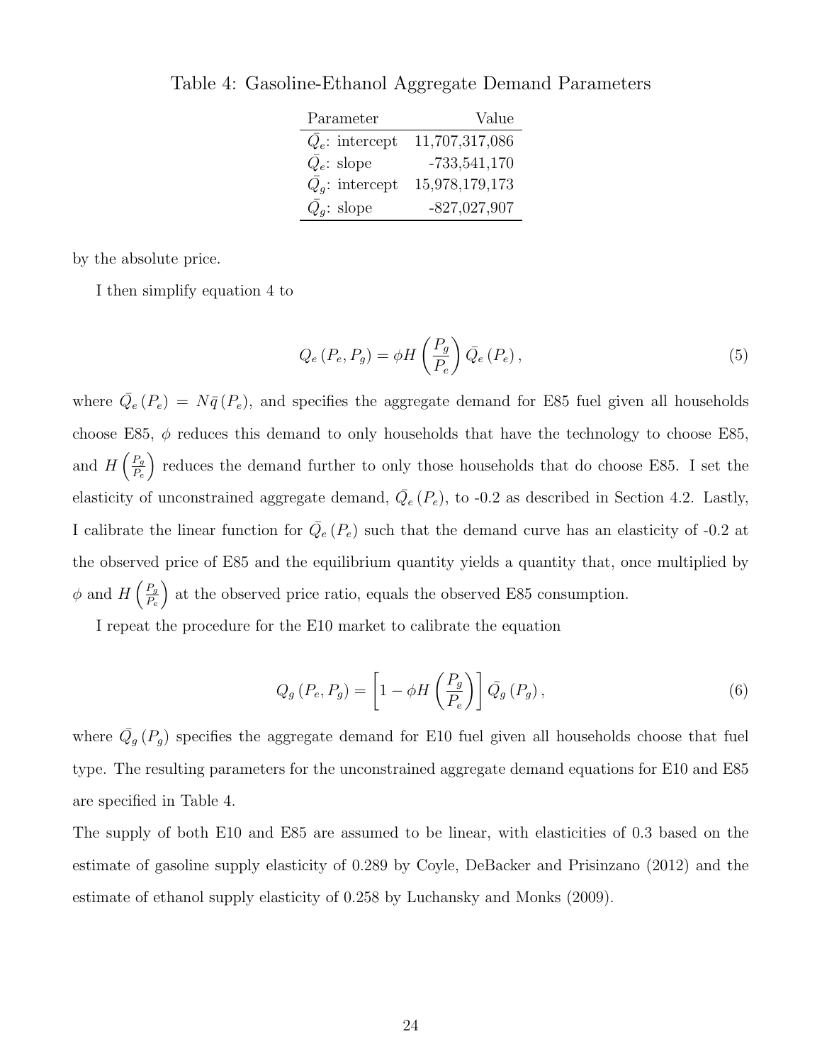Table 4: Gasoline-Ethanol Aggregate Demand Parameters

| Parameter | Value |
|---|---|
| $\bar{Q}_e$: intercept | 11,707,317,086 |
| $\bar{Q}_e$: slope | -733,541,170 |
| $\bar{Q}_g$: intercept | 15,978,179,173 |
| $\bar{Q}_g$: slope | -827,027,907 |

by the absolute price.

I then simplify equation 4 to

$$Q_e(P_e, P_g) = \phi H\left(\frac{P_g}{P_e}\right)\bar{Q}_e(P_e), \tag{5}$$

where $\bar{Q}_e(P_e) = N\bar{q}(P_e)$, and specifies the aggregate demand for E85 fuel given all households choose E85, $\phi$ reduces this demand to only households that have the technology to choose E85, and $H\left(\frac{P_g}{P_e}\right)$ reduces the demand further to only those households that do choose E85. I set the elasticity of unconstrained aggregate demand, $\bar{Q}_e(P_e)$, to -0.2 as described in Section 4.2. Lastly, I calibrate the linear function for $\bar{Q}_e(P_e)$ such that the demand curve has an elasticity of -0.2 at the observed price of E85 and the equilibrium quantity yields a quantity that, once multiplied by $\phi$ and $H\left(\frac{P_g}{P_e}\right)$ at the observed price ratio, equals the observed E85 consumption.

I repeat the procedure for the E10 market to calibrate the equation

$$Q_g(P_e, P_g) = \left[1 - \phi H\left(\frac{P_g}{P_e}\right)\right]\bar{Q}_g(P_g), \tag{6}$$

where $\bar{Q}_g(P_g)$ specifies the aggregate demand for E10 fuel given all households choose that fuel type. The resulting parameters for the unconstrained aggregate demand equations for E10 and E85 are specified in Table 4.

The supply of both E10 and E85 are assumed to be linear, with elasticities of 0.3 based on the estimate of gasoline supply elasticity of 0.289 by Coyle, DeBacker and Prisinzano (2012) and the estimate of ethanol supply elasticity of 0.258 by Luchansky and Monks (2009).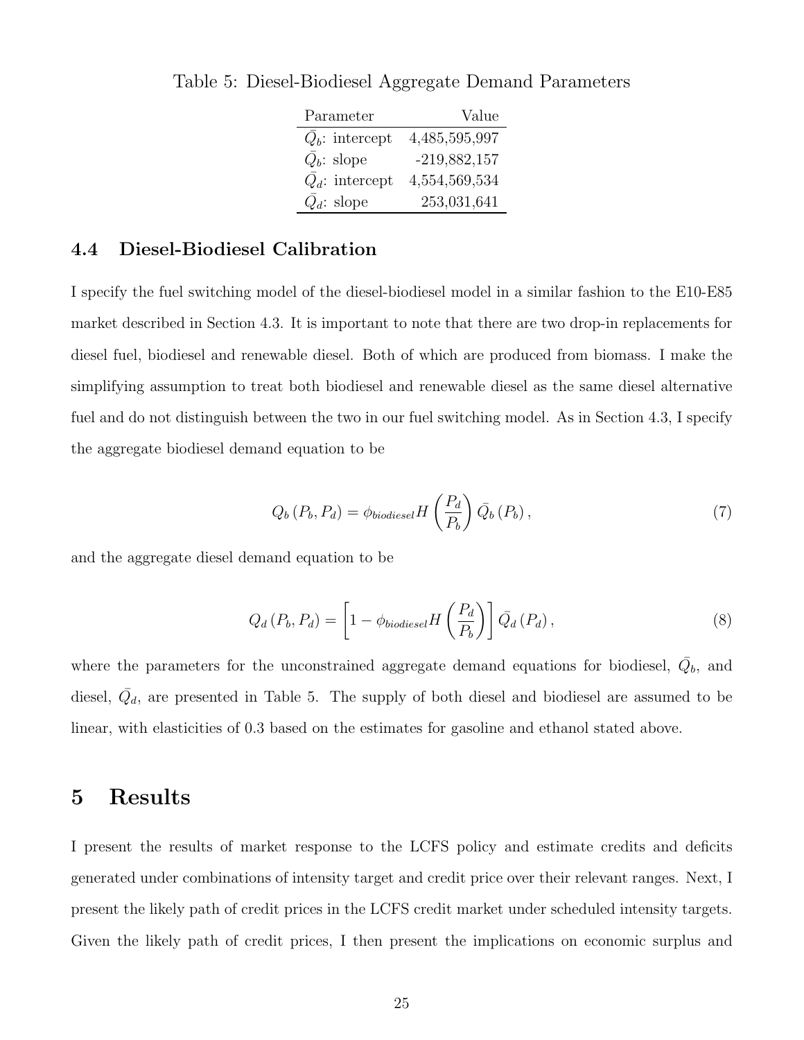Table 5: Diesel-Biodiesel Aggregate Demand Parameters

| Parameter | Value |
|---|---|
| $\bar{Q}_b$: intercept | 4,485,595,997 |
| $\bar{Q}_b$: slope | -219,882,157 |
| $\bar{Q}_d$: intercept | 4,554,569,534 |
| $\bar{Q}_d$: slope | 253,031,641 |

### 4.4 Diesel-Biodiesel Calibration

I specify the fuel switching model of the diesel-biodiesel model in a similar fashion to the E10-E85 market described in Section 4.3. It is important to note that there are two drop-in replacements for diesel fuel, biodiesel and renewable diesel. Both of which are produced from biomass. I make the simplifying assumption to treat both biodiesel and renewable diesel as the same diesel alternative fuel and do not distinguish between the two in our fuel switching model. As in Section 4.3, I specify the aggregate biodiesel demand equation to be

$$Q_b\left(P_b, P_d\right) = \phi_{biodiesel} H\left(\frac{P_d}{P_b}\right) \bar{Q}_b\left(P_b\right), \tag{7}$$

and the aggregate diesel demand equation to be

$$Q_d\left(P_b, P_d\right) = \left[1 - \phi_{biodiesel} H\left(\frac{P_d}{P_b}\right)\right] \bar{Q}_d\left(P_d\right), \tag{8}$$

where the parameters for the unconstrained aggregate demand equations for biodiesel, $\bar{Q}_b$, and diesel, $\bar{Q}_d$, are presented in Table 5. The supply of both diesel and biodiesel are assumed to be linear, with elasticities of 0.3 based on the estimates for gasoline and ethanol stated above.

## 5 Results

I present the results of market response to the LCFS policy and estimate credits and deficits generated under combinations of intensity target and credit price over their relevant ranges. Next, I present the likely path of credit prices in the LCFS credit market under scheduled intensity targets. Given the likely path of credit prices, I then present the implications on economic surplus and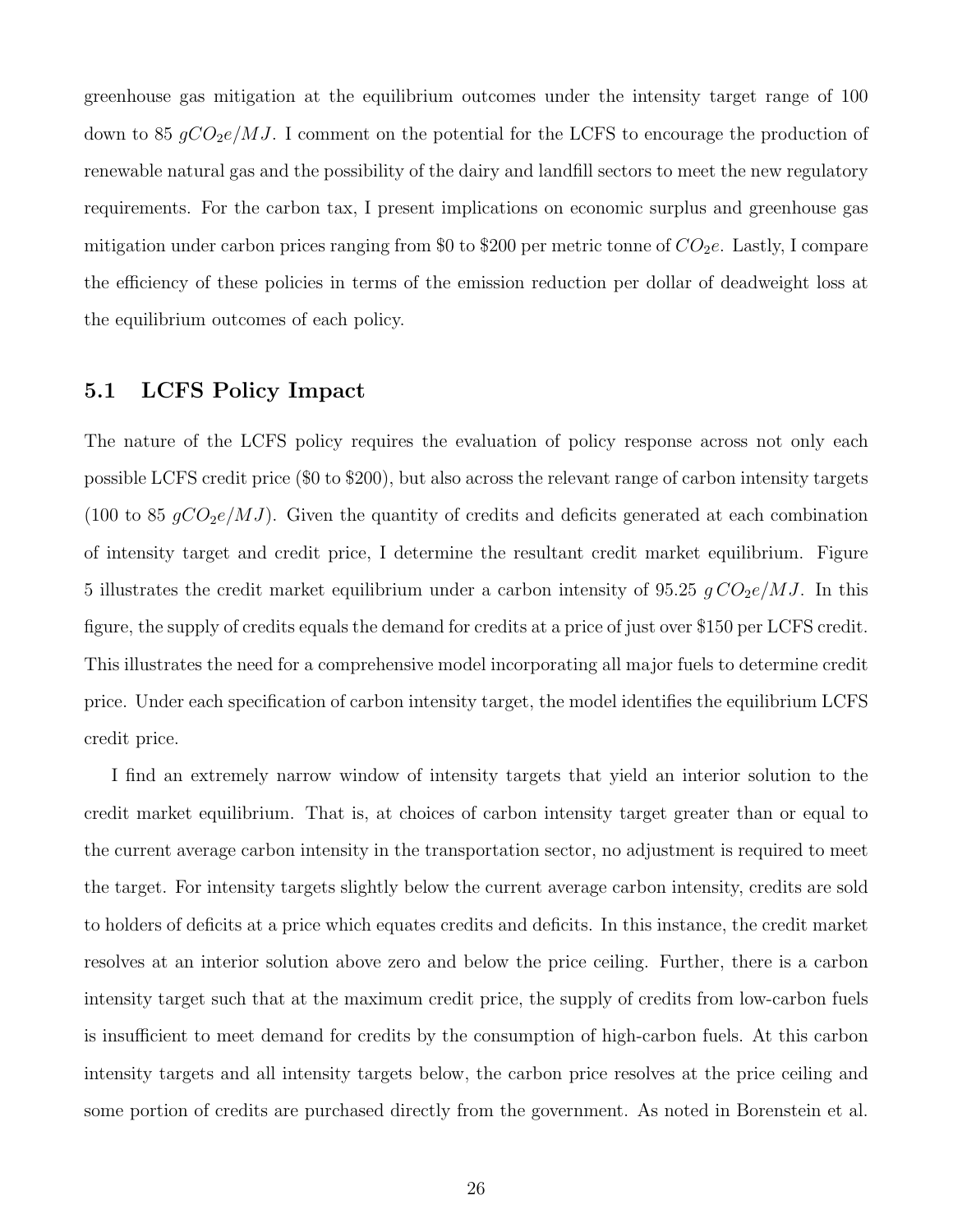greenhouse gas mitigation at the equilibrium outcomes under the intensity target range of 100 down to 85 $gCO_2e/MJ$. I comment on the potential for the LCFS to encourage the production of renewable natural gas and the possibility of the dairy and landfill sectors to meet the new regulatory requirements. For the carbon tax, I present implications on economic surplus and greenhouse gas mitigation under carbon prices ranging from \$0 to \$200 per metric tonne of $CO_2e$. Lastly, I compare the efficiency of these policies in terms of the emission reduction per dollar of deadweight loss at the equilibrium outcomes of each policy.

## 5.1 LCFS Policy Impact

The nature of the LCFS policy requires the evaluation of policy response across not only each possible LCFS credit price (\$0 to \$200), but also across the relevant range of carbon intensity targets (100 to 85 $gCO_2e/MJ$). Given the quantity of credits and deficits generated at each combination of intensity target and credit price, I determine the resultant credit market equilibrium. Figure 5 illustrates the credit market equilibrium under a carbon intensity of 95.25 $g\,CO_2e/MJ$. In this figure, the supply of credits equals the demand for credits at a price of just over \$150 per LCFS credit. This illustrates the need for a comprehensive model incorporating all major fuels to determine credit price. Under each specification of carbon intensity target, the model identifies the equilibrium LCFS credit price.

I find an extremely narrow window of intensity targets that yield an interior solution to the credit market equilibrium. That is, at choices of carbon intensity target greater than or equal to the current average carbon intensity in the transportation sector, no adjustment is required to meet the target. For intensity targets slightly below the current average carbon intensity, credits are sold to holders of deficits at a price which equates credits and deficits. In this instance, the credit market resolves at an interior solution above zero and below the price ceiling. Further, there is a carbon intensity target such that at the maximum credit price, the supply of credits from low-carbon fuels is insufficient to meet demand for credits by the consumption of high-carbon fuels. At this carbon intensity targets and all intensity targets below, the carbon price resolves at the price ceiling and some portion of credits are purchased directly from the government. As noted in Borenstein et al.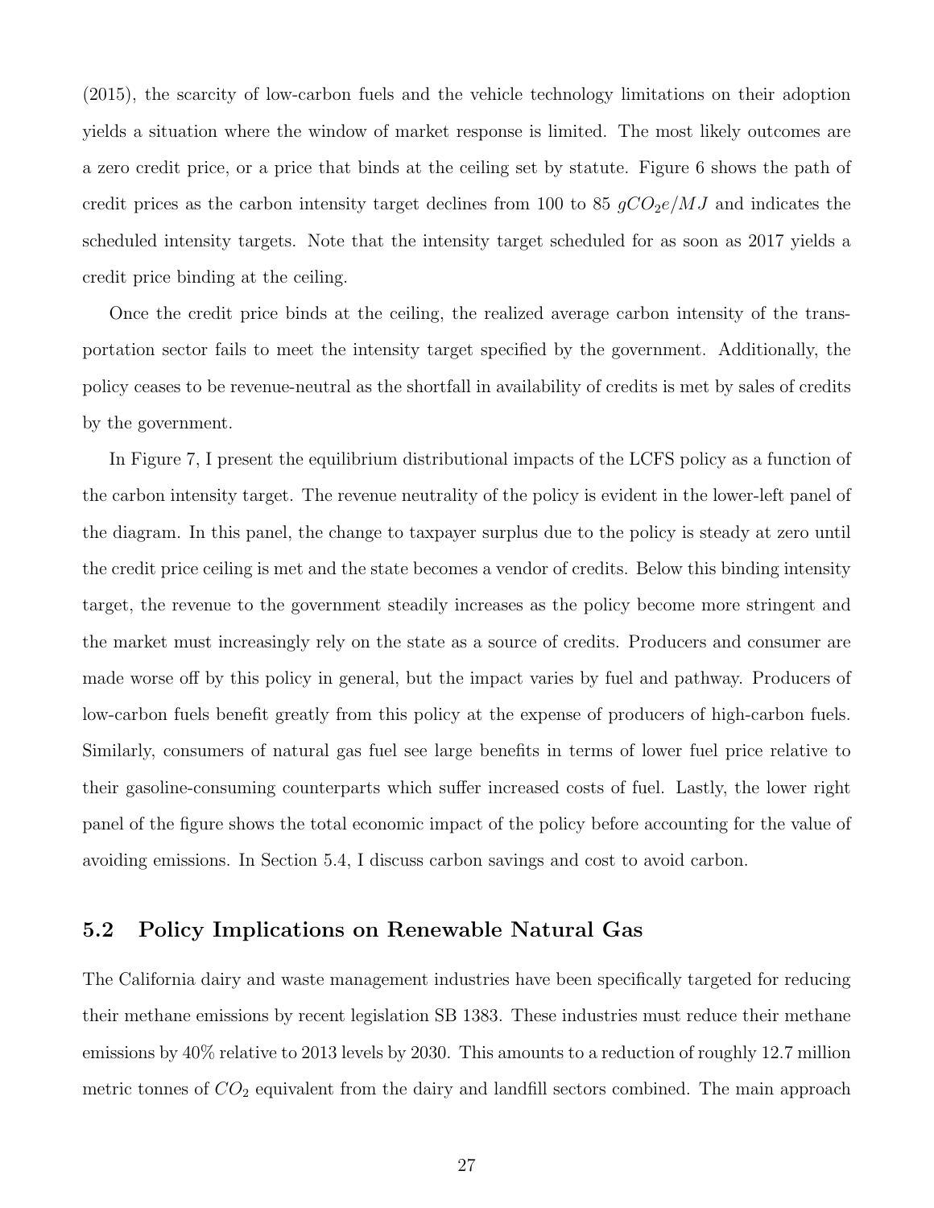(2015), the scarcity of low-carbon fuels and the vehicle technology limitations on their adoption yields a situation where the window of market response is limited. The most likely outcomes are a zero credit price, or a price that binds at the ceiling set by statute. Figure 6 shows the path of credit prices as the carbon intensity target declines from 100 to 85 $gCO_2e/MJ$ and indicates the scheduled intensity targets. Note that the intensity target scheduled for as soon as 2017 yields a credit price binding at the ceiling.

Once the credit price binds at the ceiling, the realized average carbon intensity of the transportation sector fails to meet the intensity target specified by the government. Additionally, the policy ceases to be revenue-neutral as the shortfall in availability of credits is met by sales of credits by the government.

In Figure 7, I present the equilibrium distributional impacts of the LCFS policy as a function of the carbon intensity target. The revenue neutrality of the policy is evident in the lower-left panel of the diagram. In this panel, the change to taxpayer surplus due to the policy is steady at zero until the credit price ceiling is met and the state becomes a vendor of credits. Below this binding intensity target, the revenue to the government steadily increases as the policy become more stringent and the market must increasingly rely on the state as a source of credits. Producers and consumer are made worse off by this policy in general, but the impact varies by fuel and pathway. Producers of low-carbon fuels benefit greatly from this policy at the expense of producers of high-carbon fuels. Similarly, consumers of natural gas fuel see large benefits in terms of lower fuel price relative to their gasoline-consuming counterparts which suffer increased costs of fuel. Lastly, the lower right panel of the figure shows the total economic impact of the policy before accounting for the value of avoiding emissions. In Section 5.4, I discuss carbon savings and cost to avoid carbon.

## 5.2 Policy Implications on Renewable Natural Gas

The California dairy and waste management industries have been specifically targeted for reducing their methane emissions by recent legislation SB 1383. These industries must reduce their methane emissions by 40% relative to 2013 levels by 2030. This amounts to a reduction of roughly 12.7 million metric tonnes of $CO_2$ equivalent from the dairy and landfill sectors combined. The main approach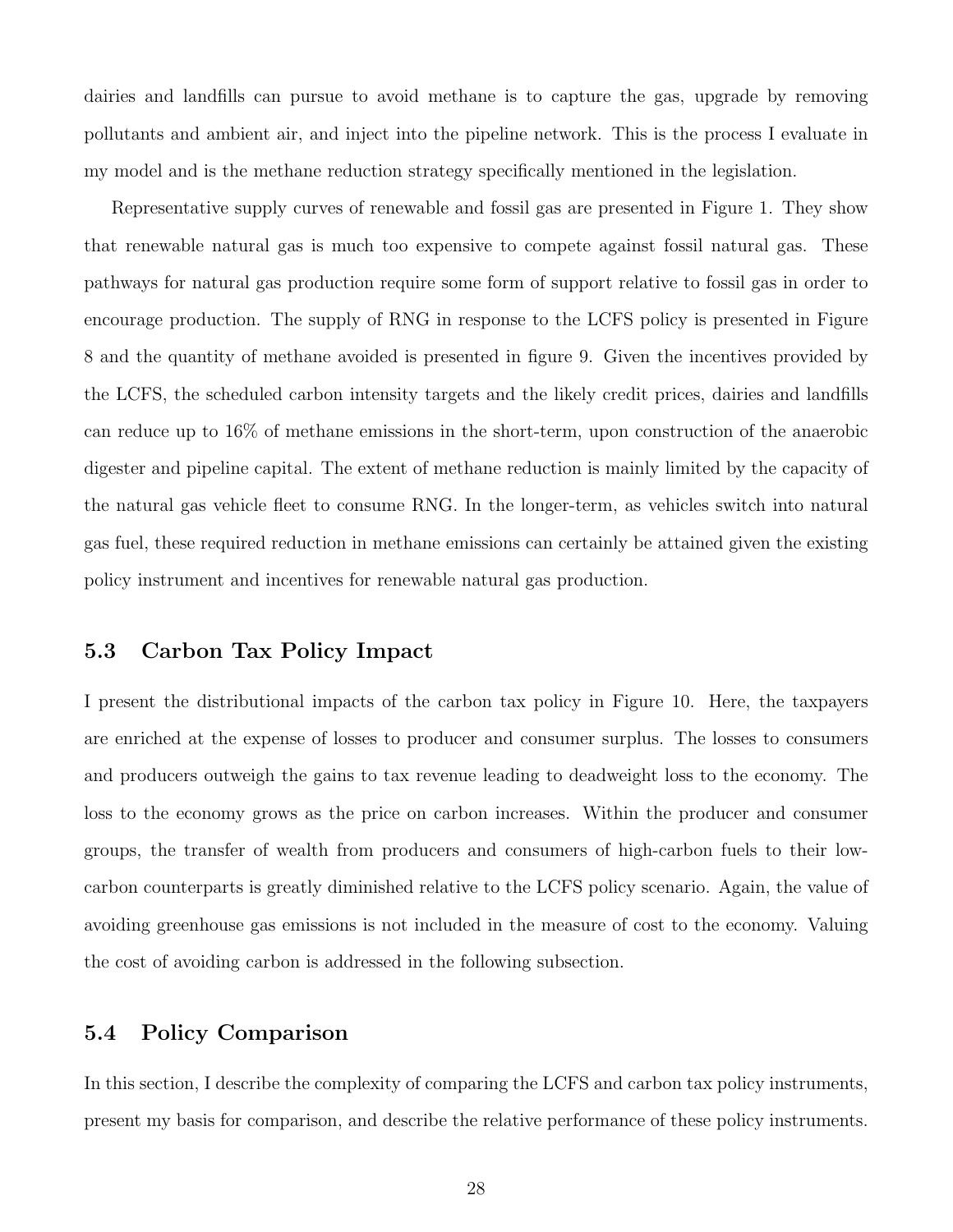dairies and landfills can pursue to avoid methane is to capture the gas, upgrade by removing pollutants and ambient air, and inject into the pipeline network. This is the process I evaluate in my model and is the methane reduction strategy specifically mentioned in the legislation.

Representative supply curves of renewable and fossil gas are presented in Figure 1. They show that renewable natural gas is much too expensive to compete against fossil natural gas. These pathways for natural gas production require some form of support relative to fossil gas in order to encourage production. The supply of RNG in response to the LCFS policy is presented in Figure 8 and the quantity of methane avoided is presented in figure 9. Given the incentives provided by the LCFS, the scheduled carbon intensity targets and the likely credit prices, dairies and landfills can reduce up to 16% of methane emissions in the short-term, upon construction of the anaerobic digester and pipeline capital. The extent of methane reduction is mainly limited by the capacity of the natural gas vehicle fleet to consume RNG. In the longer-term, as vehicles switch into natural gas fuel, these required reduction in methane emissions can certainly be attained given the existing policy instrument and incentives for renewable natural gas production.

### 5.3 Carbon Tax Policy Impact

I present the distributional impacts of the carbon tax policy in Figure 10. Here, the taxpayers are enriched at the expense of losses to producer and consumer surplus. The losses to consumers and producers outweigh the gains to tax revenue leading to deadweight loss to the economy. The loss to the economy grows as the price on carbon increases. Within the producer and consumer groups, the transfer of wealth from producers and consumers of high-carbon fuels to their low-carbon counterparts is greatly diminished relative to the LCFS policy scenario. Again, the value of avoiding greenhouse gas emissions is not included in the measure of cost to the economy. Valuing the cost of avoiding carbon is addressed in the following subsection.

### 5.4 Policy Comparison

In this section, I describe the complexity of comparing the LCFS and carbon tax policy instruments, present my basis for comparison, and describe the relative performance of these policy instruments.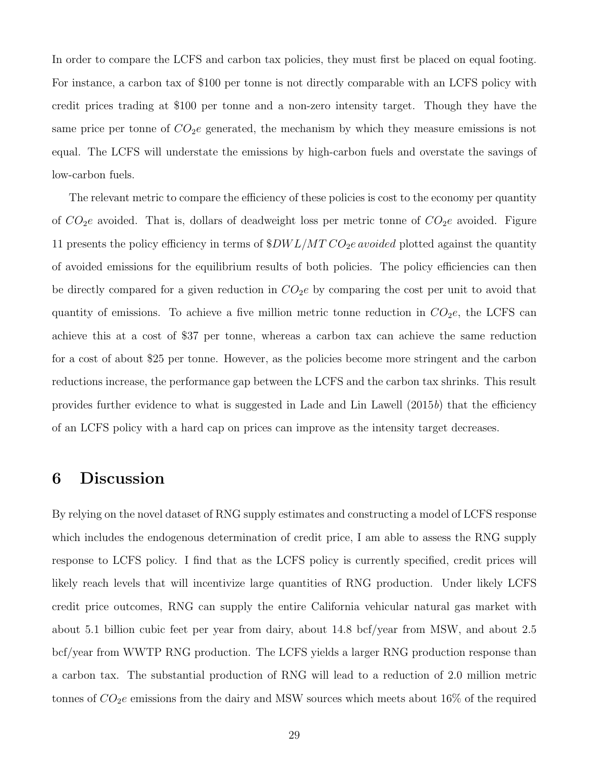In order to compare the LCFS and carbon tax policies, they must first be placed on equal footing. For instance, a carbon tax of \$100 per tonne is not directly comparable with an LCFS policy with credit prices trading at \$100 per tonne and a non-zero intensity target. Though they have the same price per tonne of $CO_2e$ generated, the mechanism by which they measure emissions is not equal. The LCFS will understate the emissions by high-carbon fuels and overstate the savings of low-carbon fuels.

The relevant metric to compare the efficiency of these policies is cost to the economy per quantity of $CO_2e$ avoided. That is, dollars of deadweight loss per metric tonne of $CO_2e$ avoided. Figure 11 presents the policy efficiency in terms of $\$DWL/MT\, CO_2e\, avoided$ plotted against the quantity of avoided emissions for the equilibrium results of both policies. The policy efficiencies can then be directly compared for a given reduction in $CO_2e$ by comparing the cost per unit to avoid that quantity of emissions. To achieve a five million metric tonne reduction in $CO_2e$, the LCFS can achieve this at a cost of \$37 per tonne, whereas a carbon tax can achieve the same reduction for a cost of about \$25 per tonne. However, as the policies become more stringent and the carbon reductions increase, the performance gap between the LCFS and the carbon tax shrinks. This result provides further evidence to what is suggested in Lade and Lin Lawell (2015*b*) that the efficiency of an LCFS policy with a hard cap on prices can improve as the intensity target decreases.

# 6 Discussion

By relying on the novel dataset of RNG supply estimates and constructing a model of LCFS response which includes the endogenous determination of credit price, I am able to assess the RNG supply response to LCFS policy. I find that as the LCFS policy is currently specified, credit prices will likely reach levels that will incentivize large quantities of RNG production. Under likely LCFS credit price outcomes, RNG can supply the entire California vehicular natural gas market with about 5.1 billion cubic feet per year from dairy, about 14.8 bcf/year from MSW, and about 2.5 bcf/year from WWTP RNG production. The LCFS yields a larger RNG production response than a carbon tax. The substantial production of RNG will lead to a reduction of 2.0 million metric tonnes of $CO_2e$ emissions from the dairy and MSW sources which meets about 16% of the required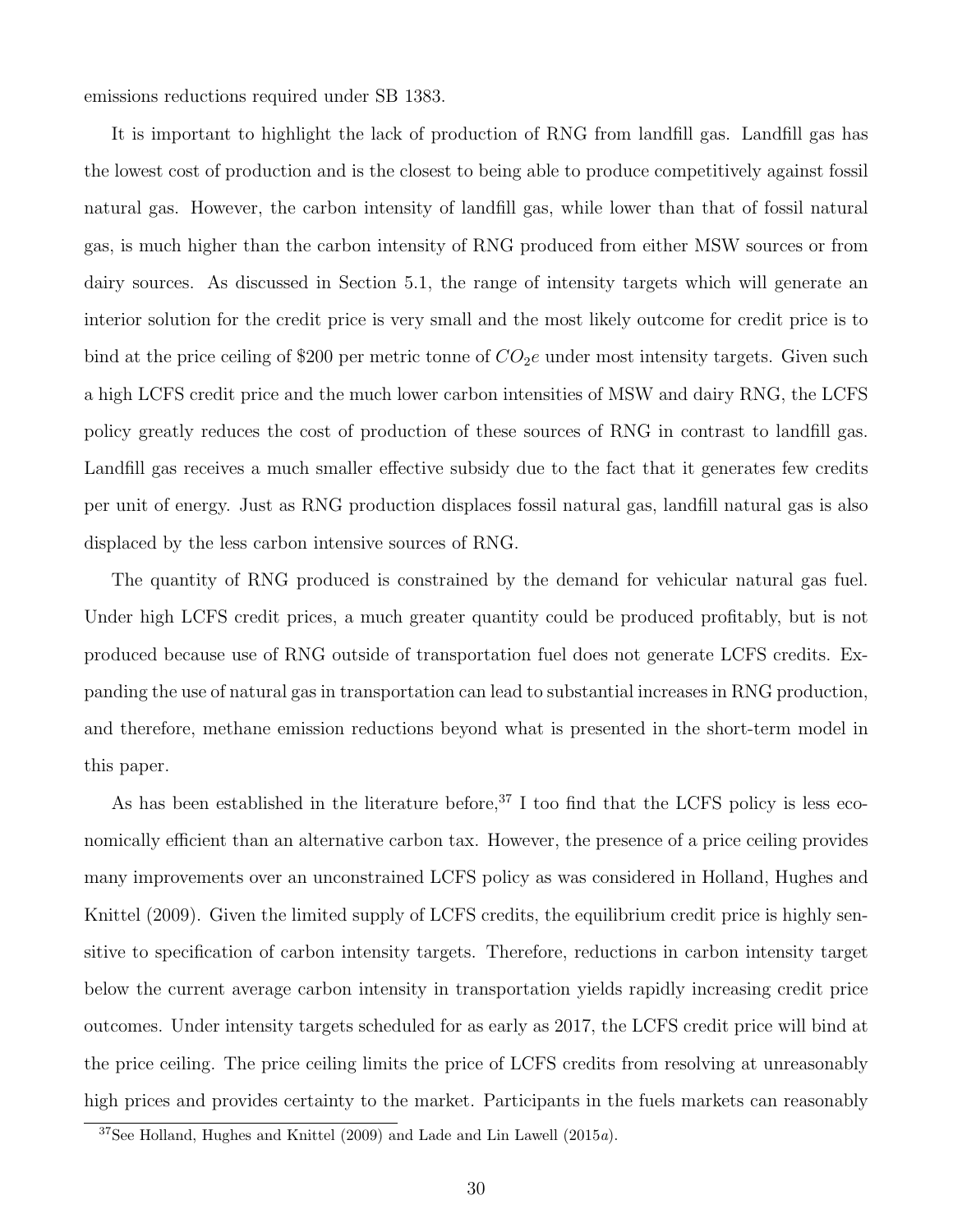emissions reductions required under SB 1383.

It is important to highlight the lack of production of RNG from landfill gas. Landfill gas has the lowest cost of production and is the closest to being able to produce competitively against fossil natural gas. However, the carbon intensity of landfill gas, while lower than that of fossil natural gas, is much higher than the carbon intensity of RNG produced from either MSW sources or from dairy sources. As discussed in Section 5.1, the range of intensity targets which will generate an interior solution for the credit price is very small and the most likely outcome for credit price is to bind at the price ceiling of \$200 per metric tonne of $CO_2e$ under most intensity targets. Given such a high LCFS credit price and the much lower carbon intensities of MSW and dairy RNG, the LCFS policy greatly reduces the cost of production of these sources of RNG in contrast to landfill gas. Landfill gas receives a much smaller effective subsidy due to the fact that it generates few credits per unit of energy. Just as RNG production displaces fossil natural gas, landfill natural gas is also displaced by the less carbon intensive sources of RNG.

The quantity of RNG produced is constrained by the demand for vehicular natural gas fuel. Under high LCFS credit prices, a much greater quantity could be produced profitably, but is not produced because use of RNG outside of transportation fuel does not generate LCFS credits. Expanding the use of natural gas in transportation can lead to substantial increases in RNG production, and therefore, methane emission reductions beyond what is presented in the short-term model in this paper.

As has been established in the literature before,[37] I too find that the LCFS policy is less economically efficient than an alternative carbon tax. However, the presence of a price ceiling provides many improvements over an unconstrained LCFS policy as was considered in Holland, Hughes and Knittel (2009). Given the limited supply of LCFS credits, the equilibrium credit price is highly sensitive to specification of carbon intensity targets. Therefore, reductions in carbon intensity target below the current average carbon intensity in transportation yields rapidly increasing credit price outcomes. Under intensity targets scheduled for as early as 2017, the LCFS credit price will bind at the price ceiling. The price ceiling limits the price of LCFS credits from resolving at unreasonably high prices and provides certainty to the market. Participants in the fuels markets can reasonably

[37] See Holland, Hughes and Knittel (2009) and Lade and Lin Lawell (2015*a*).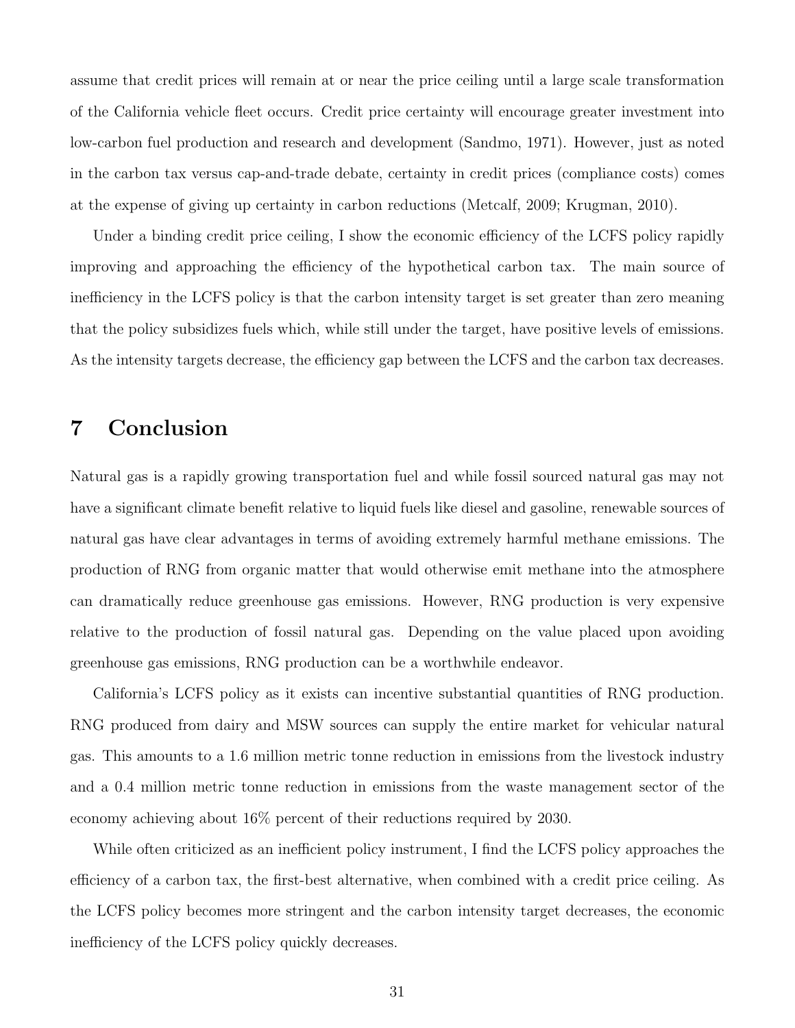assume that credit prices will remain at or near the price ceiling until a large scale transformation of the California vehicle fleet occurs. Credit price certainty will encourage greater investment into low-carbon fuel production and research and development (Sandmo, 1971). However, just as noted in the carbon tax versus cap-and-trade debate, certainty in credit prices (compliance costs) comes at the expense of giving up certainty in carbon reductions (Metcalf, 2009; Krugman, 2010).

Under a binding credit price ceiling, I show the economic efficiency of the LCFS policy rapidly improving and approaching the efficiency of the hypothetical carbon tax. The main source of inefficiency in the LCFS policy is that the carbon intensity target is set greater than zero meaning that the policy subsidizes fuels which, while still under the target, have positive levels of emissions. As the intensity targets decrease, the efficiency gap between the LCFS and the carbon tax decreases.

# 7 Conclusion

Natural gas is a rapidly growing transportation fuel and while fossil sourced natural gas may not have a significant climate benefit relative to liquid fuels like diesel and gasoline, renewable sources of natural gas have clear advantages in terms of avoiding extremely harmful methane emissions. The production of RNG from organic matter that would otherwise emit methane into the atmosphere can dramatically reduce greenhouse gas emissions. However, RNG production is very expensive relative to the production of fossil natural gas. Depending on the value placed upon avoiding greenhouse gas emissions, RNG production can be a worthwhile endeavor.

California's LCFS policy as it exists can incentive substantial quantities of RNG production. RNG produced from dairy and MSW sources can supply the entire market for vehicular natural gas. This amounts to a 1.6 million metric tonne reduction in emissions from the livestock industry and a 0.4 million metric tonne reduction in emissions from the waste management sector of the economy achieving about 16% percent of their reductions required by 2030.

While often criticized as an inefficient policy instrument, I find the LCFS policy approaches the efficiency of a carbon tax, the first-best alternative, when combined with a credit price ceiling. As the LCFS policy becomes more stringent and the carbon intensity target decreases, the economic inefficiency of the LCFS policy quickly decreases.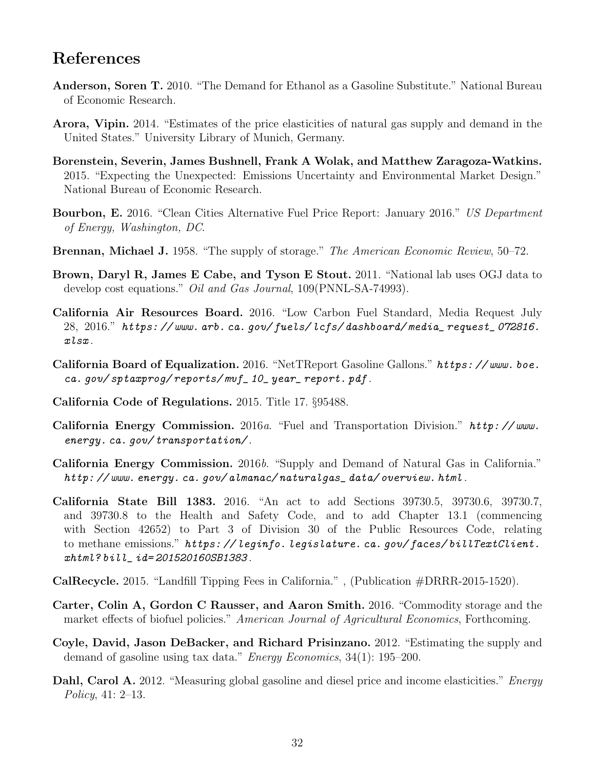# References

**Anderson, Soren T.** 2010. "The Demand for Ethanol as a Gasoline Substitute." National Bureau of Economic Research.

**Arora, Vipin.** 2014. "Estimates of the price elasticities of natural gas supply and demand in the United States." University Library of Munich, Germany.

**Borenstein, Severin, James Bushnell, Frank A Wolak, and Matthew Zaragoza-Watkins.** 2015. "Expecting the Unexpected: Emissions Uncertainty and Environmental Market Design." National Bureau of Economic Research.

**Bourbon, E.** 2016. "Clean Cities Alternative Fuel Price Report: January 2016." *US Department of Energy, Washington, DC.*

**Brennan, Michael J.** 1958. "The supply of storage." *The American Economic Review*, 50–72.

**Brown, Daryl R, James E Cabe, and Tyson E Stout.** 2011. "National lab uses OGJ data to develop cost equations." *Oil and Gas Journal*, 109(PNNL-SA-74993).

**California Air Resources Board.** 2016. "Low Carbon Fuel Standard, Media Request July 28, 2016." *https://www.arb.ca.gov/fuels/lcfs/dashboard/media_request_072816.xlsx*.

**California Board of Equalization.** 2016. "NetTReport Gasoline Gallons." *https://www.boe.ca.gov/sptaxprog/reports/mvf_10_year_report.pdf*.

**California Code of Regulations.** 2015. Title 17. §95488.

**California Energy Commission.** 2016*a*. "Fuel and Transportation Division." *http://www.energy.ca.gov/transportation/*.

**California Energy Commission.** 2016*b*. "Supply and Demand of Natural Gas in California." *http://www.energy.ca.gov/almanac/naturalgas_data/overview.html*.

**California State Bill 1383.** 2016. "An act to add Sections 39730.5, 39730.6, 39730.7, and 39730.8 to the Health and Safety Code, and to add Chapter 13.1 (commencing with Section 42652) to Part 3 of Division 30 of the Public Resources Code, relating to methane emissions." *https://leginfo.legislature.ca.gov/faces/billTextClient.xhtml?bill_id=201520160SB1383*.

**CalRecycle.** 2015. "Landfill Tipping Fees in California." , (Publication #DRRR-2015-1520).

**Carter, Colin A, Gordon C Rausser, and Aaron Smith.** 2016. "Commodity storage and the market effects of biofuel policies." *American Journal of Agricultural Economics*, Forthcoming.

**Coyle, David, Jason DeBacker, and Richard Prisinzano.** 2012. "Estimating the supply and demand of gasoline using tax data." *Energy Economics*, 34(1): 195–200.

**Dahl, Carol A.** 2012. "Measuring global gasoline and diesel price and income elasticities." *Energy Policy*, 41: 2–13.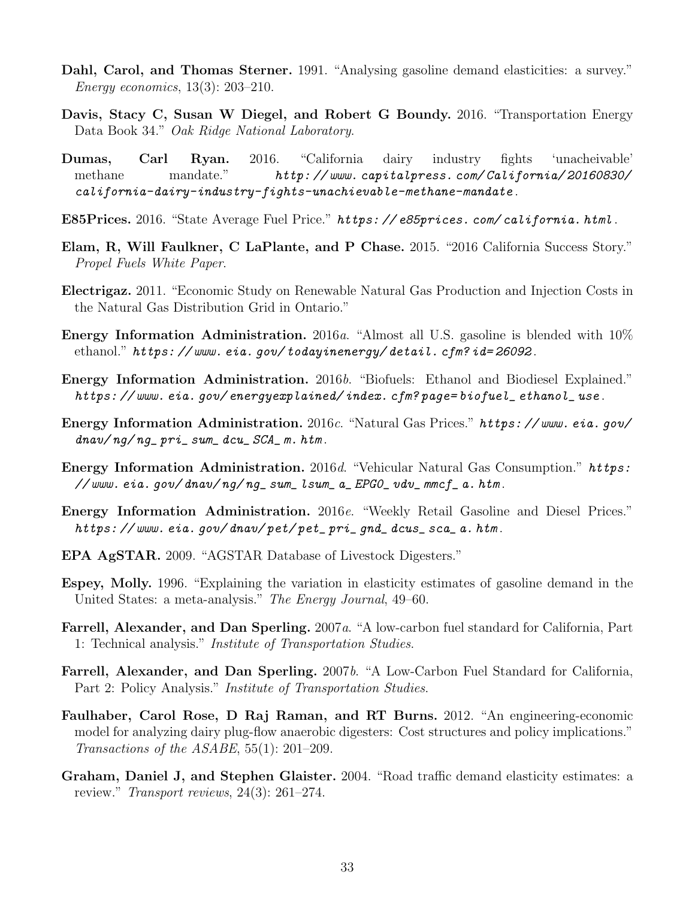**Dahl, Carol, and Thomas Sterner.** 1991. "Analysing gasoline demand elasticities: a survey." *Energy economics*, 13(3): 203–210.

**Davis, Stacy C, Susan W Diegel, and Robert G Boundy.** 2016. "Transportation Energy Data Book 34." *Oak Ridge National Laboratory*.

**Dumas, Carl Ryan.** 2016. "California dairy industry fights 'unacheivable' methane mandate." *http://www.capitalpress.com/California/20160830/california-dairy-industry-fights-unachievable-methane-mandate*.

**E85Prices.** 2016. "State Average Fuel Price." *https://e85prices.com/california.html*.

**Elam, R, Will Faulkner, C LaPlante, and P Chase.** 2015. "2016 California Success Story." *Propel Fuels White Paper*.

**Electrigaz.** 2011. "Economic Study on Renewable Natural Gas Production and Injection Costs in the Natural Gas Distribution Grid in Ontario."

**Energy Information Administration.** 2016*a*. "Almost all U.S. gasoline is blended with 10% ethanol." *https://www.eia.gov/todayinenergy/detail.cfm?id=26092*.

**Energy Information Administration.** 2016*b*. "Biofuels: Ethanol and Biodiesel Explained." *https://www.eia.gov/energyexplained/index.cfm?page=biofuel_ethanol_use*.

**Energy Information Administration.** 2016*c*. "Natural Gas Prices." *https://www.eia.gov/dnav/ng/ng_pri_sum_dcu_SCA_m.htm*.

**Energy Information Administration.** 2016*d*. "Vehicular Natural Gas Consumption." *https://www.eia.gov/dnav/ng/ng_sum_lsum_a_EPG0_vdv_mmcf_a.htm*.

**Energy Information Administration.** 2016*e*. "Weekly Retail Gasoline and Diesel Prices." *https://www.eia.gov/dnav/pet/pet_pri_gnd_dcus_sca_a.htm*.

**EPA AgSTAR.** 2009. "AGSTAR Database of Livestock Digesters."

**Espey, Molly.** 1996. "Explaining the variation in elasticity estimates of gasoline demand in the United States: a meta-analysis." *The Energy Journal*, 49–60.

**Farrell, Alexander, and Dan Sperling.** 2007*a*. "A low-carbon fuel standard for California, Part 1: Technical analysis." *Institute of Transportation Studies*.

**Farrell, Alexander, and Dan Sperling.** 2007*b*. "A Low-Carbon Fuel Standard for California, Part 2: Policy Analysis." *Institute of Transportation Studies*.

**Faulhaber, Carol Rose, D Raj Raman, and RT Burns.** 2012. "An engineering-economic model for analyzing dairy plug-flow anaerobic digesters: Cost structures and policy implications." *Transactions of the ASABE*, 55(1): 201–209.

**Graham, Daniel J, and Stephen Glaister.** 2004. "Road traffic demand elasticity estimates: a review." *Transport reviews*, 24(3): 261–274.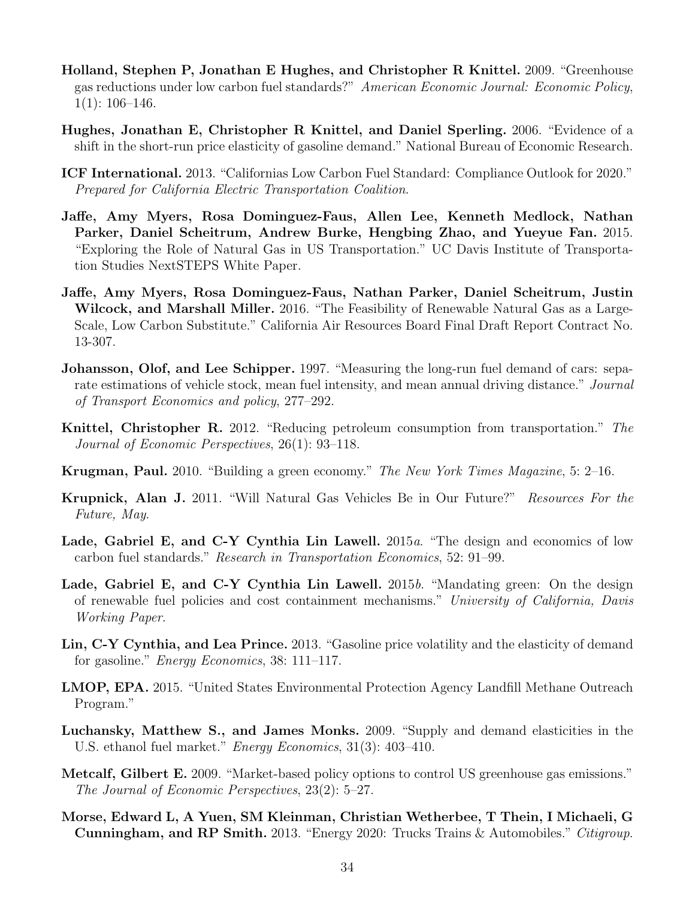**Holland, Stephen P, Jonathan E Hughes, and Christopher R Knittel.** 2009. "Greenhouse gas reductions under low carbon fuel standards?" *American Economic Journal: Economic Policy*, 1(1): 106–146.

**Hughes, Jonathan E, Christopher R Knittel, and Daniel Sperling.** 2006. "Evidence of a shift in the short-run price elasticity of gasoline demand." National Bureau of Economic Research.

**ICF International.** 2013. "Californias Low Carbon Fuel Standard: Compliance Outlook for 2020." *Prepared for California Electric Transportation Coalition.*

**Jaffe, Amy Myers, Rosa Dominguez-Faus, Allen Lee, Kenneth Medlock, Nathan Parker, Daniel Scheitrum, Andrew Burke, Hengbing Zhao, and Yueyue Fan.** 2015. "Exploring the Role of Natural Gas in US Transportation." UC Davis Institute of Transportation Studies NextSTEPS White Paper.

**Jaffe, Amy Myers, Rosa Dominguez-Faus, Nathan Parker, Daniel Scheitrum, Justin Wilcock, and Marshall Miller.** 2016. "The Feasibility of Renewable Natural Gas as a Large-Scale, Low Carbon Substitute." California Air Resources Board Final Draft Report Contract No. 13-307.

**Johansson, Olof, and Lee Schipper.** 1997. "Measuring the long-run fuel demand of cars: separate estimations of vehicle stock, mean fuel intensity, and mean annual driving distance." *Journal of Transport Economics and policy*, 277–292.

**Knittel, Christopher R.** 2012. "Reducing petroleum consumption from transportation." *The Journal of Economic Perspectives*, 26(1): 93–118.

**Krugman, Paul.** 2010. "Building a green economy." *The New York Times Magazine*, 5: 2–16.

**Krupnick, Alan J.** 2011. "Will Natural Gas Vehicles Be in Our Future?" *Resources For the Future, May.*

**Lade, Gabriel E, and C-Y Cynthia Lin Lawell.** 2015*a*. "The design and economics of low carbon fuel standards." *Research in Transportation Economics*, 52: 91–99.

**Lade, Gabriel E, and C-Y Cynthia Lin Lawell.** 2015*b*. "Mandating green: On the design of renewable fuel policies and cost containment mechanisms." *University of California, Davis Working Paper.*

**Lin, C-Y Cynthia, and Lea Prince.** 2013. "Gasoline price volatility and the elasticity of demand for gasoline." *Energy Economics*, 38: 111–117.

**LMOP, EPA.** 2015. "United States Environmental Protection Agency Landfill Methane Outreach Program."

**Luchansky, Matthew S., and James Monks.** 2009. "Supply and demand elasticities in the U.S. ethanol fuel market." *Energy Economics*, 31(3): 403–410.

**Metcalf, Gilbert E.** 2009. "Market-based policy options to control US greenhouse gas emissions." *The Journal of Economic Perspectives*, 23(2): 5–27.

**Morse, Edward L, A Yuen, SM Kleinman, Christian Wetherbee, T Thein, I Michaeli, G Cunningham, and RP Smith.** 2013. "Energy 2020: Trucks Trains & Automobiles." *Citigroup.*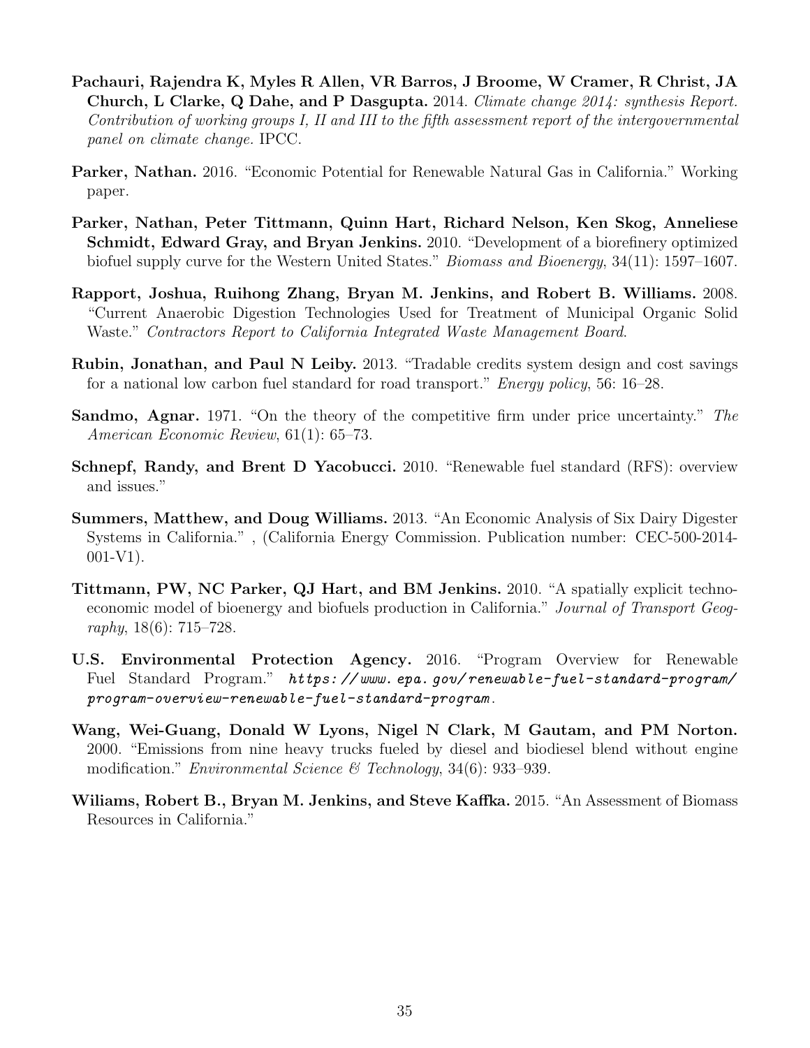**Pachauri, Rajendra K, Myles R Allen, VR Barros, J Broome, W Cramer, R Christ, JA Church, L Clarke, Q Dahe, and P Dasgupta.** 2014. *Climate change 2014: synthesis Report. Contribution of working groups I, II and III to the fifth assessment report of the intergovernmental panel on climate change.* IPCC.

**Parker, Nathan.** 2016. "Economic Potential for Renewable Natural Gas in California." Working paper.

**Parker, Nathan, Peter Tittmann, Quinn Hart, Richard Nelson, Ken Skog, Anneliese Schmidt, Edward Gray, and Bryan Jenkins.** 2010. "Development of a biorefinery optimized biofuel supply curve for the Western United States." *Biomass and Bioenergy*, 34(11): 1597–1607.

**Rapport, Joshua, Ruihong Zhang, Bryan M. Jenkins, and Robert B. Williams.** 2008. "Current Anaerobic Digestion Technologies Used for Treatment of Municipal Organic Solid Waste." *Contractors Report to California Integrated Waste Management Board.*

**Rubin, Jonathan, and Paul N Leiby.** 2013. "Tradable credits system design and cost savings for a national low carbon fuel standard for road transport." *Energy policy*, 56: 16–28.

**Sandmo, Agnar.** 1971. "On the theory of the competitive firm under price uncertainty." *The American Economic Review*, 61(1): 65–73.

**Schnepf, Randy, and Brent D Yacobucci.** 2010. "Renewable fuel standard (RFS): overview and issues."

**Summers, Matthew, and Doug Williams.** 2013. "An Economic Analysis of Six Dairy Digester Systems in California." , (California Energy Commission. Publication number: CEC-500-2014-001-V1).

**Tittmann, PW, NC Parker, QJ Hart, and BM Jenkins.** 2010. "A spatially explicit techno-economic model of bioenergy and biofuels production in California." *Journal of Transport Geography*, 18(6): 715–728.

**U.S. Environmental Protection Agency.** 2016. "Program Overview for Renewable Fuel Standard Program." *https://www.epa.gov/renewable-fuel-standard-program/program-overview-renewable-fuel-standard-program*.

**Wang, Wei-Guang, Donald W Lyons, Nigel N Clark, M Gautam, and PM Norton.** 2000. "Emissions from nine heavy trucks fueled by diesel and biodiesel blend without engine modification." *Environmental Science & Technology*, 34(6): 933–939.

**Wiliams, Robert B., Bryan M. Jenkins, and Steve Kaffka.** 2015. "An Assessment of Biomass Resources in California."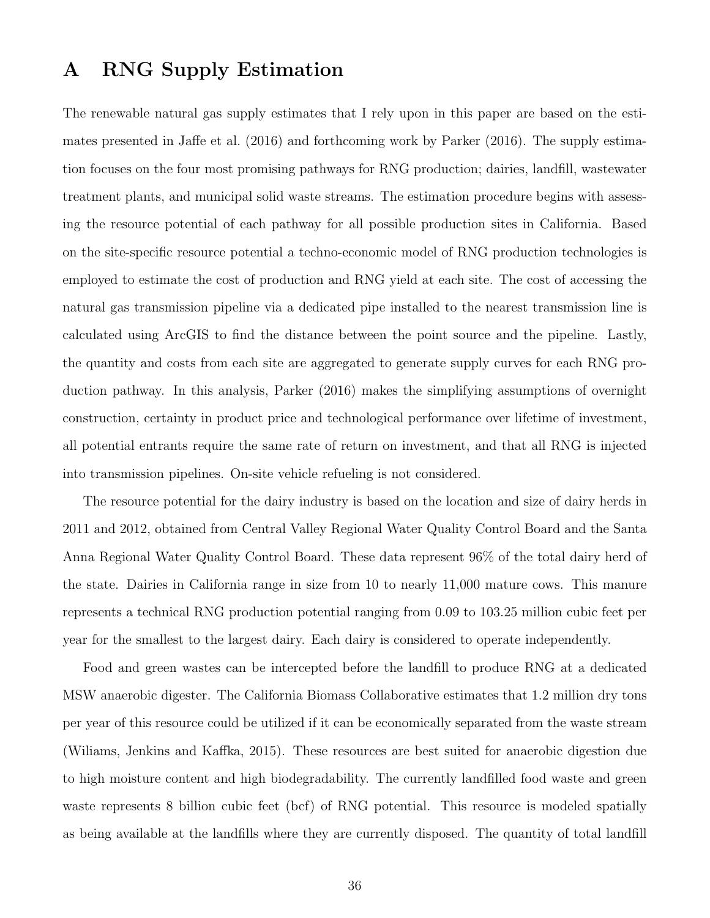# A RNG Supply Estimation

The renewable natural gas supply estimates that I rely upon in this paper are based on the estimates presented in Jaffe et al. (2016) and forthcoming work by Parker (2016). The supply estimation focuses on the four most promising pathways for RNG production; dairies, landfill, wastewater treatment plants, and municipal solid waste streams. The estimation procedure begins with assessing the resource potential of each pathway for all possible production sites in California. Based on the site-specific resource potential a techno-economic model of RNG production technologies is employed to estimate the cost of production and RNG yield at each site. The cost of accessing the natural gas transmission pipeline via a dedicated pipe installed to the nearest transmission line is calculated using ArcGIS to find the distance between the point source and the pipeline. Lastly, the quantity and costs from each site are aggregated to generate supply curves for each RNG production pathway. In this analysis, Parker (2016) makes the simplifying assumptions of overnight construction, certainty in product price and technological performance over lifetime of investment, all potential entrants require the same rate of return on investment, and that all RNG is injected into transmission pipelines. On-site vehicle refueling is not considered.

The resource potential for the dairy industry is based on the location and size of dairy herds in 2011 and 2012, obtained from Central Valley Regional Water Quality Control Board and the Santa Anna Regional Water Quality Control Board. These data represent 96% of the total dairy herd of the state. Dairies in California range in size from 10 to nearly 11,000 mature cows. This manure represents a technical RNG production potential ranging from 0.09 to 103.25 million cubic feet per year for the smallest to the largest dairy. Each dairy is considered to operate independently.

Food and green wastes can be intercepted before the landfill to produce RNG at a dedicated MSW anaerobic digester. The California Biomass Collaborative estimates that 1.2 million dry tons per year of this resource could be utilized if it can be economically separated from the waste stream (Wiliams, Jenkins and Kaffka, 2015). These resources are best suited for anaerobic digestion due to high moisture content and high biodegradability. The currently landfilled food waste and green waste represents 8 billion cubic feet (bcf) of RNG potential. This resource is modeled spatially as being available at the landfills where they are currently disposed. The quantity of total landfill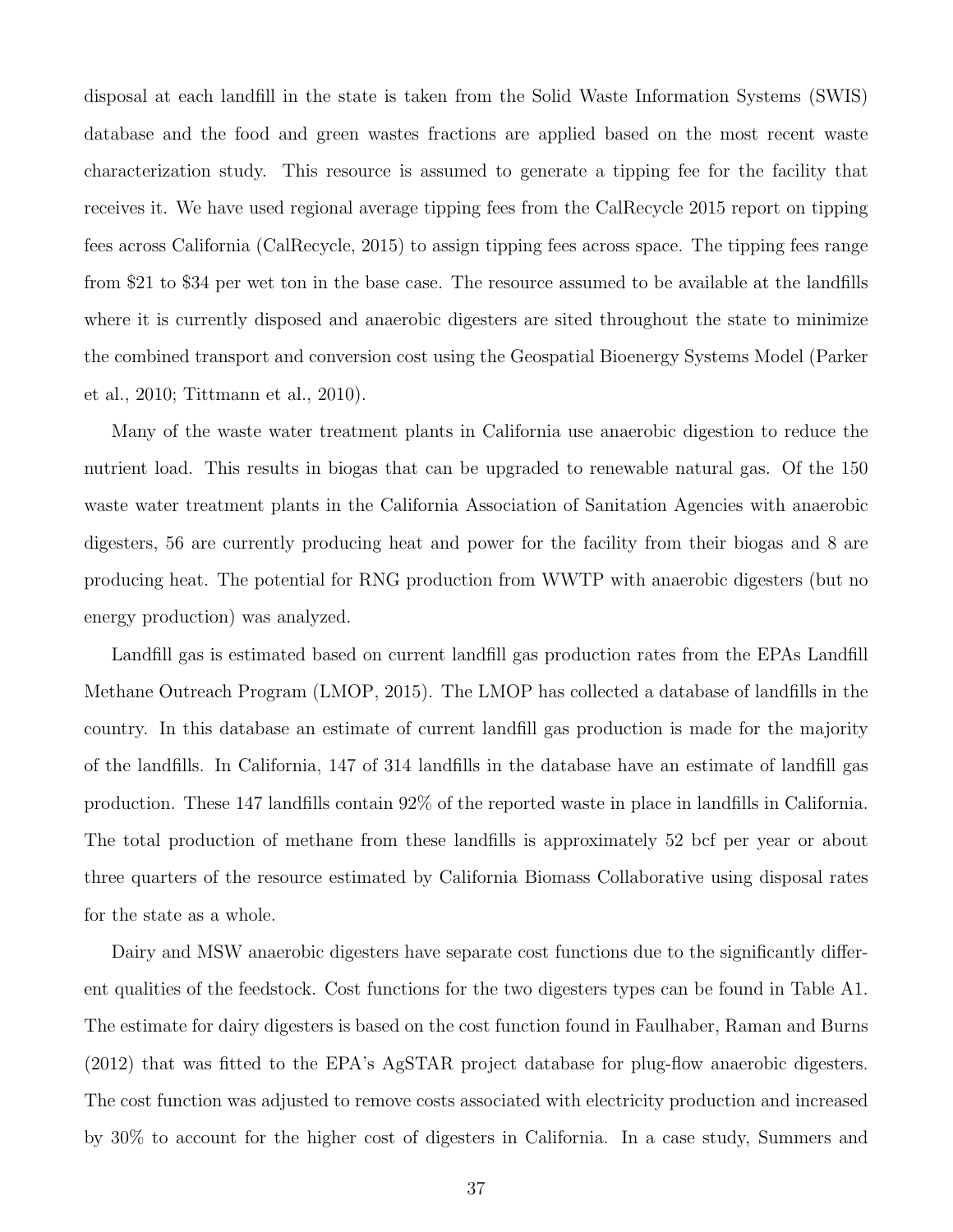disposal at each landfill in the state is taken from the Solid Waste Information Systems (SWIS) database and the food and green wastes fractions are applied based on the most recent waste characterization study. This resource is assumed to generate a tipping fee for the facility that receives it. We have used regional average tipping fees from the CalRecycle 2015 report on tipping fees across California (CalRecycle, 2015) to assign tipping fees across space. The tipping fees range from $21 to $34 per wet ton in the base case. The resource assumed to be available at the landfills where it is currently disposed and anaerobic digesters are sited throughout the state to minimize the combined transport and conversion cost using the Geospatial Bioenergy Systems Model (Parker et al., 2010; Tittmann et al., 2010).

Many of the waste water treatment plants in California use anaerobic digestion to reduce the nutrient load. This results in biogas that can be upgraded to renewable natural gas. Of the 150 waste water treatment plants in the California Association of Sanitation Agencies with anaerobic digesters, 56 are currently producing heat and power for the facility from their biogas and 8 are producing heat. The potential for RNG production from WWTP with anaerobic digesters (but no energy production) was analyzed.

Landfill gas is estimated based on current landfill gas production rates from the EPAs Landfill Methane Outreach Program (LMOP, 2015). The LMOP has collected a database of landfills in the country. In this database an estimate of current landfill gas production is made for the majority of the landfills. In California, 147 of 314 landfills in the database have an estimate of landfill gas production. These 147 landfills contain 92% of the reported waste in place in landfills in California. The total production of methane from these landfills is approximately 52 bcf per year or about three quarters of the resource estimated by California Biomass Collaborative using disposal rates for the state as a whole.

Dairy and MSW anaerobic digesters have separate cost functions due to the significantly different qualities of the feedstock. Cost functions for the two digesters types can be found in Table A1. The estimate for dairy digesters is based on the cost function found in Faulhaber, Raman and Burns (2012) that was fitted to the EPA's AgSTAR project database for plug-flow anaerobic digesters. The cost function was adjusted to remove costs associated with electricity production and increased by 30% to account for the higher cost of digesters in California. In a case study, Summers and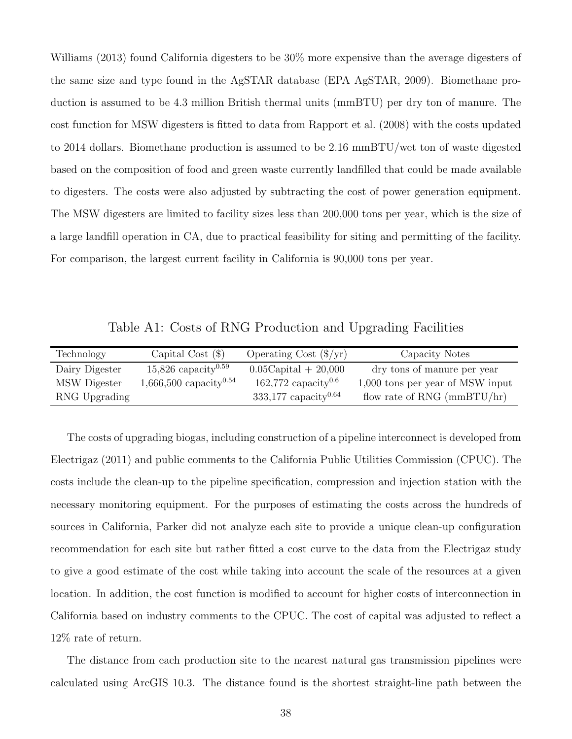Williams (2013) found California digesters to be 30% more expensive than the average digesters of the same size and type found in the AgSTAR database (EPA AgSTAR, 2009). Biomethane production is assumed to be 4.3 million British thermal units (mmBTU) per dry ton of manure. The cost function for MSW digesters is fitted to data from Rapport et al. (2008) with the costs updated to 2014 dollars. Biomethane production is assumed to be 2.16 mmBTU/wet ton of waste digested based on the composition of food and green waste currently landfilled that could be made available to digesters. The costs were also adjusted by subtracting the cost of power generation equipment. The MSW digesters are limited to facility sizes less than 200,000 tons per year, which is the size of a large landfill operation in CA, due to practical feasibility for siting and permitting of the facility. For comparison, the largest current facility in California is 90,000 tons per year.

Table A1: Costs of RNG Production and Upgrading Facilities

| Technology | Capital Cost ($) | Operating Cost ($/yr) | Capacity Notes |
|---|---|---|---|
| Dairy Digester | 15,826 capacity$^{0.59}$ | 0.05Capital + 20,000 | dry tons of manure per year |
| MSW Digester | 1,666,500 capacity$^{0.54}$ | 162,772 capacity$^{0.6}$ | 1,000 tons per year of MSW input |
| RNG Upgrading | | 333,177 capacity$^{0.64}$ | flow rate of RNG (mmBTU/hr) |

The costs of upgrading biogas, including construction of a pipeline interconnect is developed from Electrigaz (2011) and public comments to the California Public Utilities Commission (CPUC). The costs include the clean-up to the pipeline specification, compression and injection station with the necessary monitoring equipment. For the purposes of estimating the costs across the hundreds of sources in California, Parker did not analyze each site to provide a unique clean-up configuration recommendation for each site but rather fitted a cost curve to the data from the Electrigaz study to give a good estimate of the cost while taking into account the scale of the resources at a given location. In addition, the cost function is modified to account for higher costs of interconnection in California based on industry comments to the CPUC. The cost of capital was adjusted to reflect a 12% rate of return.

The distance from each production site to the nearest natural gas transmission pipelines were calculated using ArcGIS 10.3. The distance found is the shortest straight-line path between the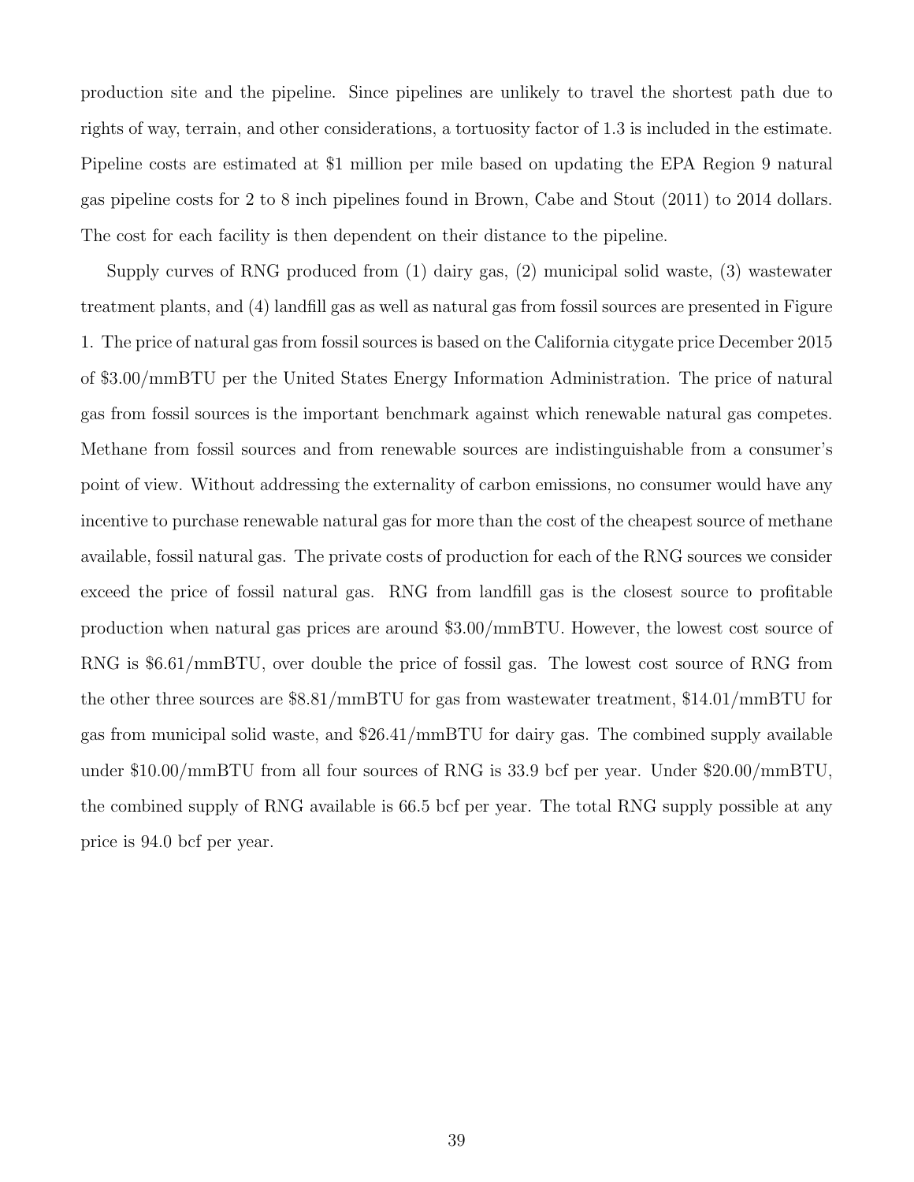production site and the pipeline. Since pipelines are unlikely to travel the shortest path due to rights of way, terrain, and other considerations, a tortuosity factor of 1.3 is included in the estimate. Pipeline costs are estimated at $1 million per mile based on updating the EPA Region 9 natural gas pipeline costs for 2 to 8 inch pipelines found in Brown, Cabe and Stout (2011) to 2014 dollars. The cost for each facility is then dependent on their distance to the pipeline.

Supply curves of RNG produced from (1) dairy gas, (2) municipal solid waste, (3) wastewater treatment plants, and (4) landfill gas as well as natural gas from fossil sources are presented in Figure 1. The price of natural gas from fossil sources is based on the California citygate price December 2015 of $3.00/mmBTU per the United States Energy Information Administration. The price of natural gas from fossil sources is the important benchmark against which renewable natural gas competes. Methane from fossil sources and from renewable sources are indistinguishable from a consumer's point of view. Without addressing the externality of carbon emissions, no consumer would have any incentive to purchase renewable natural gas for more than the cost of the cheapest source of methane available, fossil natural gas. The private costs of production for each of the RNG sources we consider exceed the price of fossil natural gas. RNG from landfill gas is the closest source to profitable production when natural gas prices are around $3.00/mmBTU. However, the lowest cost source of RNG is $6.61/mmBTU, over double the price of fossil gas. The lowest cost source of RNG from the other three sources are $8.81/mmBTU for gas from wastewater treatment, $14.01/mmBTU for gas from municipal solid waste, and $26.41/mmBTU for dairy gas. The combined supply available under $10.00/mmBTU from all four sources of RNG is 33.9 bcf per year. Under $20.00/mmBTU, the combined supply of RNG available is 66.5 bcf per year. The total RNG supply possible at any price is 94.0 bcf per year.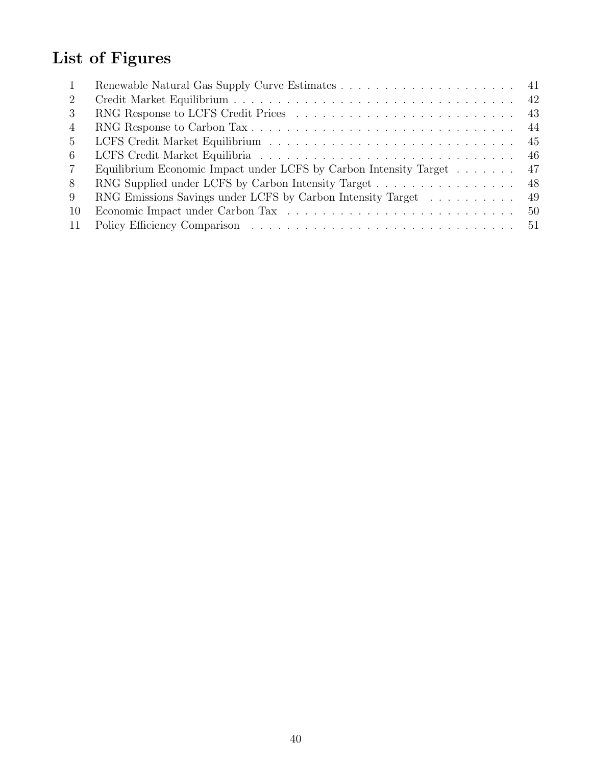# List of Figures

| | | |
|---|---|---|
| 1 | Renewable Natural Gas Supply Curve Estimates | 41 |
| 2 | Credit Market Equilibrium | 42 |
| 3 | RNG Response to LCFS Credit Prices | 43 |
| 4 | RNG Response to Carbon Tax | 44 |
| 5 | LCFS Credit Market Equilibrium | 45 |
| 6 | LCFS Credit Market Equilibria | 46 |
| 7 | Equilibrium Economic Impact under LCFS by Carbon Intensity Target | 47 |
| 8 | RNG Supplied under LCFS by Carbon Intensity Target | 48 |
| 9 | RNG Emissions Savings under LCFS by Carbon Intensity Target | 49 |
| 10 | Economic Impact under Carbon Tax | 50 |
| 11 | Policy Efficiency Comparison | 51 |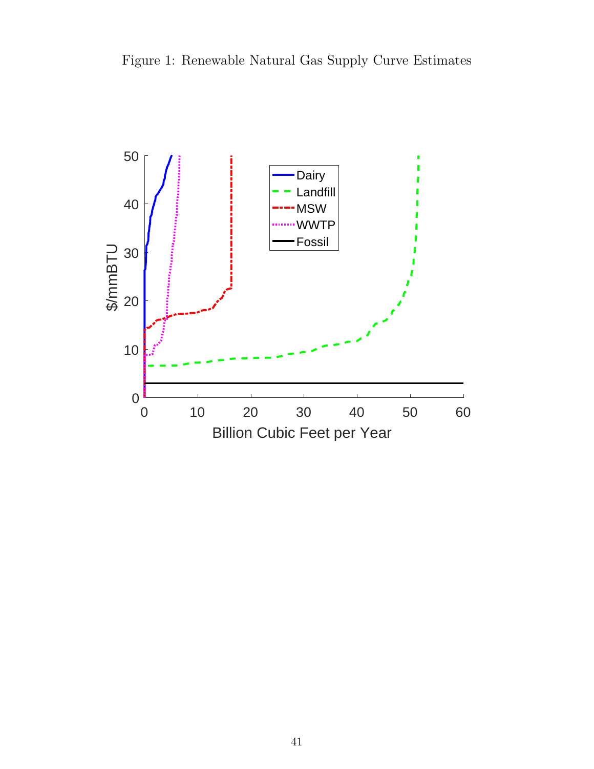Figure 1: Renewable Natural Gas Supply Curve Estimates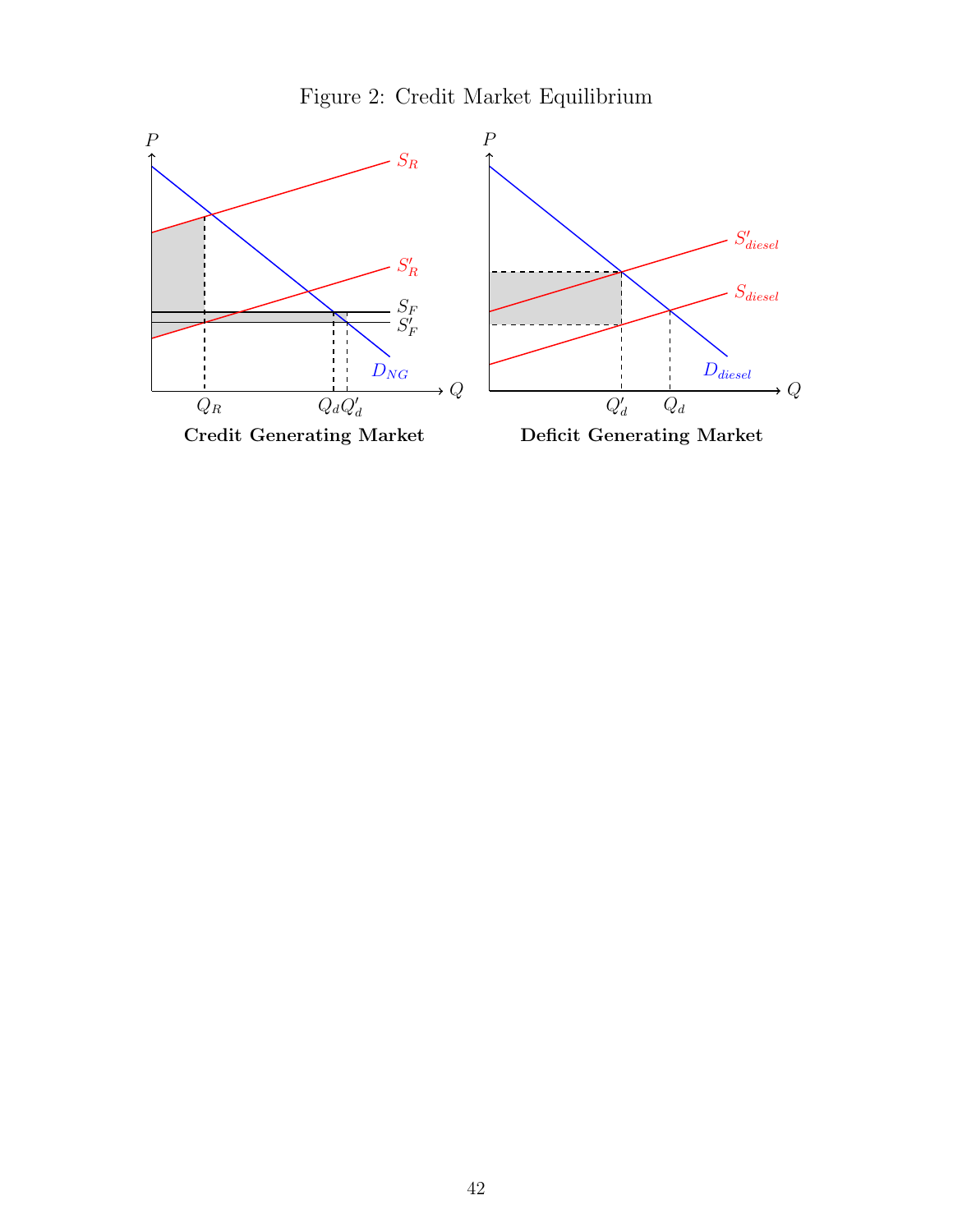Figure 2: Credit Market Equilibrium

**Credit Generating Market**

**Deficit Generating Market**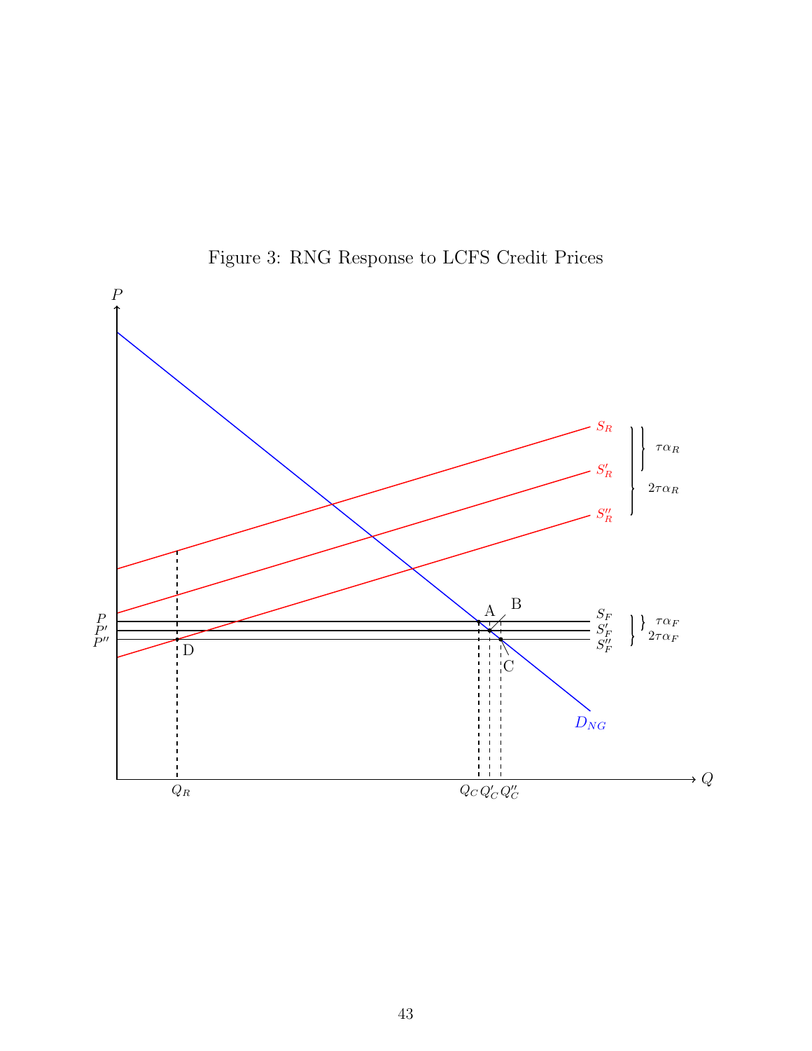Figure 3: RNG Response to LCFS Credit Prices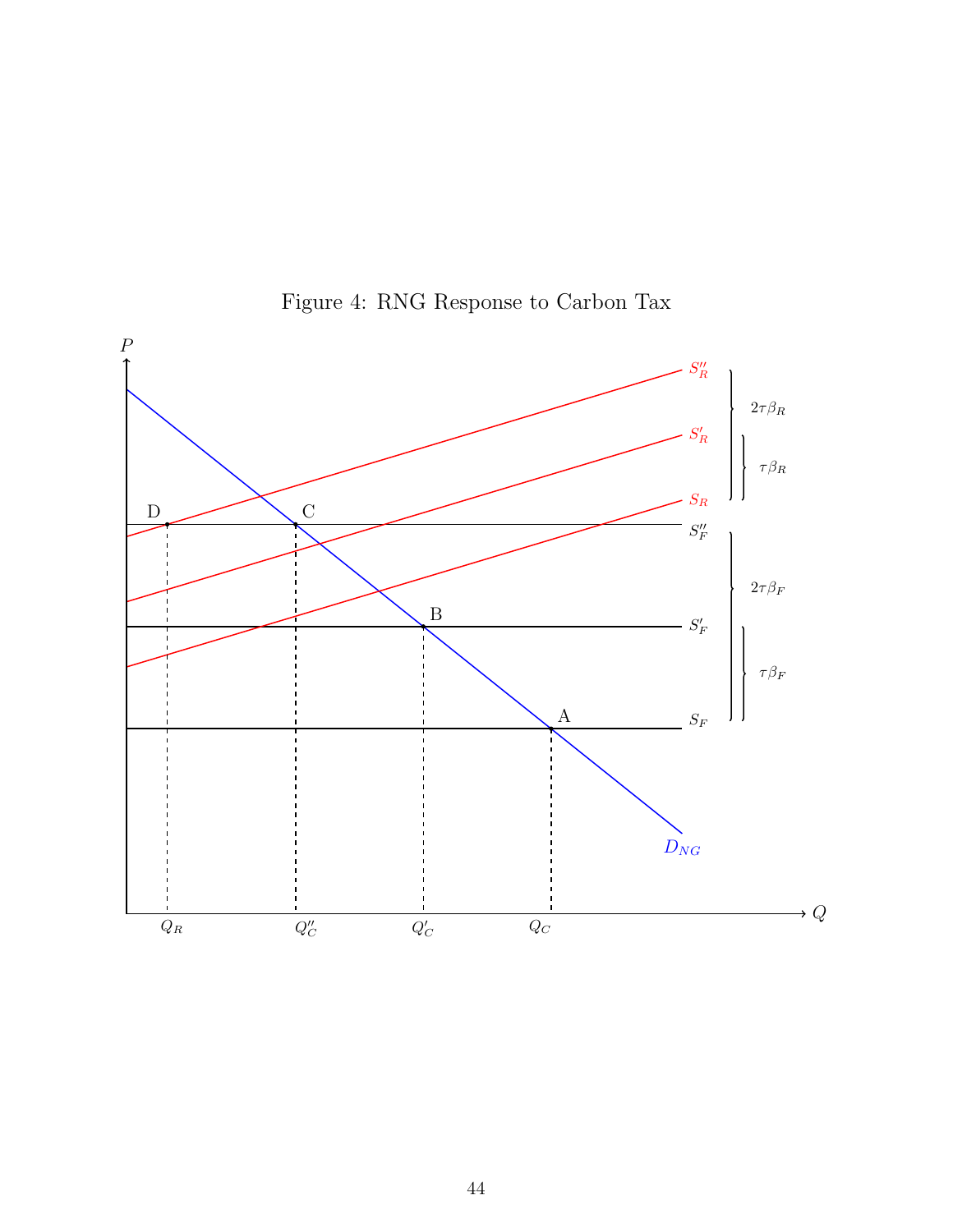Figure 4: RNG Response to Carbon Tax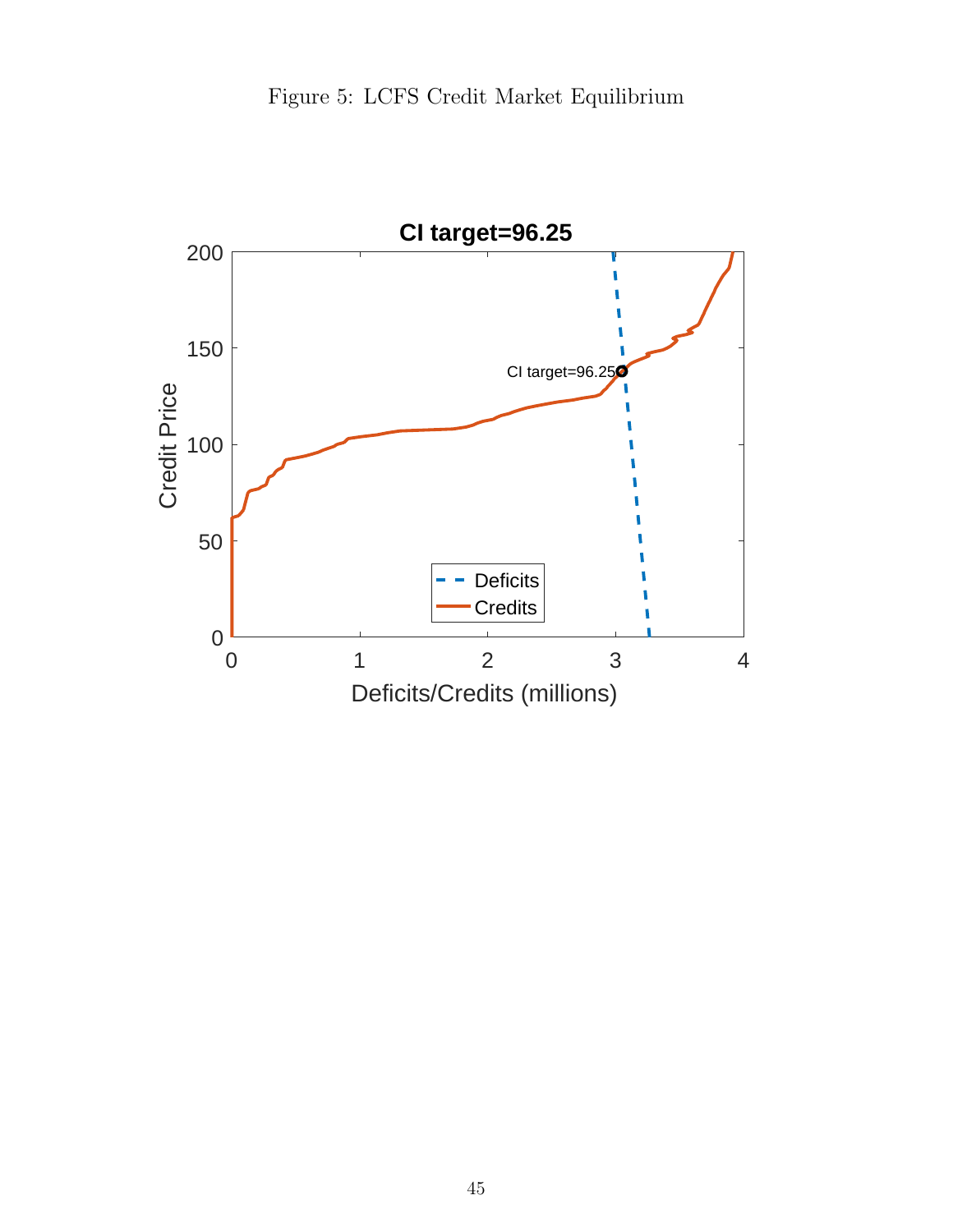Figure 5: LCFS Credit Market Equilibrium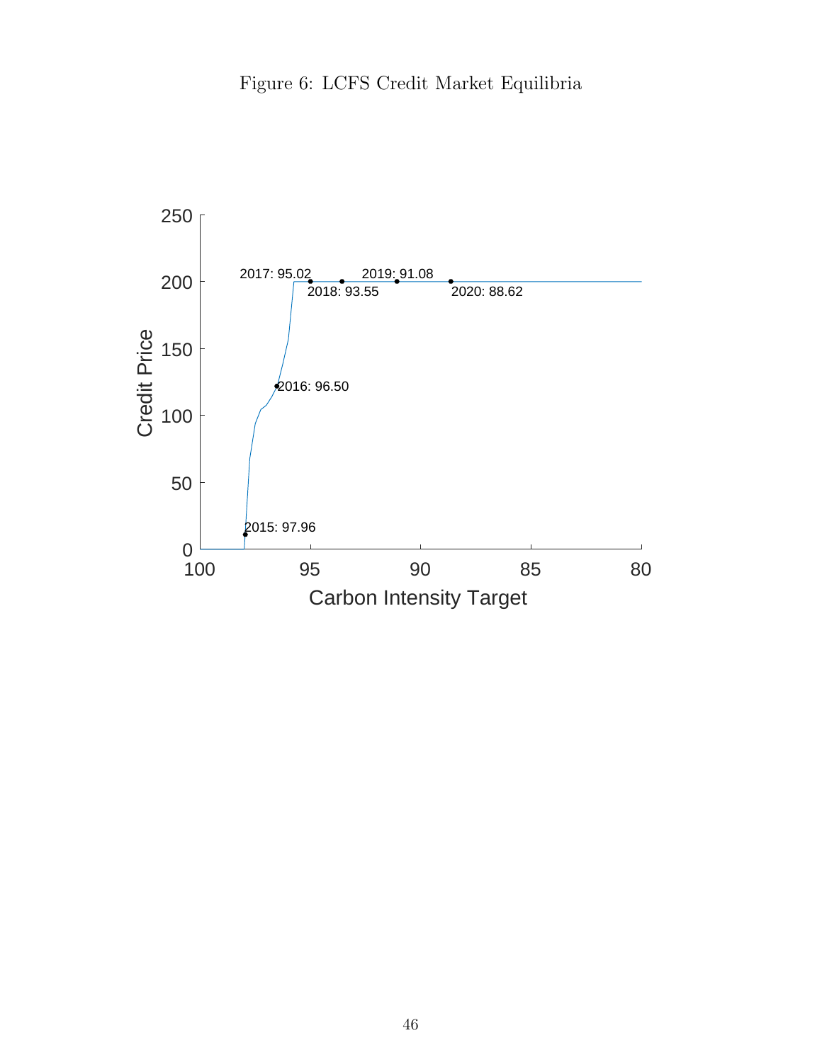Figure 6: LCFS Credit Market Equilibria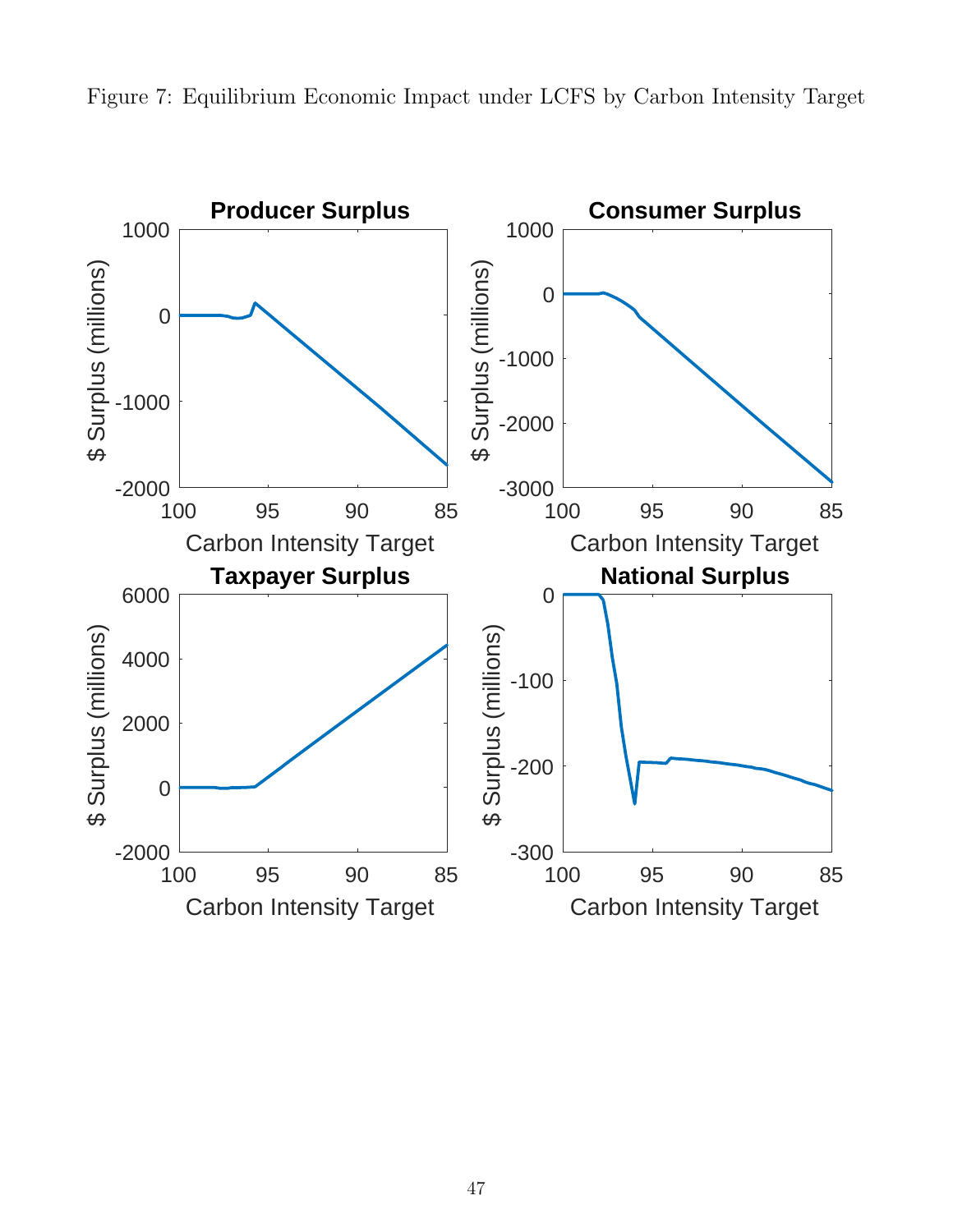Figure 7: Equilibrium Economic Impact under LCFS by Carbon Intensity Target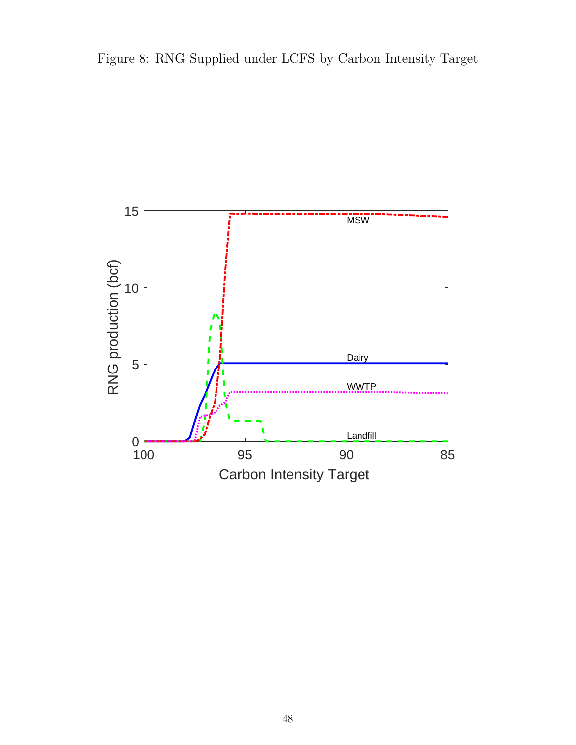Figure 8: RNG Supplied under LCFS by Carbon Intensity Target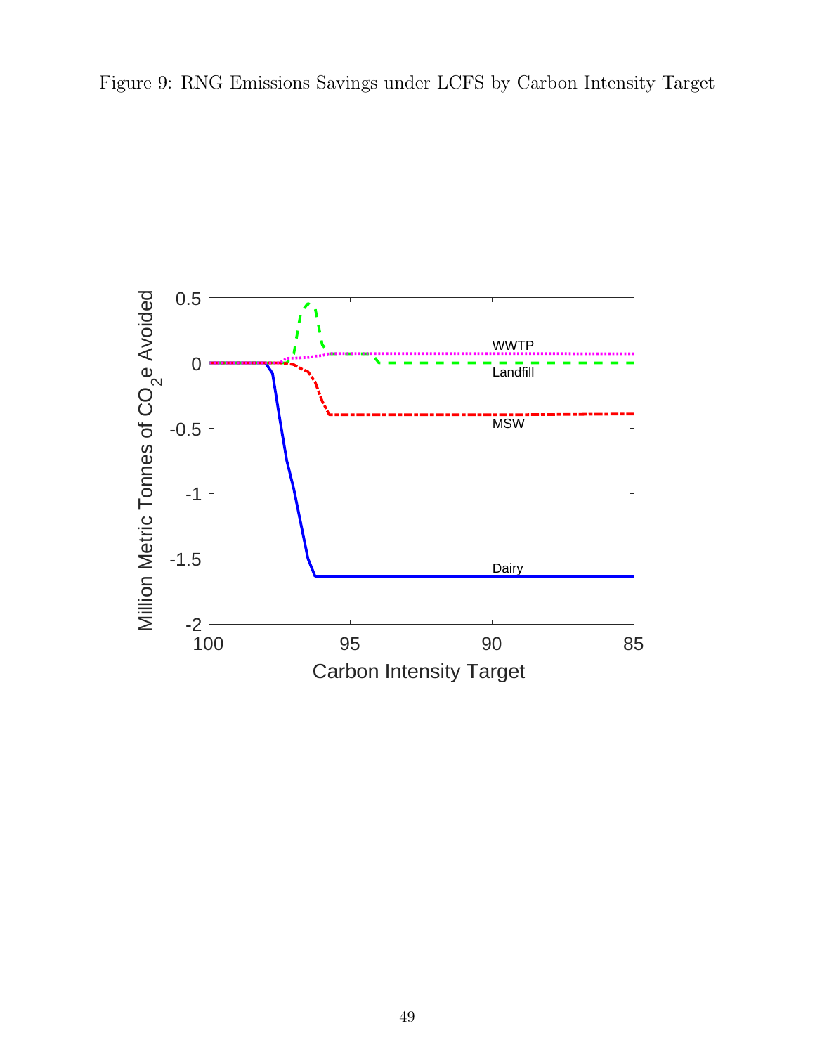Figure 9: RNG Emissions Savings under LCFS by Carbon Intensity Target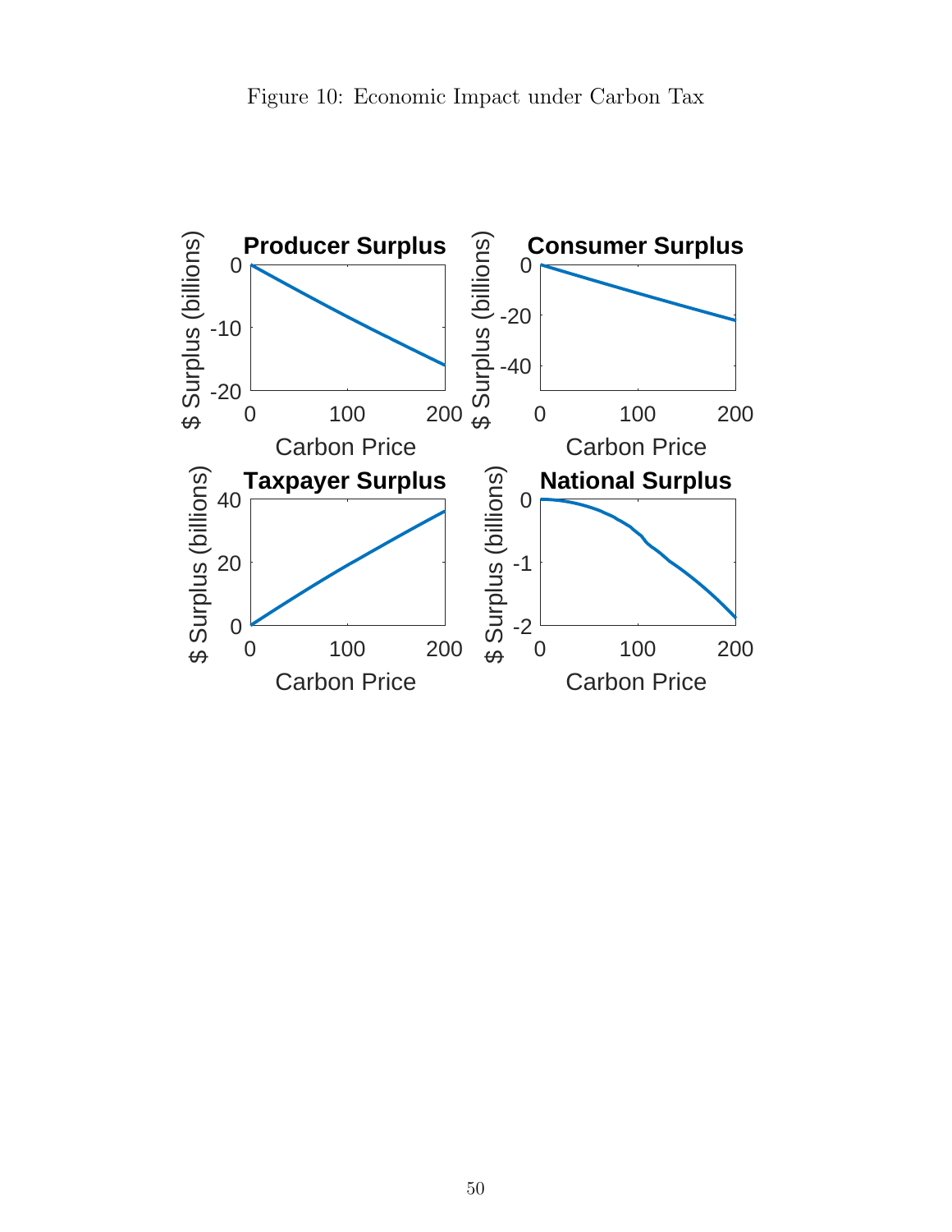Figure 10: Economic Impact under Carbon Tax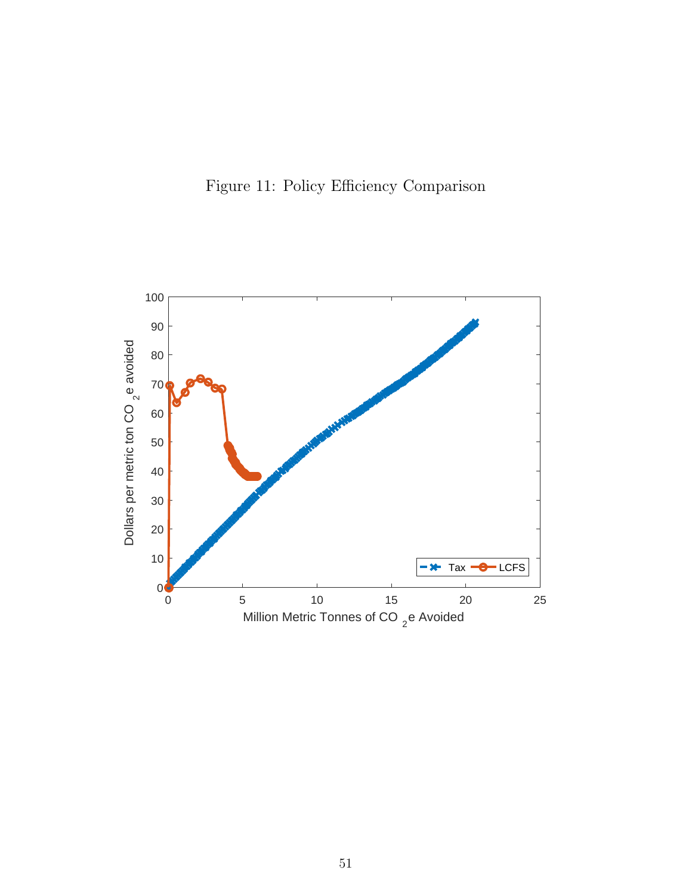Figure 11: Policy Efficiency Comparison

Dollars per metric ton $CO_2$e avoided

Million Metric Tonnes of $CO_2$e Avoided

0
10
20
30
40
50
60
70
80
90
100

0
5
10
15
20
25

Tax
LCFS